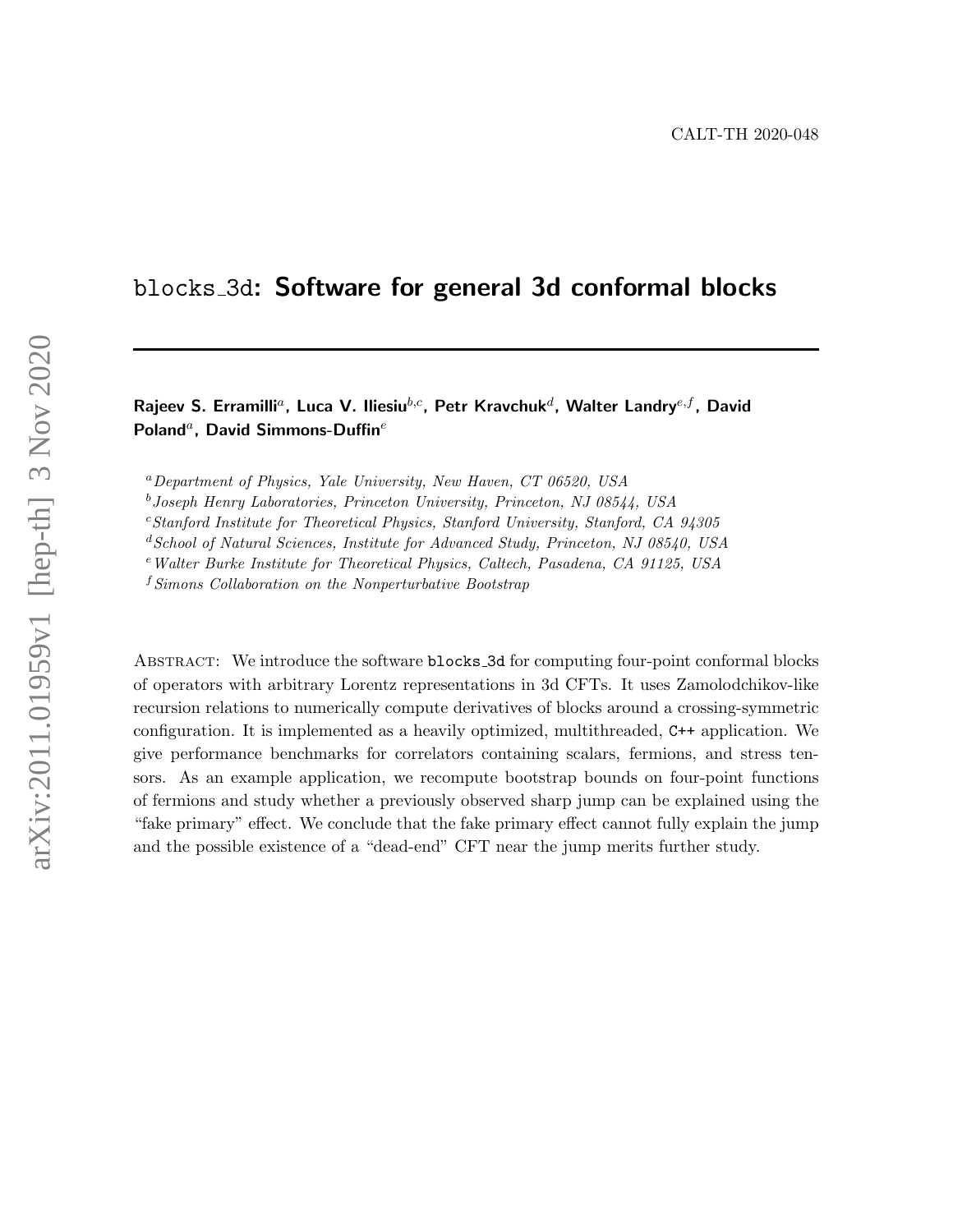CALT-TH 2020-048

# blocks_3d: Software for general 3d conformal blocks

**Rajeev S. Erramilli**[a], **Luca V. Iliesiu**[b,c], **Petr Kravchuk**[d], **Walter Landry**[e,f], **David Poland**[a], **David Simmons-Duffin**[e]

[a] *Department of Physics, Yale University, New Haven, CT 06520, USA*

[b] *Joseph Henry Laboratories, Princeton University, Princeton, NJ 08544, USA*

[c] *Stanford Institute for Theoretical Physics, Stanford University, Stanford, CA 94305*

[d] *School of Natural Sciences, Institute for Advanced Study, Princeton, NJ 08540, USA*

[e] *Walter Burke Institute for Theoretical Physics, Caltech, Pasadena, CA 91125, USA*

[f] *Simons Collaboration on the Nonperturbative Bootstrap*

Abstract: We introduce the software blocks_3d for computing four-point conformal blocks of operators with arbitrary Lorentz representations in 3d CFTs. It uses Zamolodchikov-like recursion relations to numerically compute derivatives of blocks around a crossing-symmetric configuration. It is implemented as a heavily optimized, multithreaded, C++ application. We give performance benchmarks for correlators containing scalars, fermions, and stress tensors. As an example application, we recompute bootstrap bounds on four-point functions of fermions and study whether a previously observed sharp jump can be explained using the "fake primary" effect. We conclude that the fake primary effect cannot fully explain the jump and the possible existence of a "dead-end" CFT near the jump merits further study.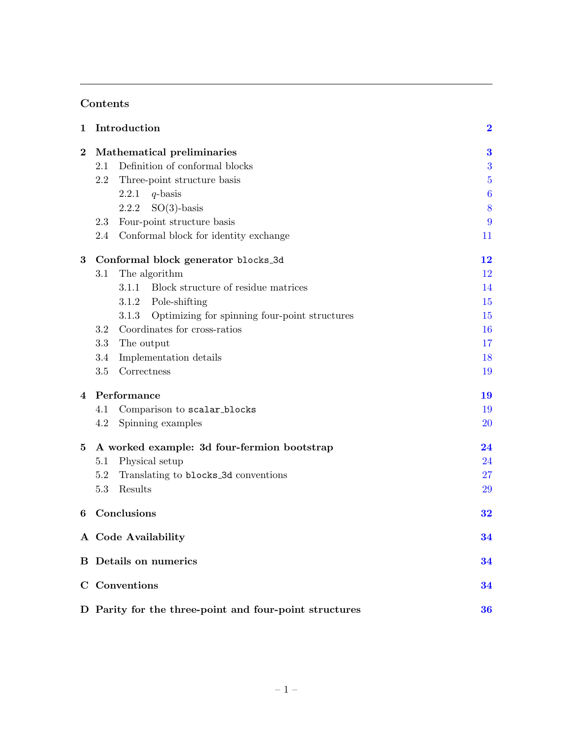## Contents

| | | |
|---|---|---|
| **1** | **Introduction** | **2** |
| **2** | **Mathematical preliminaries** | **3** |
| 2.1 | Definition of conformal blocks | 3 |
| 2.2 | Three-point structure basis | 5 |
| 2.2.1 | $q$-basis | 6 |
| 2.2.2 | SO(3)-basis | 8 |
| 2.3 | Four-point structure basis | 9 |
| 2.4 | Conformal block for identity exchange | 11 |
| **3** | **Conformal block generator `blocks_3d`** | **12** |
| 3.1 | The algorithm | 12 |
| 3.1.1 | Block structure of residue matrices | 14 |
| 3.1.2 | Pole-shifting | 15 |
| 3.1.3 | Optimizing for spinning four-point structures | 15 |
| 3.2 | Coordinates for cross-ratios | 16 |
| 3.3 | The output | 17 |
| 3.4 | Implementation details | 18 |
| 3.5 | Correctness | 19 |
| **4** | **Performance** | **19** |
| 4.1 | Comparison to `scalar_blocks` | 19 |
| 4.2 | Spinning examples | 20 |
| **5** | **A worked example: 3d four-fermion bootstrap** | **24** |
| 5.1 | Physical setup | 24 |
| 5.2 | Translating to `blocks_3d` conventions | 27 |
| 5.3 | Results | 29 |
| **6** | **Conclusions** | **32** |
| **A** | **Code Availability** | **34** |
| **B** | **Details on numerics** | **34** |
| **C** | **Conventions** | **34** |
| **D** | **Parity for the three-point and four-point structures** | **36** |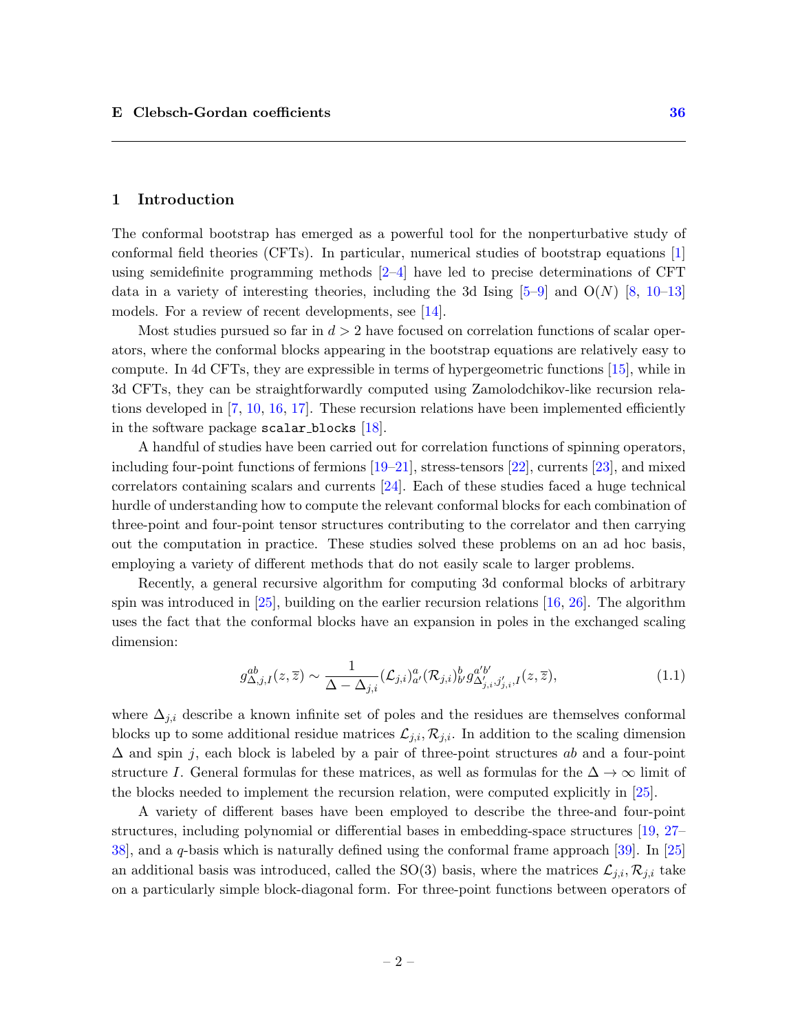## 1 Introduction

The conformal bootstrap has emerged as a powerful tool for the nonperturbative study of conformal field theories (CFTs). In particular, numerical studies of bootstrap equations [1] using semidefinite programming methods [2–4] have led to precise determinations of CFT data in a variety of interesting theories, including the 3d Ising [5–9] and O($N$) [8, 10–13] models. For a review of recent developments, see [14].

Most studies pursued so far in $d > 2$ have focused on correlation functions of scalar operators, where the conformal blocks appearing in the bootstrap equations are relatively easy to compute. In 4d CFTs, they are expressible in terms of hypergeometric functions [15], while in 3d CFTs, they can be straightforwardly computed using Zamolodchikov-like recursion relations developed in [7, 10, 16, 17]. These recursion relations have been implemented efficiently in the software package `scalar_blocks` [18].

A handful of studies have been carried out for correlation functions of spinning operators, including four-point functions of fermions [19–21], stress-tensors [22], currents [23], and mixed correlators containing scalars and currents [24]. Each of these studies faced a huge technical hurdle of understanding how to compute the relevant conformal blocks for each combination of three-point and four-point tensor structures contributing to the correlator and then carrying out the computation in practice. These studies solved these problems on an ad hoc basis, employing a variety of different methods that do not easily scale to larger problems.

Recently, a general recursive algorithm for computing 3d conformal blocks of arbitrary spin was introduced in [25], building on the earlier recursion relations [16, 26]. The algorithm uses the fact that the conformal blocks have an expansion in poles in the exchanged scaling dimension:

$$g^{ab}_{\Delta,j,I}(z,\overline{z}) \sim \frac{1}{\Delta - \Delta_{j,i}} (\mathcal{L}_{j,i})^a_{a'} (\mathcal{R}_{j,i})^b_{b'} g^{a'b'}_{\Delta'_{j,i},j'_{j,i},I}(z,\overline{z}), \tag{1.1}$$

where $\Delta_{j,i}$ describe a known infinite set of poles and the residues are themselves conformal blocks up to some additional residue matrices $\mathcal{L}_{j,i}, \mathcal{R}_{j,i}$. In addition to the scaling dimension $\Delta$ and spin $j$, each block is labeled by a pair of three-point structures $ab$ and a four-point structure $I$. General formulas for these matrices, as well as formulas for the $\Delta \to \infty$ limit of the blocks needed to implement the recursion relation, were computed explicitly in [25].

A variety of different bases have been employed to describe the three-and four-point structures, including polynomial or differential bases in embedding-space structures [19, 27–38], and a $q$-basis which is naturally defined using the conformal frame approach [39]. In [25] an additional basis was introduced, called the SO(3) basis, where the matrices $\mathcal{L}_{j,i}, \mathcal{R}_{j,i}$ take on a particularly simple block-diagonal form. For three-point functions between operators of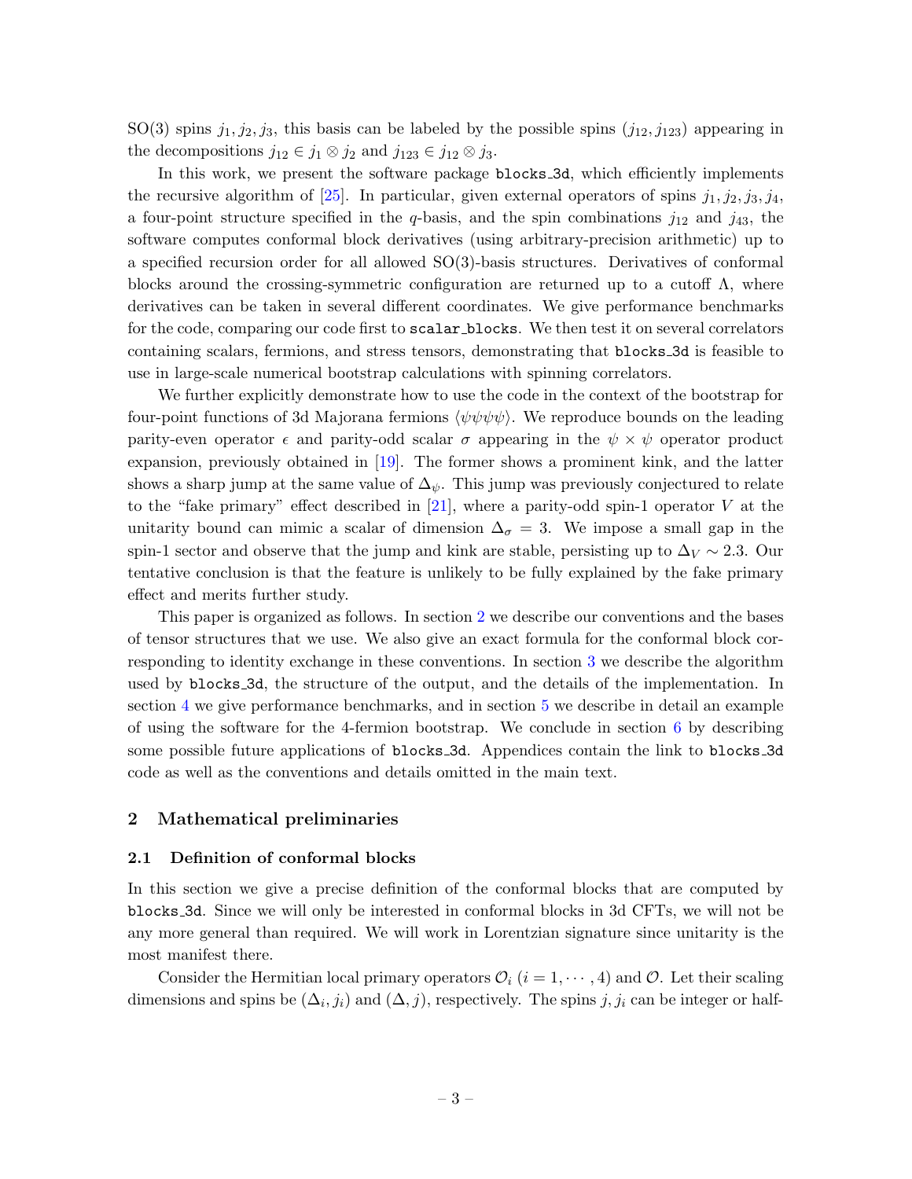SO(3) spins $j_1, j_2, j_3$, this basis can be labeled by the possible spins $(j_{12}, j_{123})$ appearing in the decompositions $j_{12} \in j_1 \otimes j_2$ and $j_{123} \in j_{12} \otimes j_3$.

In this work, we present the software package `blocks_3d`, which efficiently implements the recursive algorithm of [25]. In particular, given external operators of spins $j_1, j_2, j_3, j_4$, a four-point structure specified in the $q$-basis, and the spin combinations $j_{12}$ and $j_{43}$, the software computes conformal block derivatives (using arbitrary-precision arithmetic) up to a specified recursion order for all allowed SO(3)-basis structures. Derivatives of conformal blocks around the crossing-symmetric configuration are returned up to a cutoff $\Lambda$, where derivatives can be taken in several different coordinates. We give performance benchmarks for the code, comparing our code first to `scalar_blocks`. We then test it on several correlators containing scalars, fermions, and stress tensors, demonstrating that `blocks_3d` is feasible to use in large-scale numerical bootstrap calculations with spinning correlators.

We further explicitly demonstrate how to use the code in the context of the bootstrap for four-point functions of 3d Majorana fermions $\langle\psi\psi\psi\psi\rangle$. We reproduce bounds on the leading parity-even operator $\epsilon$ and parity-odd scalar $\sigma$ appearing in the $\psi \times \psi$ operator product expansion, previously obtained in [19]. The former shows a prominent kink, and the latter shows a sharp jump at the same value of $\Delta_\psi$. This jump was previously conjectured to relate to the "fake primary" effect described in [21], where a parity-odd spin-1 operator $V$ at the unitarity bound can mimic a scalar of dimension $\Delta_\sigma = 3$. We impose a small gap in the spin-1 sector and observe that the jump and kink are stable, persisting up to $\Delta_V \sim 2.3$. Our tentative conclusion is that the feature is unlikely to be fully explained by the fake primary effect and merits further study.

This paper is organized as follows. In section 2 we describe our conventions and the bases of tensor structures that we use. We also give an exact formula for the conformal block corresponding to identity exchange in these conventions. In section 3 we describe the algorithm used by `blocks_3d`, the structure of the output, and the details of the implementation. In section 4 we give performance benchmarks, and in section 5 we describe in detail an example of using the software for the 4-fermion bootstrap. We conclude in section 6 by describing some possible future applications of `blocks_3d`. Appendices contain the link to `blocks_3d` code as well as the conventions and details omitted in the main text.

## 2 Mathematical preliminaries

### 2.1 Definition of conformal blocks

In this section we give a precise definition of the conformal blocks that are computed by `blocks_3d`. Since we will only be interested in conformal blocks in 3d CFTs, we will not be any more general than required. We will work in Lorentzian signature since unitarity is the most manifest there.

Consider the Hermitian local primary operators $\mathcal{O}_i$ $(i = 1, \cdots, 4)$ and $\mathcal{O}$. Let their scaling dimensions and spins be $(\Delta_i, j_i)$ and $(\Delta, j)$, respectively. The spins $j, j_i$ can be integer or half-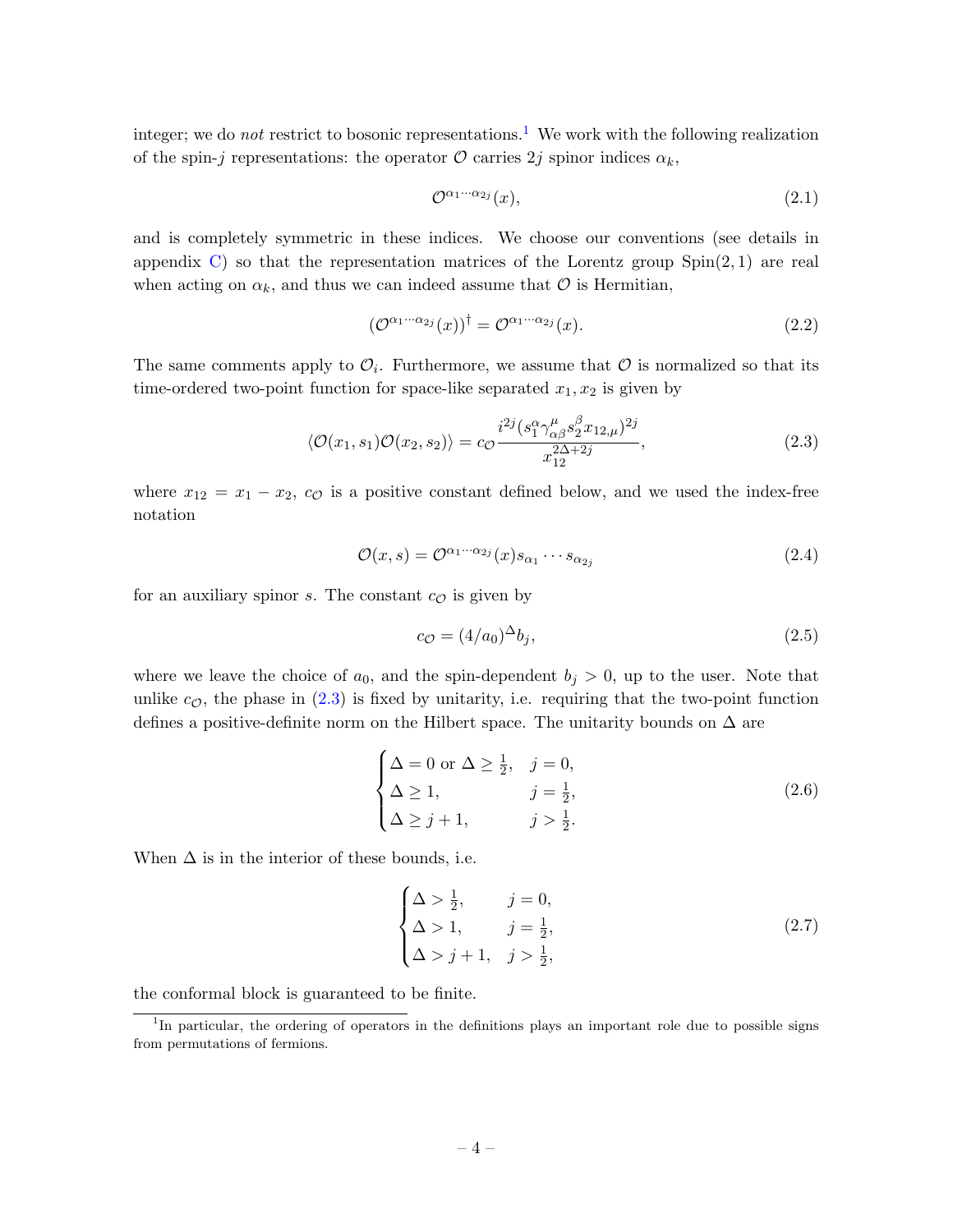integer; we do *not* restrict to bosonic representations.[1] We work with the following realization of the spin-$j$ representations: the operator $\mathcal{O}$ carries $2j$ spinor indices $\alpha_k$,

$$\mathcal{O}^{\alpha_1\cdots\alpha_{2j}}(x), \tag{2.1}$$

and is completely symmetric in these indices. We choose our conventions (see details in appendix C) so that the representation matrices of the Lorentz group $\mathrm{Spin}(2,1)$ are real when acting on $\alpha_k$, and thus we can indeed assume that $\mathcal{O}$ is Hermitian,

$$(\mathcal{O}^{\alpha_1\cdots\alpha_{2j}}(x))^\dagger = \mathcal{O}^{\alpha_1\cdots\alpha_{2j}}(x). \tag{2.2}$$

The same comments apply to $\mathcal{O}_i$. Furthermore, we assume that $\mathcal{O}$ is normalized so that its time-ordered two-point function for space-like separated $x_1, x_2$ is given by

$$\langle \mathcal{O}(x_1, s_1)\mathcal{O}(x_2, s_2)\rangle = c_{\mathcal{O}} \frac{i^{2j}(s_1^\alpha \gamma^\mu_{\alpha\beta} s_2^\beta x_{12,\mu})^{2j}}{x_{12}^{2\Delta+2j}}, \tag{2.3}$$

where $x_{12} = x_1 - x_2$, $c_{\mathcal{O}}$ is a positive constant defined below, and we used the index-free notation

$$\mathcal{O}(x, s) = \mathcal{O}^{\alpha_1\cdots\alpha_{2j}}(x) s_{\alpha_1}\cdots s_{\alpha_{2j}} \tag{2.4}$$

for an auxiliary spinor $s$. The constant $c_{\mathcal{O}}$ is given by

$$c_{\mathcal{O}} = (4/a_0)^\Delta b_j, \tag{2.5}$$

where we leave the choice of $a_0$, and the spin-dependent $b_j > 0$, up to the user. Note that unlike $c_{\mathcal{O}}$, the phase in (2.3) is fixed by unitarity, i.e. requiring that the two-point function defines a positive-definite norm on the Hilbert space. The unitarity bounds on $\Delta$ are

$$\begin{cases} \Delta = 0 \text{ or } \Delta \geq \frac{1}{2}, & j = 0, \\ \Delta \geq 1, & j = \frac{1}{2}, \\ \Delta \geq j+1, & j > \frac{1}{2}. \end{cases} \tag{2.6}$$

When $\Delta$ is in the interior of these bounds, i.e.

$$\begin{cases} \Delta > \frac{1}{2}, & j = 0, \\ \Delta > 1, & j = \frac{1}{2}, \\ \Delta > j+1, & j > \frac{1}{2}, \end{cases} \tag{2.7}$$

the conformal block is guaranteed to be finite.

[1] In particular, the ordering of operators in the definitions plays an important role due to possible signs from permutations of fermions.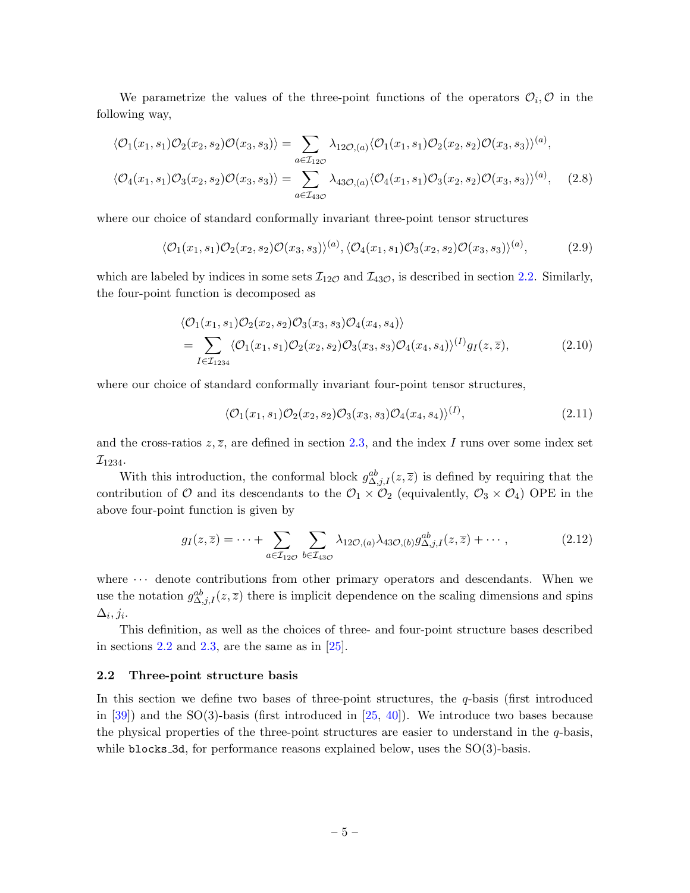We parametrize the values of the three-point functions of the operators $\mathcal{O}_i, \mathcal{O}$ in the following way,

$$
\begin{aligned}
\langle \mathcal{O}_1(x_1,s_1)\mathcal{O}_2(x_2,s_2)\mathcal{O}(x_3,s_3)\rangle &= \sum_{a\in\mathcal{I}_{12\mathcal{O}}} \lambda_{12\mathcal{O},(a)} \langle \mathcal{O}_1(x_1,s_1)\mathcal{O}_2(x_2,s_2)\mathcal{O}(x_3,s_3)\rangle^{(a)},\\
\langle \mathcal{O}_4(x_1,s_1)\mathcal{O}_3(x_2,s_2)\mathcal{O}(x_3,s_3)\rangle &= \sum_{a\in\mathcal{I}_{43\mathcal{O}}} \lambda_{43\mathcal{O},(a)} \langle \mathcal{O}_4(x_1,s_1)\mathcal{O}_3(x_2,s_2)\mathcal{O}(x_3,s_3)\rangle^{(a)}, \qquad (2.8)
\end{aligned}
$$

where our choice of standard conformally invariant three-point tensor structures

$$
\langle \mathcal{O}_1(x_1,s_1)\mathcal{O}_2(x_2,s_2)\mathcal{O}(x_3,s_3)\rangle^{(a)}, \langle \mathcal{O}_4(x_1,s_1)\mathcal{O}_3(x_2,s_2)\mathcal{O}(x_3,s_3)\rangle^{(a)}, \qquad (2.9)
$$

which are labeled by indices in some sets $\mathcal{I}_{12\mathcal{O}}$ and $\mathcal{I}_{43\mathcal{O}}$, is described in section 2.2. Similarly, the four-point function is decomposed as

$$
\begin{aligned}
&\langle \mathcal{O}_1(x_1,s_1)\mathcal{O}_2(x_2,s_2)\mathcal{O}_3(x_3,s_3)\mathcal{O}_4(x_4,s_4)\rangle \\
&= \sum_{I\in\mathcal{I}_{1234}} \langle \mathcal{O}_1(x_1,s_1)\mathcal{O}_2(x_2,s_2)\mathcal{O}_3(x_3,s_3)\mathcal{O}_4(x_4,s_4)\rangle^{(I)} g_I(z,\overline{z}), \qquad (2.10)
\end{aligned}
$$

where our choice of standard conformally invariant four-point tensor structures,

$$
\langle \mathcal{O}_1(x_1,s_1)\mathcal{O}_2(x_2,s_2)\mathcal{O}_3(x_3,s_3)\mathcal{O}_4(x_4,s_4)\rangle^{(I)}, \qquad (2.11)
$$

and the cross-ratios $z, \overline{z}$, are defined in section 2.3, and the index $I$ runs over some index set $\mathcal{I}_{1234}$.

With this introduction, the conformal block $g^{ab}_{\Delta,j,I}(z,\overline{z})$ is defined by requiring that the contribution of $\mathcal{O}$ and its descendants to the $\mathcal{O}_1 \times \mathcal{O}_2$ (equivalently, $\mathcal{O}_3 \times \mathcal{O}_4$) OPE in the above four-point function is given by

$$
g_I(z,\overline{z}) = \cdots + \sum_{a\in\mathcal{I}_{12\mathcal{O}}} \sum_{b\in\mathcal{I}_{43\mathcal{O}}} \lambda_{12\mathcal{O},(a)}\lambda_{43\mathcal{O},(b)} g^{ab}_{\Delta,j,I}(z,\overline{z}) + \cdots, \qquad (2.12)
$$

where $\cdots$ denote contributions from other primary operators and descendants. When we use the notation $g^{ab}_{\Delta,j,I}(z,\overline{z})$ there is implicit dependence on the scaling dimensions and spins $\Delta_i, j_i$.

This definition, as well as the choices of three- and four-point structure bases described in sections 2.2 and 2.3, are the same as in [25].

### 2.2 Three-point structure basis

In this section we define two bases of three-point structures, the $q$-basis (first introduced in [39]) and the SO(3)-basis (first introduced in [25, 40]). We introduce two bases because the physical properties of the three-point structures are easier to understand in the $q$-basis, while `blocks_3d`, for performance reasons explained below, uses the SO(3)-basis.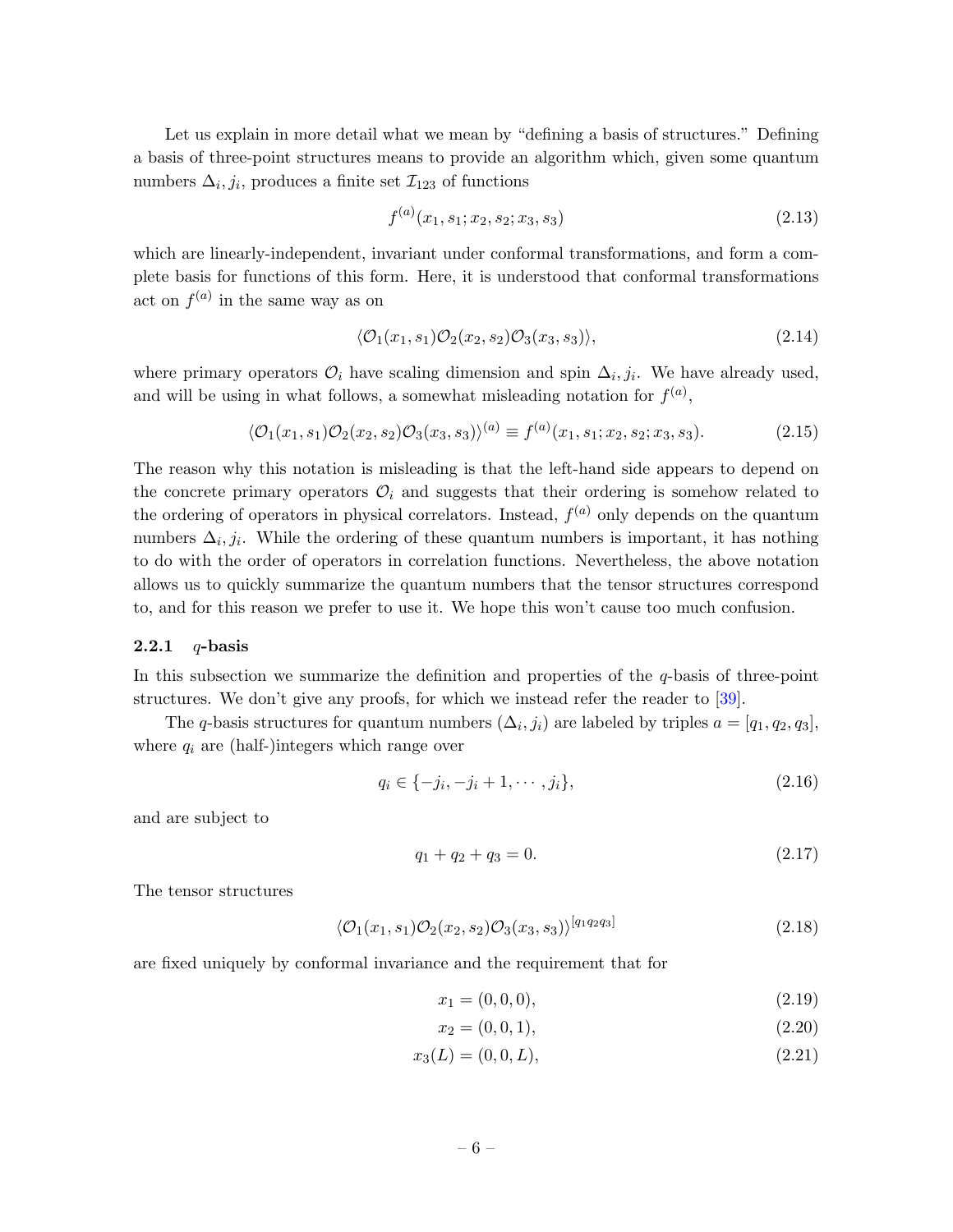Let us explain in more detail what we mean by "defining a basis of structures." Defining a basis of three-point structures means to provide an algorithm which, given some quantum numbers $\Delta_i, j_i$, produces a finite set $\mathcal{I}_{123}$ of functions

$$f^{(a)}(x_1, s_1; x_2, s_2; x_3, s_3) \tag{2.13}$$

which are linearly-independent, invariant under conformal transformations, and form a complete basis for functions of this form. Here, it is understood that conformal transformations act on $f^{(a)}$ in the same way as on

$$\langle \mathcal{O}_1(x_1, s_1)\mathcal{O}_2(x_2, s_2)\mathcal{O}_3(x_3, s_3)\rangle, \tag{2.14}$$

where primary operators $\mathcal{O}_i$ have scaling dimension and spin $\Delta_i, j_i$. We have already used, and will be using in what follows, a somewhat misleading notation for $f^{(a)}$,

$$\langle \mathcal{O}_1(x_1, s_1)\mathcal{O}_2(x_2, s_2)\mathcal{O}_3(x_3, s_3)\rangle^{(a)} \equiv f^{(a)}(x_1, s_1; x_2, s_2; x_3, s_3). \tag{2.15}$$

The reason why this notation is misleading is that the left-hand side appears to depend on the concrete primary operators $\mathcal{O}_i$ and suggests that their ordering is somehow related to the ordering of operators in physical correlators. Instead, $f^{(a)}$ only depends on the quantum numbers $\Delta_i, j_i$. While the ordering of these quantum numbers is important, it has nothing to do with the order of operators in correlation functions. Nevertheless, the above notation allows us to quickly summarize the quantum numbers that the tensor structures correspond to, and for this reason we prefer to use it. We hope this won't cause too much confusion.

### 2.2.1 $q$-basis

In this subsection we summarize the definition and properties of the $q$-basis of three-point structures. We don't give any proofs, for which we instead refer the reader to [39].

The $q$-basis structures for quantum numbers $(\Delta_i, j_i)$ are labeled by triples $a = [q_1, q_2, q_3]$, where $q_i$ are (half-)integers which range over

$$q_i \in \{-j_i, -j_i + 1, \cdots, j_i\}, \tag{2.16}$$

and are subject to

$$q_1 + q_2 + q_3 = 0. \tag{2.17}$$

The tensor structures

$$\langle \mathcal{O}_1(x_1, s_1)\mathcal{O}_2(x_2, s_2)\mathcal{O}_3(x_3, s_3)\rangle^{[q_1 q_2 q_3]} \tag{2.18}$$

are fixed uniquely by conformal invariance and the requirement that for

$$x_1 = (0, 0, 0), \tag{2.19}$$

$$x_2 = (0, 0, 1), \tag{2.20}$$

$$x_3(L) = (0, 0, L), \tag{2.21}$$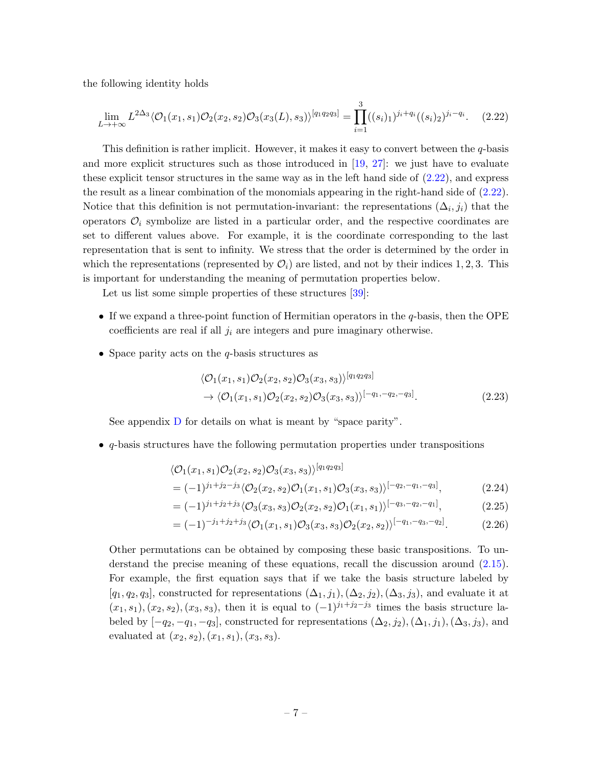the following identity holds

$$\lim_{L\to+\infty} L^{2\Delta_3}\langle \mathcal{O}_1(x_1,s_1)\mathcal{O}_2(x_2,s_2)\mathcal{O}_3(x_3(L),s_3)\rangle^{[q_1q_2q_3]} = \prod_{i=1}^{3}((s_i)_1)^{j_i+q_i}((s_i)_2)^{j_i-q_i}. \tag{2.22}$$

This definition is rather implicit. However, it makes it easy to convert between the $q$-basis and more explicit structures such as those introduced in [19, 27]: we just have to evaluate these explicit tensor structures in the same way as in the left hand side of (2.22), and express the result as a linear combination of the monomials appearing in the right-hand side of (2.22). Notice that this definition is not permutation-invariant: the representations $(\Delta_i, j_i)$ that the operators $\mathcal{O}_i$ symbolize are listed in a particular order, and the respective coordinates are set to different values above. For example, it is the coordinate corresponding to the last representation that is sent to infinity. We stress that the order is determined by the order in which the representations (represented by $\mathcal{O}_i$) are listed, and not by their indices $1, 2, 3$. This is important for understanding the meaning of permutation properties below.

Let us list some simple properties of these structures [39]:

- If we expand a three-point function of Hermitian operators in the $q$-basis, then the OPE coefficients are real if all $j_i$ are integers and pure imaginary otherwise.
- Space parity acts on the $q$-basis structures as

$$\begin{aligned}&\langle \mathcal{O}_1(x_1,s_1)\mathcal{O}_2(x_2,s_2)\mathcal{O}_3(x_3,s_3)\rangle^{[q_1q_2q_3]}\\ &\to \langle \mathcal{O}_1(x_1,s_1)\mathcal{O}_2(x_2,s_2)\mathcal{O}_3(x_3,s_3)\rangle^{[-q_1,-q_2,-q_3]}.\end{aligned} \tag{2.23}$$

  See appendix D for details on what is meant by "space parity".

- $q$-basis structures have the following permutation properties under transpositions

$$\begin{aligned}&\langle \mathcal{O}_1(x_1,s_1)\mathcal{O}_2(x_2,s_2)\mathcal{O}_3(x_3,s_3)\rangle^{[q_1q_2q_3]}\\ &= (-1)^{j_1+j_2-j_3}\langle \mathcal{O}_2(x_2,s_2)\mathcal{O}_1(x_1,s_1)\mathcal{O}_3(x_3,s_3)\rangle^{[-q_2,-q_1,-q_3]}, &(2.24)\\ &= (-1)^{j_1+j_2+j_3}\langle \mathcal{O}_3(x_3,s_3)\mathcal{O}_2(x_2,s_2)\mathcal{O}_1(x_1,s_1)\rangle^{[-q_3,-q_2,-q_1]}, &(2.25)\\ &= (-1)^{-j_1+j_2+j_3}\langle \mathcal{O}_1(x_1,s_1)\mathcal{O}_3(x_3,s_3)\mathcal{O}_2(x_2,s_2)\rangle^{[-q_1,-q_3,-q_2]}. &(2.26)\end{aligned}$$

  Other permutations can be obtained by composing these basic transpositions. To understand the precise meaning of these equations, recall the discussion around (2.15). For example, the first equation says that if we take the basis structure labeled by $[q_1, q_2, q_3]$, constructed for representations $(\Delta_1, j_1), (\Delta_2, j_2), (\Delta_3, j_3)$, and evaluate it at $(x_1, s_1), (x_2, s_2), (x_3, s_3)$, then it is equal to $(-1)^{j_1+j_2-j_3}$ times the basis structure labeled by $[-q_2, -q_1, -q_3]$, constructed for representations $(\Delta_2, j_2), (\Delta_1, j_1), (\Delta_3, j_3)$, and evaluated at $(x_2, s_2), (x_1, s_1), (x_3, s_3)$.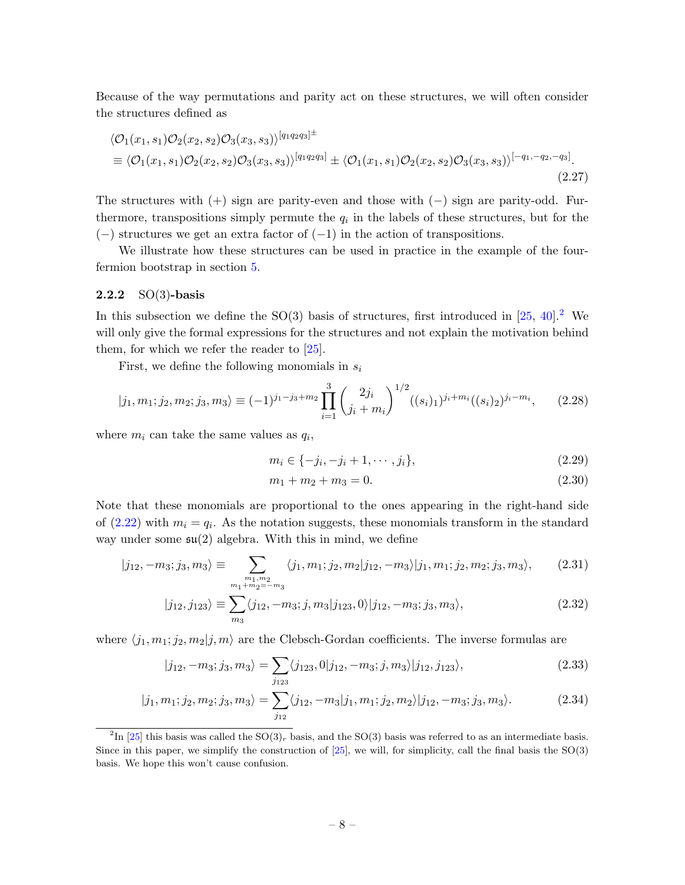Because of the way permutations and parity act on these structures, we will often consider the structures defined as

$$\begin{aligned}
&\langle \mathcal{O}_1(x_1,s_1)\mathcal{O}_2(x_2,s_2)\mathcal{O}_3(x_3,s_3)\rangle^{[q_1q_2q_3]\pm} \\
&\equiv \langle \mathcal{O}_1(x_1,s_1)\mathcal{O}_2(x_2,s_2)\mathcal{O}_3(x_3,s_3)\rangle^{[q_1q_2q_3]} \pm \langle \mathcal{O}_1(x_1,s_1)\mathcal{O}_2(x_2,s_2)\mathcal{O}_3(x_3,s_3)\rangle^{[-q_1,-q_2,-q_3]}.
\end{aligned} \tag{2.27}$$

The structures with $(+)$ sign are parity-even and those with $(-)$ sign are parity-odd. Furthermore, transpositions simply permute the $q_i$ in the labels of these structures, but for the $(-)$ structures we get an extra factor of $(-1)$ in the action of transpositions.

We illustrate how these structures can be used in practice in the example of the four-fermion bootstrap in section 5.

### 2.2.2 SO(3)-basis

In this subsection we define the SO(3) basis of structures, first introduced in [25, 40].[2] We will only give the formal expressions for the structures and not explain the motivation behind them, for which we refer the reader to [25].

First, we define the following monomials in $s_i$

$$|j_1,m_1;j_2,m_2;j_3,m_3\rangle \equiv (-1)^{j_1-j_3+m_2}\prod_{i=1}^{3}\binom{2j_i}{j_i+m_i}^{1/2}((s_i)_1)^{j_i+m_i}((s_i)_2)^{j_i-m_i}, \tag{2.28}$$

where $m_i$ can take the same values as $q_i$,

$$m_i \in \{-j_i, -j_i+1, \cdots, j_i\}, \tag{2.29}$$

$$m_1+m_2+m_3=0. \tag{2.30}$$

Note that these monomials are proportional to the ones appearing in the right-hand side of (2.22) with $m_i = q_i$. As the notation suggests, these monomials transform in the standard way under some $\mathfrak{su}(2)$ algebra. With this in mind, we define

$$|j_{12},-m_3;j_3,m_3\rangle \equiv \sum_{\substack{m_1,m_2\\ m_1+m_2=-m_3}} \langle j_1,m_1;j_2,m_2|j_{12},-m_3\rangle |j_1,m_1;j_2,m_2;j_3,m_3\rangle, \tag{2.31}$$

$$|j_{12},j_{123}\rangle \equiv \sum_{m_3}\langle j_{12},-m_3;j,m_3|j_{123},0\rangle |j_{12},-m_3;j_3,m_3\rangle, \tag{2.32}$$

where $\langle j_1,m_1;j_2,m_2|j,m\rangle$ are the Clebsch-Gordan coefficients. The inverse formulas are

$$|j_{12},-m_3;j_3,m_3\rangle = \sum_{j_{123}}\langle j_{123},0|j_{12},-m_3;j,m_3\rangle |j_{12},j_{123}\rangle, \tag{2.33}$$

$$|j_1,m_1;j_2,m_2;j_3,m_3\rangle = \sum_{j_{12}}\langle j_{12},-m_3|j_1,m_1;j_2,m_2\rangle |j_{12},-m_3;j_3,m_3\rangle. \tag{2.34}$$

[2] In [25] this basis was called the $\mathrm{SO}(3)_r$ basis, and the SO(3) basis was referred to as an intermediate basis. Since in this paper, we simplify the construction of [25], we will, for simplicity, call the final basis the SO(3) basis. We hope this won't cause confusion.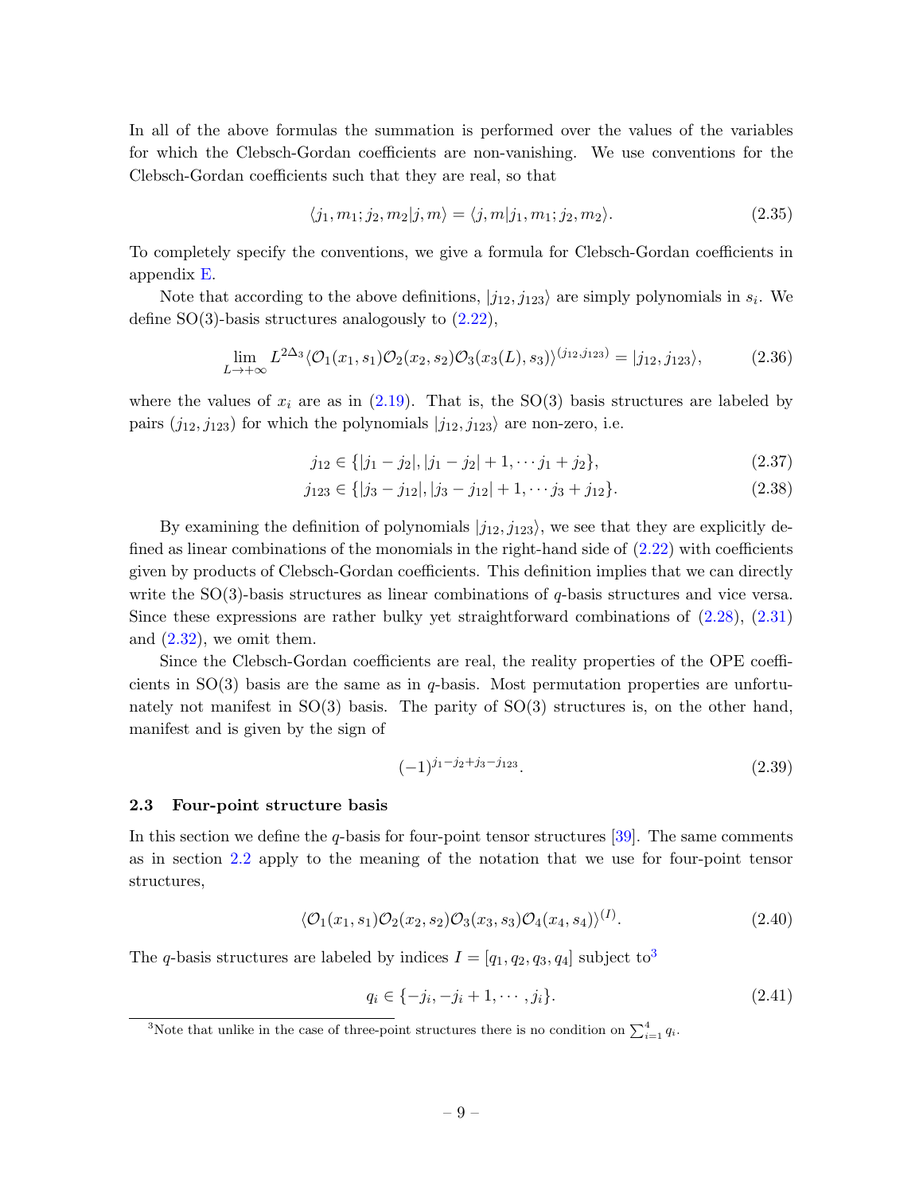In all of the above formulas the summation is performed over the values of the variables for which the Clebsch-Gordan coefficients are non-vanishing. We use conventions for the Clebsch-Gordan coefficients such that they are real, so that

$$\langle j_1, m_1; j_2, m_2 | j, m\rangle = \langle j, m | j_1, m_1; j_2, m_2\rangle. \tag{2.35}$$

To completely specify the conventions, we give a formula for Clebsch-Gordan coefficients in appendix E.

Note that according to the above definitions, $|j_{12}, j_{123}\rangle$ are simply polynomials in $s_i$. We define SO(3)-basis structures analogously to (2.22),

$$\lim_{L\to+\infty} L^{2\Delta_3} \langle \mathcal{O}_1(x_1, s_1)\mathcal{O}_2(x_2, s_2)\mathcal{O}_3(x_3(L), s_3)\rangle^{(j_{12}, j_{123})} = |j_{12}, j_{123}\rangle, \tag{2.36}$$

where the values of $x_i$ are as in (2.19). That is, the SO(3) basis structures are labeled by pairs $(j_{12}, j_{123})$ for which the polynomials $|j_{12}, j_{123}\rangle$ are non-zero, i.e.

$$j_{12} \in \{|j_1 - j_2|, |j_1 - j_2| + 1, \cdots j_1 + j_2\}, \tag{2.37}$$

$$j_{123} \in \{|j_3 - j_{12}|, |j_3 - j_{12}| + 1, \cdots j_3 + j_{12}\}. \tag{2.38}$$

By examining the definition of polynomials $|j_{12}, j_{123}\rangle$, we see that they are explicitly defined as linear combinations of the monomials in the right-hand side of (2.22) with coefficients given by products of Clebsch-Gordan coefficients. This definition implies that we can directly write the SO(3)-basis structures as linear combinations of $q$-basis structures and vice versa. Since these expressions are rather bulky yet straightforward combinations of (2.28), (2.31) and (2.32), we omit them.

Since the Clebsch-Gordan coefficients are real, the reality properties of the OPE coefficients in SO(3) basis are the same as in $q$-basis. Most permutation properties are unfortunately not manifest in SO(3) basis. The parity of SO(3) structures is, on the other hand, manifest and is given by the sign of

$$(-1)^{j_1 - j_2 + j_3 - j_{123}}. \tag{2.39}$$

### 2.3 Four-point structure basis

In this section we define the $q$-basis for four-point tensor structures [39]. The same comments as in section 2.2 apply to the meaning of the notation that we use for four-point tensor structures,

$$\langle \mathcal{O}_1(x_1, s_1)\mathcal{O}_2(x_2, s_2)\mathcal{O}_3(x_3, s_3)\mathcal{O}_4(x_4, s_4)\rangle^{(I)}. \tag{2.40}$$

The $q$-basis structures are labeled by indices $I = [q_1, q_2, q_3, q_4]$ subject to[3]

$$q_i \in \{-j_i, -j_i + 1, \cdots, j_i\}. \tag{2.41}$$

[3]Note that unlike in the case of three-point structures there is no condition on $\sum_{i=1}^{4} q_i$.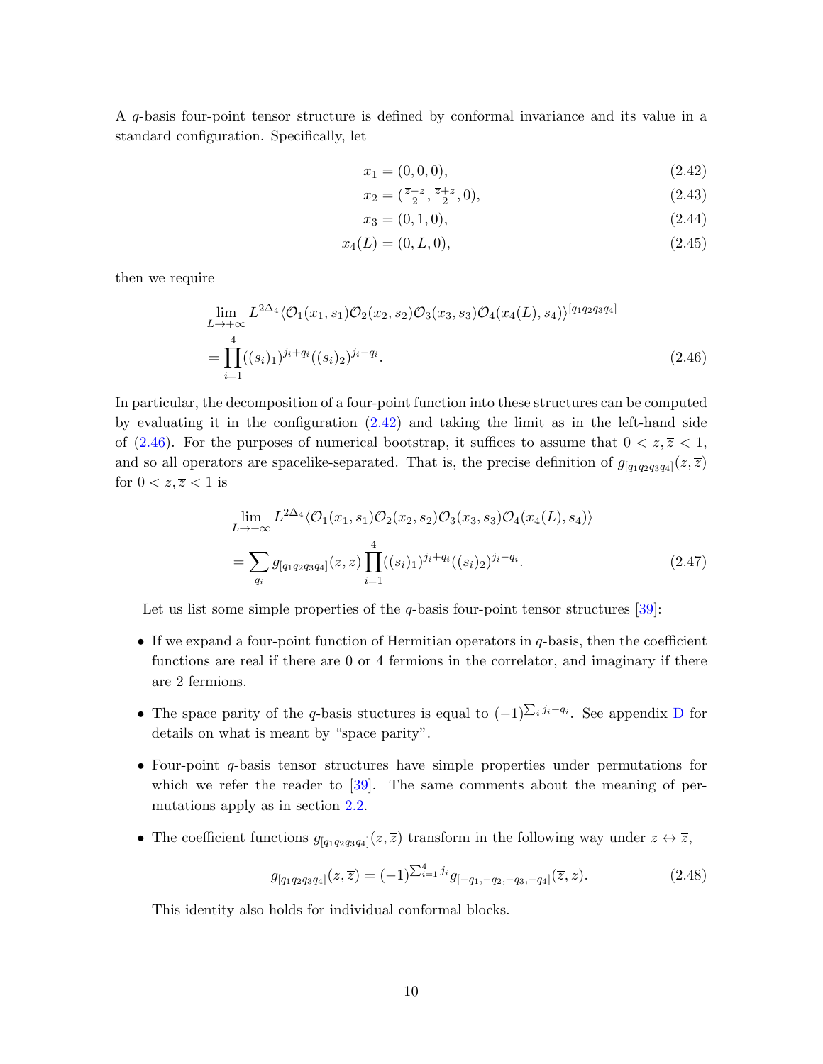A $q$-basis four-point tensor structure is defined by conformal invariance and its value in a standard configuration. Specifically, let

$$x_1 = (0, 0, 0), \tag{2.42}$$

$$x_2 = (\tfrac{\bar{z}-z}{2}, \tfrac{\bar{z}+z}{2}, 0), \tag{2.43}$$

$$x_3 = (0, 1, 0), \tag{2.44}$$

$$x_4(L) = (0, L, 0), \tag{2.45}$$

then we require

$$\lim_{L\to+\infty} L^{2\Delta_4} \langle \mathcal{O}_1(x_1, s_1)\mathcal{O}_2(x_2, s_2)\mathcal{O}_3(x_3, s_3)\mathcal{O}_4(x_4(L), s_4)\rangle^{[q_1q_2q_3q_4]}$$
$$= \prod_{i=1}^{4} ((s_i)_1)^{j_i+q_i}((s_i)_2)^{j_i-q_i}. \tag{2.46}$$

In particular, the decomposition of a four-point function into these structures can be computed by evaluating it in the configuration (2.42) and taking the limit as in the left-hand side of (2.46). For the purposes of numerical bootstrap, it suffices to assume that $0 < z, \bar{z} < 1$, and so all operators are spacelike-separated. That is, the precise definition of $g_{[q_1q_2q_3q_4]}(z, \bar{z})$ for $0 < z, \bar{z} < 1$ is

$$\lim_{L\to+\infty} L^{2\Delta_4} \langle \mathcal{O}_1(x_1, s_1)\mathcal{O}_2(x_2, s_2)\mathcal{O}_3(x_3, s_3)\mathcal{O}_4(x_4(L), s_4)\rangle$$
$$= \sum_{q_i} g_{[q_1q_2q_3q_4]}(z, \bar{z}) \prod_{i=1}^{4} ((s_i)_1)^{j_i+q_i}((s_i)_2)^{j_i-q_i}. \tag{2.47}$$

Let us list some simple properties of the $q$-basis four-point tensor structures [39]:

- If we expand a four-point function of Hermitian operators in $q$-basis, then the coefficient functions are real if there are 0 or 4 fermions in the correlator, and imaginary if there are 2 fermions.
- The space parity of the $q$-basis stuctures is equal to $(-1)^{\sum_i j_i - q_i}$. See appendix D for details on what is meant by "space parity".
- Four-point $q$-basis tensor structures have simple properties under permutations for which we refer the reader to [39]. The same comments about the meaning of permutations apply as in section 2.2.
- The coefficient functions $g_{[q_1q_2q_3q_4]}(z, \bar{z})$ transform in the following way under $z \leftrightarrow \bar{z}$,

$$g_{[q_1q_2q_3q_4]}(z, \bar{z}) = (-1)^{\sum_{i=1}^4 j_i} g_{[-q_1,-q_2,-q_3,-q_4]}(\bar{z}, z). \tag{2.48}$$

This identity also holds for individual conformal blocks.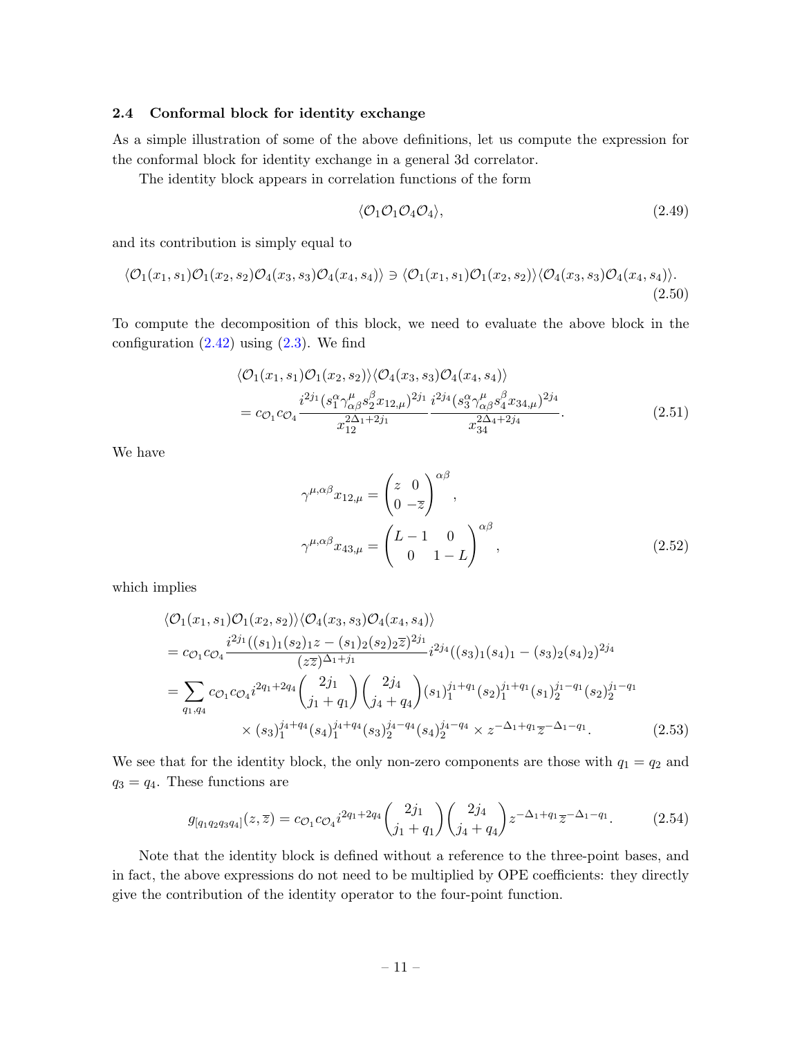### 2.4 Conformal block for identity exchange

As a simple illustration of some of the above definitions, let us compute the expression for the conformal block for identity exchange in a general 3d correlator.

The identity block appears in correlation functions of the form

$$\langle \mathcal{O}_1 \mathcal{O}_1 \mathcal{O}_4 \mathcal{O}_4 \rangle, \tag{2.49}$$

and its contribution is simply equal to

$$\langle \mathcal{O}_1(x_1, s_1) \mathcal{O}_1(x_2, s_2) \mathcal{O}_4(x_3, s_3) \mathcal{O}_4(x_4, s_4) \rangle \ni \langle \mathcal{O}_1(x_1, s_1) \mathcal{O}_1(x_2, s_2) \rangle \langle \mathcal{O}_4(x_3, s_3) \mathcal{O}_4(x_4, s_4) \rangle. \tag{2.50}$$

To compute the decomposition of this block, we need to evaluate the above block in the configuration (2.42) using (2.3). We find

$$\begin{aligned}
&\langle \mathcal{O}_1(x_1, s_1) \mathcal{O}_1(x_2, s_2) \rangle \langle \mathcal{O}_4(x_3, s_3) \mathcal{O}_4(x_4, s_4) \rangle \\
&= c_{\mathcal{O}_1} c_{\mathcal{O}_4} \frac{i^{2j_1} (s_1^\alpha \gamma^\mu_{\alpha\beta} s_2^\beta x_{12,\mu})^{2j_1}}{x_{12}^{2\Delta_1 + 2j_1}} \frac{i^{2j_4} (s_3^\alpha \gamma^\mu_{\alpha\beta} s_4^\beta x_{34,\mu})^{2j_4}}{x_{34}^{2\Delta_4 + 2j_4}}.
\end{aligned} \tag{2.51}$$

We have

$$\begin{aligned}
\gamma^{\mu,\alpha\beta} x_{12,\mu} &= \begin{pmatrix} z & 0 \\ 0 & -\overline{z} \end{pmatrix}^{\alpha\beta}, \\
\gamma^{\mu,\alpha\beta} x_{43,\mu} &= \begin{pmatrix} L-1 & 0 \\ 0 & 1-L \end{pmatrix}^{\alpha\beta},
\end{aligned} \tag{2.52}$$

which implies

$$\begin{aligned}
&\langle \mathcal{O}_1(x_1, s_1) \mathcal{O}_1(x_2, s_2) \rangle \langle \mathcal{O}_4(x_3, s_3) \mathcal{O}_4(x_4, s_4) \rangle \\
&= c_{\mathcal{O}_1} c_{\mathcal{O}_4} \frac{i^{2j_1} ((s_1)_1 (s_2)_1 z - (s_1)_2 (s_2)_2 \overline{z})^{2j_1}}{(z\overline{z})^{\Delta_1 + j_1}} i^{2j_4} ((s_3)_1 (s_4)_1 - (s_3)_2 (s_4)_2)^{2j_4} \\
&= \sum_{q_1, q_4} c_{\mathcal{O}_1} c_{\mathcal{O}_4} i^{2q_1 + 2q_4} \binom{2j_1}{j_1 + q_1} \binom{2j_4}{j_4 + q_4} (s_1)_1^{j_1 + q_1} (s_2)_1^{j_1 + q_1} (s_1)_2^{j_1 - q_1} (s_2)_2^{j_1 - q_1} \\
&\qquad \times (s_3)_1^{j_4 + q_4} (s_4)_1^{j_4 + q_4} (s_3)_2^{j_4 - q_4} (s_4)_2^{j_4 - q_4} \times z^{-\Delta_1 + q_1} \overline{z}^{-\Delta_1 - q_1}.
\end{aligned} \tag{2.53}$$

We see that for the identity block, the only non-zero components are those with $q_1 = q_2$ and $q_3 = q_4$. These functions are

$$g_{[q_1 q_2 q_3 q_4]}(z, \overline{z}) = c_{\mathcal{O}_1} c_{\mathcal{O}_4} i^{2q_1 + 2q_4} \binom{2j_1}{j_1 + q_1} \binom{2j_4}{j_4 + q_4} z^{-\Delta_1 + q_1} \overline{z}^{-\Delta_1 - q_1}. \tag{2.54}$$

Note that the identity block is defined without a reference to the three-point bases, and in fact, the above expressions do not need to be multiplied by OPE coefficients: they directly give the contribution of the identity operator to the four-point function.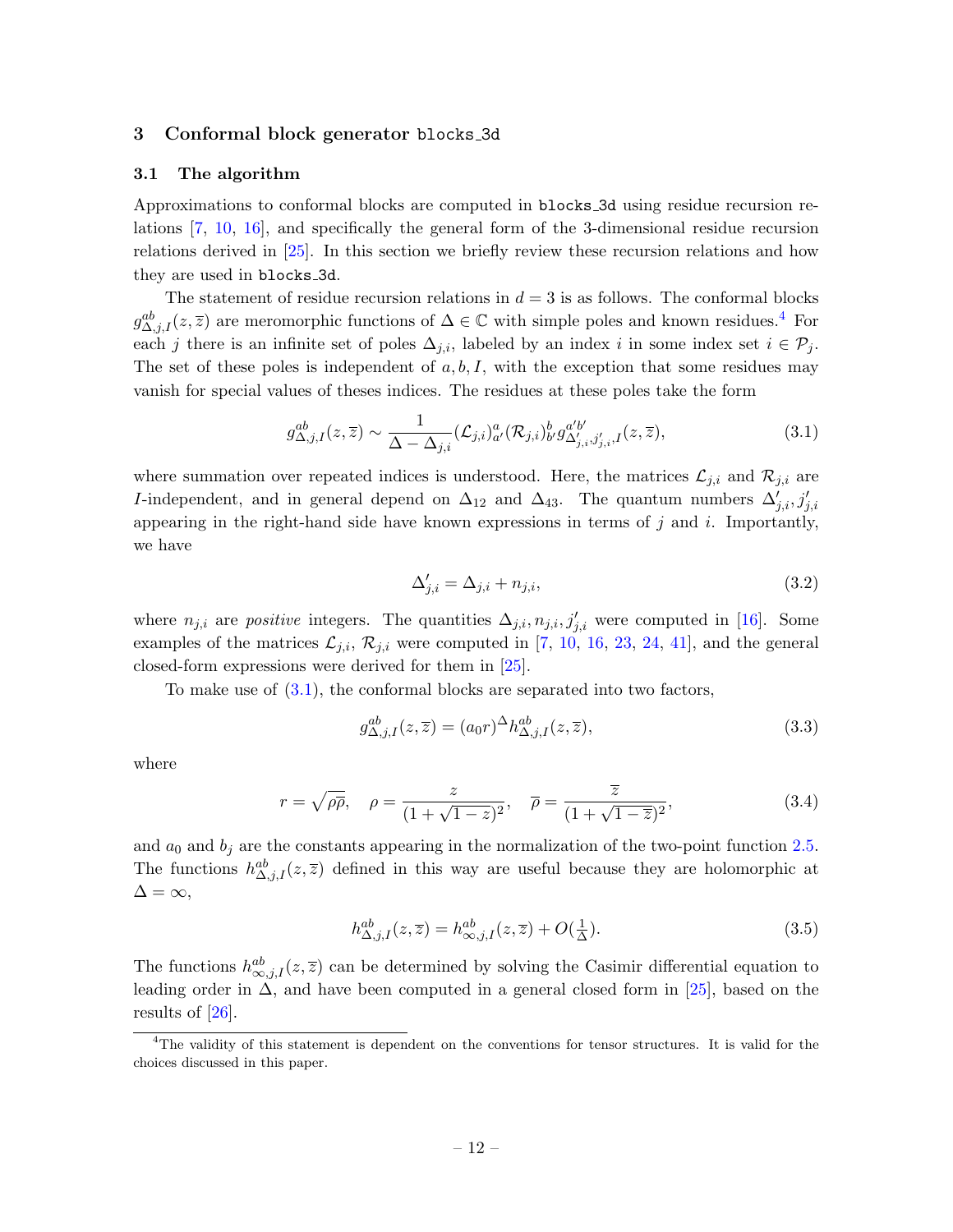## 3 Conformal block generator blocks_3d

### 3.1 The algorithm

Approximations to conformal blocks are computed in blocks_3d using residue recursion relations [7, 10, 16], and specifically the general form of the 3-dimensional residue recursion relations derived in [25]. In this section we briefly review these recursion relations and how they are used in blocks_3d.

The statement of residue recursion relations in $d = 3$ is as follows. The conformal blocks $g^{ab}_{\Delta,j,I}(z,\overline{z})$ are meromorphic functions of $\Delta \in \mathbb{C}$ with simple poles and known residues.[4] For each $j$ there is an infinite set of poles $\Delta_{j,i}$, labeled by an index $i$ in some index set $i \in \mathcal{P}_j$. The set of these poles is independent of $a, b, I$, with the exception that some residues may vanish for special values of theses indices. The residues at these poles take the form

$$g^{ab}_{\Delta,j,I}(z,\overline{z}) \sim \frac{1}{\Delta - \Delta_{j,i}} (\mathcal{L}_{j,i})^{a}_{a'} (\mathcal{R}_{j,i})^{b}_{b'} g^{a'b'}_{\Delta'_{j,i},j'_{j,i},I}(z,\overline{z}), \tag{3.1}$$

where summation over repeated indices is understood. Here, the matrices $\mathcal{L}_{j,i}$ and $\mathcal{R}_{j,i}$ are $I$-independent, and in general depend on $\Delta_{12}$ and $\Delta_{43}$. The quantum numbers $\Delta'_{j,i}, j'_{j,i}$ appearing in the right-hand side have known expressions in terms of $j$ and $i$. Importantly, we have

$$\Delta'_{j,i} = \Delta_{j,i} + n_{j,i}, \tag{3.2}$$

where $n_{j,i}$ are *positive* integers. The quantities $\Delta_{j,i}, n_{j,i}, j'_{j,i}$ were computed in [16]. Some examples of the matrices $\mathcal{L}_{j,i}$, $\mathcal{R}_{j,i}$ were computed in [7, 10, 16, 23, 24, 41], and the general closed-form expressions were derived for them in [25].

To make use of (3.1), the conformal blocks are separated into two factors,

$$g^{ab}_{\Delta,j,I}(z,\overline{z}) = (a_0 r)^{\Delta} h^{ab}_{\Delta,j,I}(z,\overline{z}), \tag{3.3}$$

where

$$r = \sqrt{\rho\overline{\rho}}, \quad \rho = \frac{z}{(1+\sqrt{1-z})^2}, \quad \overline{\rho} = \frac{\overline{z}}{(1+\sqrt{1-\overline{z}})^2}, \tag{3.4}$$

and $a_0$ and $b_j$ are the constants appearing in the normalization of the two-point function 2.5. The functions $h^{ab}_{\Delta,j,I}(z,\overline{z})$ defined in this way are useful because they are holomorphic at $\Delta = \infty$,

$$h^{ab}_{\Delta,j,I}(z,\overline{z}) = h^{ab}_{\infty,j,I}(z,\overline{z}) + O(\tfrac{1}{\Delta}). \tag{3.5}$$

The functions $h^{ab}_{\infty,j,I}(z,\overline{z})$ can be determined by solving the Casimir differential equation to leading order in $\Delta$, and have been computed in a general closed form in [25], based on the results of [26].

[4] The validity of this statement is dependent on the conventions for tensor structures. It is valid for the choices discussed in this paper.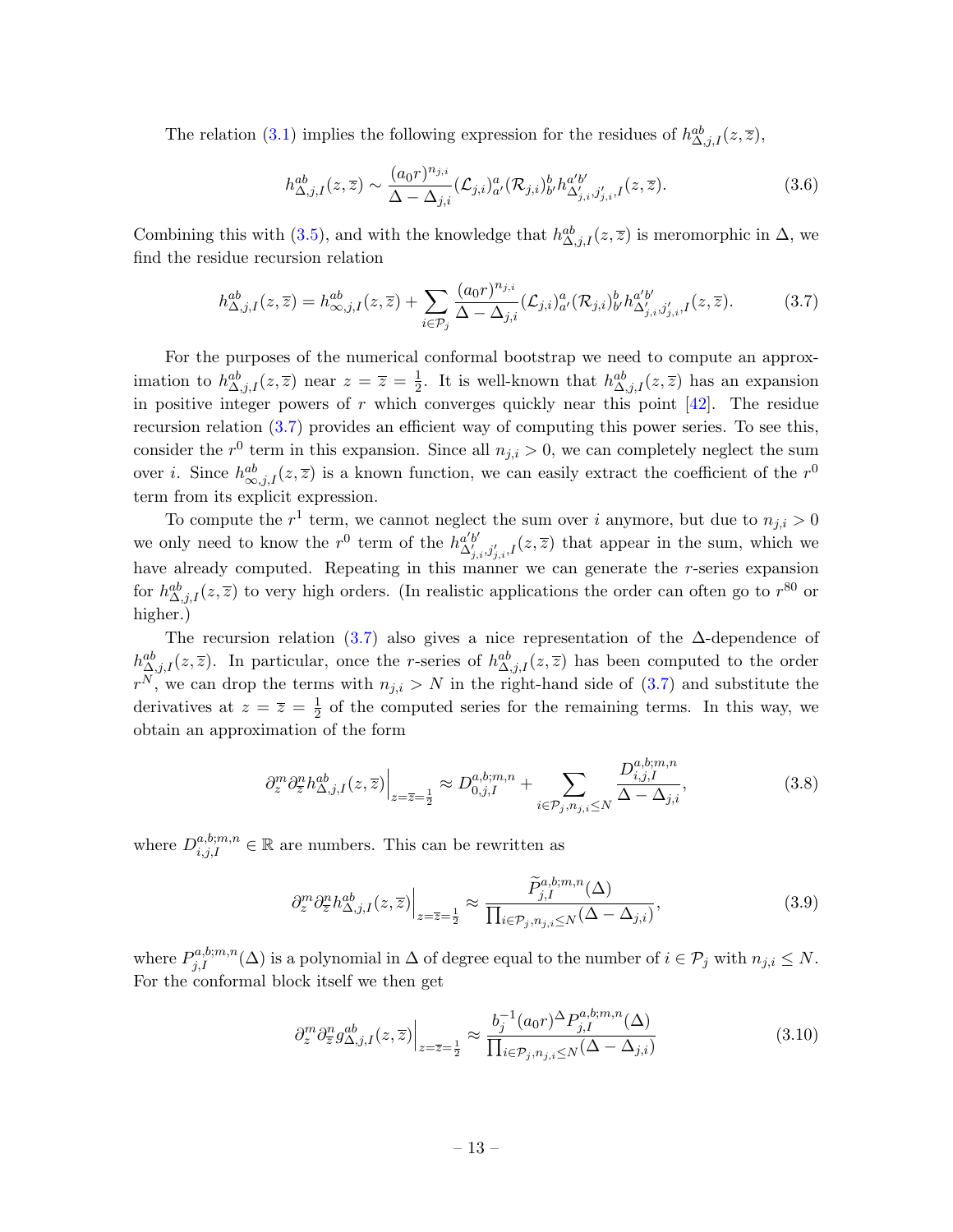The relation (3.1) implies the following expression for the residues of $h^{ab}_{\Delta,j,I}(z,\overline{z})$,

$$h^{ab}_{\Delta,j,I}(z,\overline{z}) \sim \frac{(a_0 r)^{n_{j,i}}}{\Delta - \Delta_{j,i}} (\mathcal{L}_{j,i})^a{}_{a'} (\mathcal{R}_{j,i})^b{}_{b'} h^{a'b'}_{\Delta'_{j,i},j'_{j,i},I}(z,\overline{z}). \tag{3.6}$$

Combining this with (3.5), and with the knowledge that $h^{ab}_{\Delta,j,I}(z,\overline{z})$ is meromorphic in $\Delta$, we find the residue recursion relation

$$h^{ab}_{\Delta,j,I}(z,\overline{z}) = h^{ab}_{\infty,j,I}(z,\overline{z}) + \sum_{i\in\mathcal{P}_j} \frac{(a_0 r)^{n_{j,i}}}{\Delta - \Delta_{j,i}} (\mathcal{L}_{j,i})^a{}_{a'} (\mathcal{R}_{j,i})^b{}_{b'} h^{a'b'}_{\Delta'_{j,i},j'_{j,i},I}(z,\overline{z}). \tag{3.7}$$

For the purposes of the numerical conformal bootstrap we need to compute an approximation to $h^{ab}_{\Delta,j,I}(z,\overline{z})$ near $z=\overline{z}=\frac{1}{2}$. It is well-known that $h^{ab}_{\Delta,j,I}(z,\overline{z})$ has an expansion in positive integer powers of $r$ which converges quickly near this point [42]. The residue recursion relation (3.7) provides an efficient way of computing this power series. To see this, consider the $r^0$ term in this expansion. Since all $n_{j,i}>0$, we can completely neglect the sum over $i$. Since $h^{ab}_{\infty,j,I}(z,\overline{z})$ is a known function, we can easily extract the coefficient of the $r^0$ term from its explicit expression.

To compute the $r^1$ term, we cannot neglect the sum over $i$ anymore, but due to $n_{j,i}>0$ we only need to know the $r^0$ term of the $h^{a'b'}_{\Delta'_{j,i},j'_{j,i},I}(z,\overline{z})$ that appear in the sum, which we have already computed. Repeating in this manner we can generate the $r$-series expansion for $h^{ab}_{\Delta,j,I}(z,\overline{z})$ to very high orders. (In realistic applications the order can often go to $r^{80}$ or higher.)

The recursion relation (3.7) also gives a nice representation of the $\Delta$-dependence of $h^{ab}_{\Delta,j,I}(z,\overline{z})$. In particular, once the $r$-series of $h^{ab}_{\Delta,j,I}(z,\overline{z})$ has been computed to the order $r^N$, we can drop the terms with $n_{j,i}>N$ in the right-hand side of (3.7) and substitute the derivatives at $z=\overline{z}=\frac{1}{2}$ of the computed series for the remaining terms. In this way, we obtain an approximation of the form

$$\partial^m_z \partial^n_{\overline{z}} h^{ab}_{\Delta,j,I}(z,\overline{z})\Big|_{z=\overline{z}=\frac{1}{2}} \approx D^{a,b;m,n}_{0,j,I} + \sum_{i\in\mathcal{P}_j, n_{j,i}\leq N} \frac{D^{a,b;m,n}_{i,j,I}}{\Delta - \Delta_{j,i}}, \tag{3.8}$$

where $D^{a,b;m,n}_{i,j,I}\in\mathbb{R}$ are numbers. This can be rewritten as

$$\partial^m_z \partial^n_{\overline{z}} h^{ab}_{\Delta,j,I}(z,\overline{z})\Big|_{z=\overline{z}=\frac{1}{2}} \approx \frac{\widetilde{P}^{a,b;m,n}_{j,I}(\Delta)}{\prod_{i\in\mathcal{P}_j, n_{j,i}\leq N}(\Delta - \Delta_{j,i})}, \tag{3.9}$$

where $P^{a,b;m,n}_{j,I}(\Delta)$ is a polynomial in $\Delta$ of degree equal to the number of $i\in\mathcal{P}_j$ with $n_{j,i}\leq N$. For the conformal block itself we then get

$$\partial^m_z \partial^n_{\overline{z}} g^{ab}_{\Delta,j,I}(z,\overline{z})\Big|_{z=\overline{z}=\frac{1}{2}} \approx \frac{b_j^{-1}(a_0 r)^{\Delta} P^{a,b;m,n}_{j,I}(\Delta)}{\prod_{i\in\mathcal{P}_j, n_{j,i}\leq N}(\Delta - \Delta_{j,i})} \tag{3.10}$$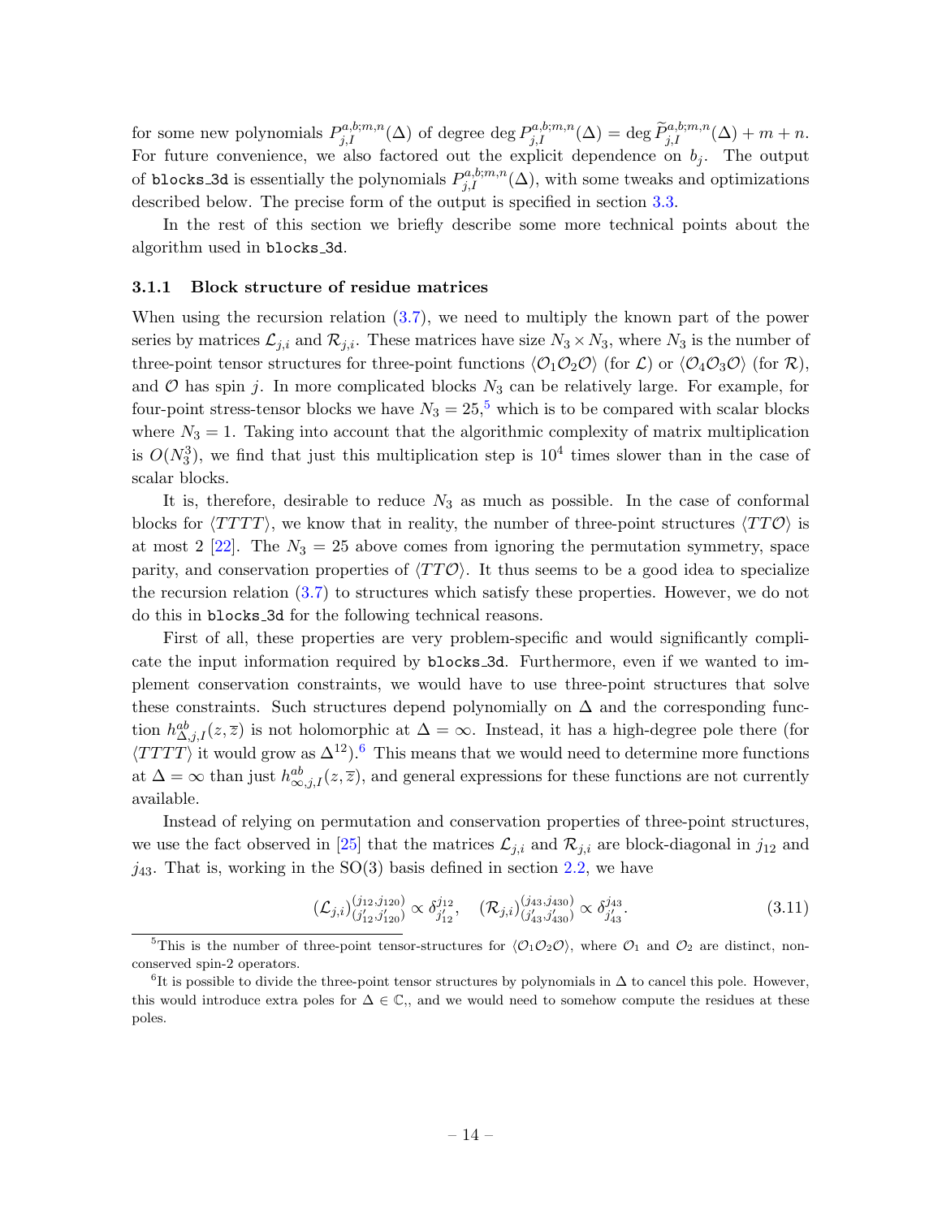for some new polynomials $P^{a,b;m,n}_{j,I}(\Delta)$ of degree $\deg P^{a,b;m,n}_{j,I}(\Delta) = \deg \widetilde{P}^{a,b;m,n}_{j,I}(\Delta) + m + n$. For future convenience, we also factored out the explicit dependence on $b_j$. The output of `blocks_3d` is essentially the polynomials $P^{a,b;m,n}_{j,I}(\Delta)$, with some tweaks and optimizations described below. The precise form of the output is specified in section 3.3.

In the rest of this section we briefly describe some more technical points about the algorithm used in `blocks_3d`.

### 3.1.1 Block structure of residue matrices

When using the recursion relation (3.7), we need to multiply the known part of the power series by matrices $\mathcal{L}_{j,i}$ and $\mathcal{R}_{j,i}$. These matrices have size $N_3 \times N_3$, where $N_3$ is the number of three-point tensor structures for three-point functions $\langle \mathcal{O}_1 \mathcal{O}_2 \mathcal{O} \rangle$ (for $\mathcal{L}$) or $\langle \mathcal{O}_4 \mathcal{O}_3 \mathcal{O} \rangle$ (for $\mathcal{R}$), and $\mathcal{O}$ has spin $j$. In more complicated blocks $N_3$ can be relatively large. For example, for four-point stress-tensor blocks we have $N_3 = 25$,[5] which is to be compared with scalar blocks where $N_3 = 1$. Taking into account that the algorithmic complexity of matrix multiplication is $O(N_3^3)$, we find that just this multiplication step is $10^4$ times slower than in the case of scalar blocks.

It is, therefore, desirable to reduce $N_3$ as much as possible. In the case of conformal blocks for $\langle TTTT \rangle$, we know that in reality, the number of three-point structures $\langle TT\mathcal{O} \rangle$ is at most 2 [22]. The $N_3 = 25$ above comes from ignoring the permutation symmetry, space parity, and conservation properties of $\langle TT\mathcal{O} \rangle$. It thus seems to be a good idea to specialize the recursion relation (3.7) to structures which satisfy these properties. However, we do not do this in `blocks_3d` for the following technical reasons.

First of all, these properties are very problem-specific and would significantly complicate the input information required by `blocks_3d`. Furthermore, even if we wanted to implement conservation constraints, we would have to use three-point structures that solve these constraints. Such structures depend polynomially on $\Delta$ and the corresponding function $h^{ab}_{\Delta,j,I}(z,\overline{z})$ is not holomorphic at $\Delta = \infty$. Instead, it has a high-degree pole there (for $\langle TTTT \rangle$ it would grow as $\Delta^{12}$).[6] This means that we would need to determine more functions at $\Delta = \infty$ than just $h^{ab}_{\infty,j,I}(z,\overline{z})$, and general expressions for these functions are not currently available.

Instead of relying on permutation and conservation properties of three-point structures, we use the fact observed in [25] that the matrices $\mathcal{L}_{j,i}$ and $\mathcal{R}_{j,i}$ are block-diagonal in $j_{12}$ and $j_{43}$. That is, working in the SO(3) basis defined in section 2.2, we have

$$(\mathcal{L}_{j,i})^{(j_{12},j_{120})}_{(j'_{12},j'_{120})} \propto \delta^{j_{12}}_{j'_{12}}, \quad (\mathcal{R}_{j,i})^{(j_{43},j_{430})}_{(j'_{43},j'_{430})} \propto \delta^{j_{43}}_{j'_{43}}. \tag{3.11}$$

---

[5] This is the number of three-point tensor-structures for $\langle \mathcal{O}_1 \mathcal{O}_2 \mathcal{O} \rangle$, where $\mathcal{O}_1$ and $\mathcal{O}_2$ are distinct, non-conserved spin-2 operators.

[6] It is possible to divide the three-point tensor structures by polynomials in $\Delta$ to cancel this pole. However, this would introduce extra poles for $\Delta \in \mathbb{C}$,, and we would need to somehow compute the residues at these poles.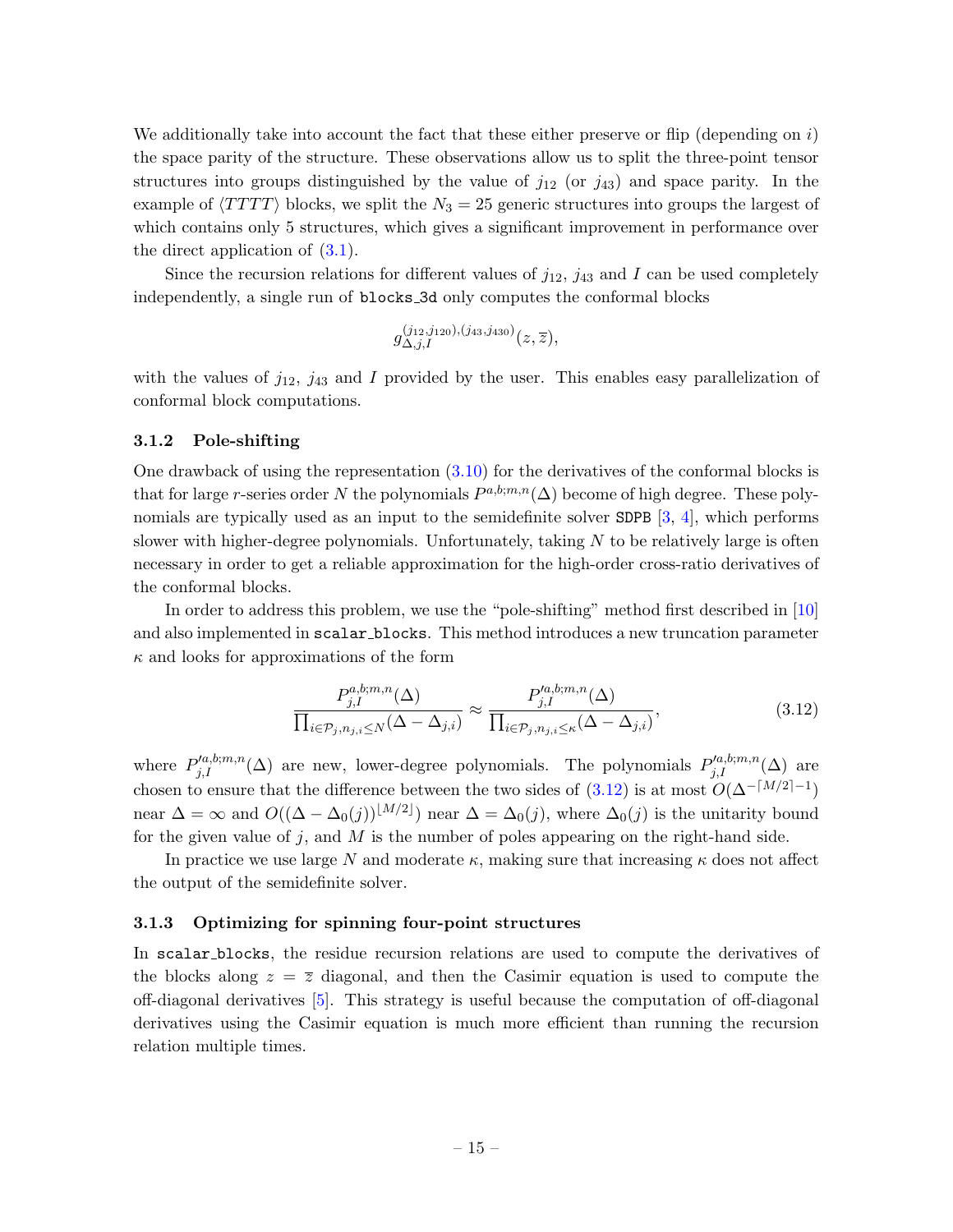We additionally take into account the fact that these either preserve or flip (depending on $i$) the space parity of the structure. These observations allow us to split the three-point tensor structures into groups distinguished by the value of $j_{12}$ (or $j_{43}$) and space parity. In the example of $\langle TTTT\rangle$ blocks, we split the $N_3 = 25$ generic structures into groups the largest of which contains only 5 structures, which gives a significant improvement in performance over the direct application of (3.1).

Since the recursion relations for different values of $j_{12}$, $j_{43}$ and $I$ can be used completely independently, a single run of blocks_3d only computes the conformal blocks

$$g^{(j_{12},j_{120}),(j_{43},j_{430})}_{\Delta,j,I}(z,\overline{z}),$$

with the values of $j_{12}$, $j_{43}$ and $I$ provided by the user. This enables easy parallelization of conformal block computations.

### 3.1.2 Pole-shifting

One drawback of using the representation (3.10) for the derivatives of the conformal blocks is that for large $r$-series order $N$ the polynomials $P^{a,b;m,n}(\Delta)$ become of high degree. These polynomials are typically used as an input to the semidefinite solver SDPB [3, 4], which performs slower with higher-degree polynomials. Unfortunately, taking $N$ to be relatively large is often necessary in order to get a reliable approximation for the high-order cross-ratio derivatives of the conformal blocks.

In order to address this problem, we use the "pole-shifting" method first described in [10] and also implemented in scalar_blocks. This method introduces a new truncation parameter $\kappa$ and looks for approximations of the form

$$\frac{P^{a,b;m,n}_{j,I}(\Delta)}{\prod_{i\in\mathcal{P}_j, n_{j,i}\leq N}(\Delta-\Delta_{j,i})} \approx \frac{P'^{a,b;m,n}_{j,I}(\Delta)}{\prod_{i\in\mathcal{P}_j, n_{j,i}\leq \kappa}(\Delta-\Delta_{j,i})}, \tag{3.12}$$

where $P'^{a,b;m,n}_{j,I}(\Delta)$ are new, lower-degree polynomials. The polynomials $P'^{a,b;m,n}_{j,I}(\Delta)$ are chosen to ensure that the difference between the two sides of (3.12) is at most $O(\Delta^{-\lceil M/2\rceil-1})$ near $\Delta=\infty$ and $O((\Delta-\Delta_0(j))^{\lfloor M/2\rfloor})$ near $\Delta=\Delta_0(j)$, where $\Delta_0(j)$ is the unitarity bound for the given value of $j$, and $M$ is the number of poles appearing on the right-hand side.

In practice we use large $N$ and moderate $\kappa$, making sure that increasing $\kappa$ does not affect the output of the semidefinite solver.

### 3.1.3 Optimizing for spinning four-point structures

In scalar_blocks, the residue recursion relations are used to compute the derivatives of the blocks along $z=\overline{z}$ diagonal, and then the Casimir equation is used to compute the off-diagonal derivatives [5]. This strategy is useful because the computation of off-diagonal derivatives using the Casimir equation is much more efficient than running the recursion relation multiple times.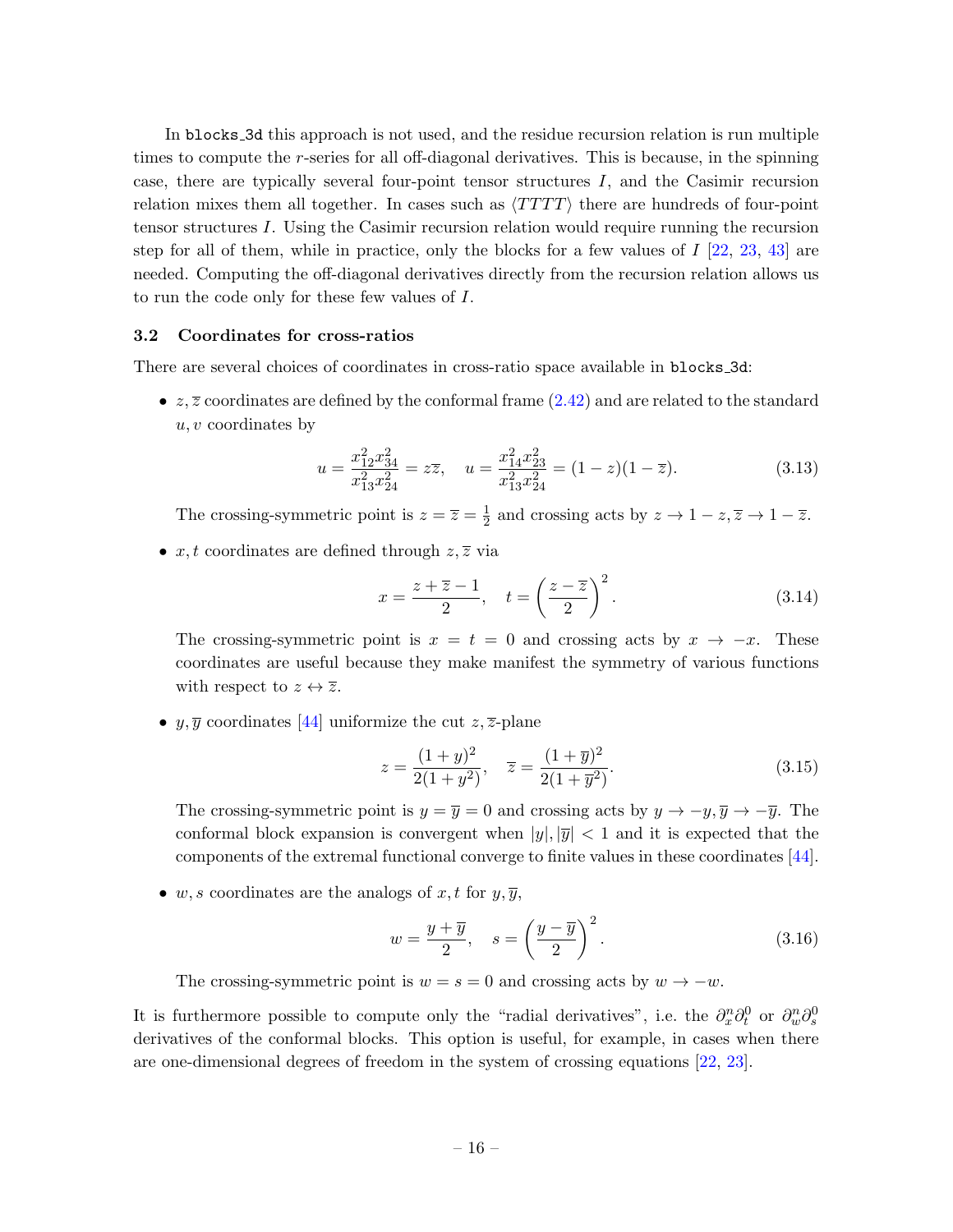In `blocks_3d` this approach is not used, and the residue recursion relation is run multiple times to compute the $r$-series for all off-diagonal derivatives. This is because, in the spinning case, there are typically several four-point tensor structures $I$, and the Casimir recursion relation mixes them all together. In cases such as $\langle TTTT\rangle$ there are hundreds of four-point tensor structures $I$. Using the Casimir recursion relation would require running the recursion step for all of them, while in practice, only the blocks for a few values of $I$ [22, 23, 43] are needed. Computing the off-diagonal derivatives directly from the recursion relation allows us to run the code only for these few values of $I$.

### 3.2 Coordinates for cross-ratios

There are several choices of coordinates in cross-ratio space available in `blocks_3d`:

- $z, \overline{z}$ coordinates are defined by the conformal frame (2.42) and are related to the standard $u, v$ coordinates by

$$u = \frac{x_{12}^2 x_{34}^2}{x_{13}^2 x_{24}^2} = z\overline{z}, \quad u = \frac{x_{14}^2 x_{23}^2}{x_{13}^2 x_{24}^2} = (1-z)(1-\overline{z}). \tag{3.13}$$

  The crossing-symmetric point is $z = \overline{z} = \frac{1}{2}$ and crossing acts by $z \to 1-z, \overline{z} \to 1-\overline{z}$.

- $x, t$ coordinates are defined through $z, \overline{z}$ via

$$x = \frac{z+\overline{z}-1}{2}, \quad t = \left(\frac{z-\overline{z}}{2}\right)^2. \tag{3.14}$$

  The crossing-symmetric point is $x = t = 0$ and crossing acts by $x \to -x$. These coordinates are useful because they make manifest the symmetry of various functions with respect to $z \leftrightarrow \overline{z}$.

- $y, \overline{y}$ coordinates [44] uniformize the cut $z, \overline{z}$-plane

$$z = \frac{(1+y)^2}{2(1+y^2)}, \quad \overline{z} = \frac{(1+\overline{y})^2}{2(1+\overline{y}^2)}. \tag{3.15}$$

  The crossing-symmetric point is $y = \overline{y} = 0$ and crossing acts by $y \to -y, \overline{y} \to -\overline{y}$. The conformal block expansion is convergent when $|y|, |\overline{y}| < 1$ and it is expected that the components of the extremal functional converge to finite values in these coordinates [44].

- $w, s$ coordinates are the analogs of $x, t$ for $y, \overline{y}$,

$$w = \frac{y+\overline{y}}{2}, \quad s = \left(\frac{y-\overline{y}}{2}\right)^2. \tag{3.16}$$

  The crossing-symmetric point is $w = s = 0$ and crossing acts by $w \to -w$.

It is furthermore possible to compute only the "radial derivatives", i.e. the $\partial_x^n \partial_t^0$ or $\partial_w^n \partial_s^0$ derivatives of the conformal blocks. This option is useful, for example, in cases when there are one-dimensional degrees of freedom in the system of crossing equations [22, 23].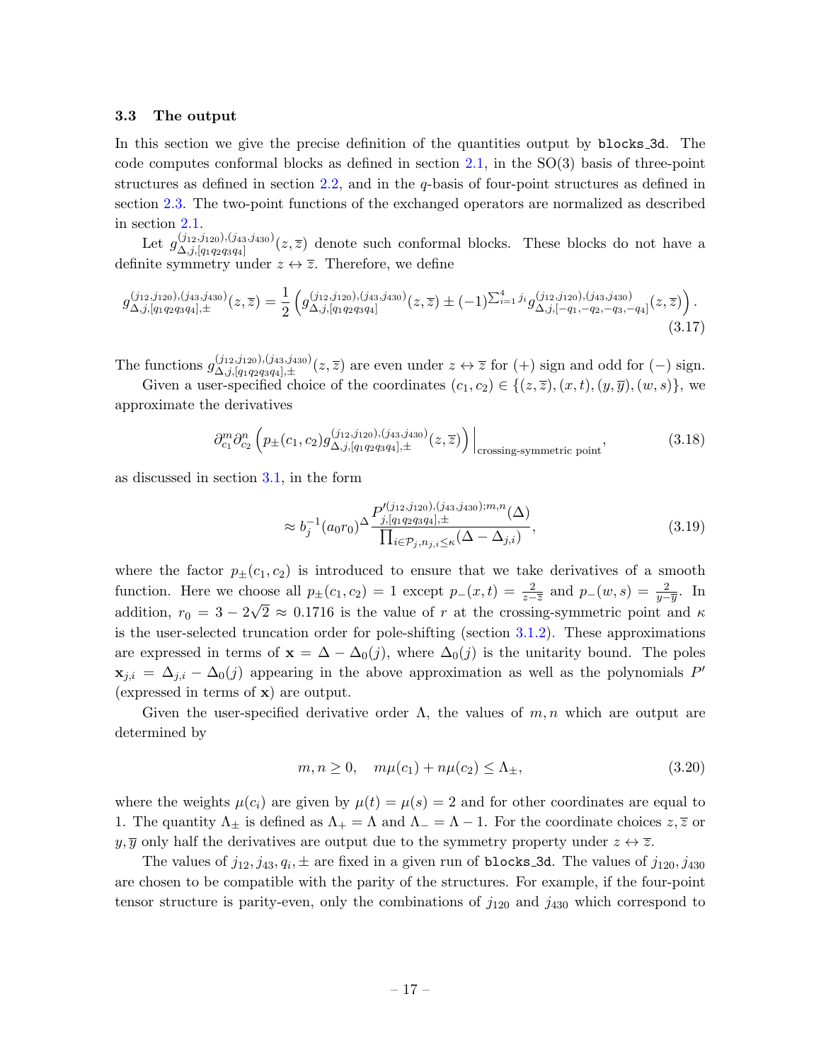### 3.3 The output

In this section we give the precise definition of the quantities output by `blocks_3d`. The code computes conformal blocks as defined in section 2.1, in the SO(3) basis of three-point structures as defined in section 2.2, and in the $q$-basis of four-point structures as defined in section 2.3. The two-point functions of the exchanged operators are normalized as described in section 2.1.

Let $g^{(j_{12},j_{120}),(j_{43},j_{430})}_{\Delta,j,[q_1q_2q_3q_4]}(z,\overline{z})$ denote such conformal blocks. These blocks do not have a definite symmetry under $z \leftrightarrow \overline{z}$. Therefore, we define

$$g^{(j_{12},j_{120}),(j_{43},j_{430})}_{\Delta,j,[q_1q_2q_3q_4],\pm}(z,\overline{z}) = \frac{1}{2}\left(g^{(j_{12},j_{120}),(j_{43},j_{430})}_{\Delta,j,[q_1q_2q_3q_4]}(z,\overline{z}) \pm (-1)^{\sum_{i=1}^4 j_i} g^{(j_{12},j_{120}),(j_{43},j_{430})}_{\Delta,j,[-q_1,-q_2,-q_3,-q_4]}(z,\overline{z})\right). \tag{3.17}$$

The functions $g^{(j_{12},j_{120}),(j_{43},j_{430})}_{\Delta,j,[q_1q_2q_3q_4],\pm}(z,\overline{z})$ are even under $z \leftrightarrow \overline{z}$ for $(+)$ sign and odd for $(-)$ sign.

Given a user-specified choice of the coordinates $(c_1, c_2) \in \{(z,\overline{z}),(x,t),(y,\overline{y}),(w,s)\}$, we approximate the derivatives

$$\partial^m_{c_1}\partial^n_{c_2}\left(p_\pm(c_1,c_2)\, g^{(j_{12},j_{120}),(j_{43},j_{430})}_{\Delta,j,[q_1q_2q_3q_4],\pm}(z,\overline{z})\right)\Big|_{\text{crossing-symmetric point}}, \tag{3.18}$$

as discussed in section 3.1, in the form

$$\approx b_j^{-1}(a_0 r_0)^\Delta \frac{P'^{(j_{12},j_{120}),(j_{43},j_{430});m,n}_{j,[q_1q_2q_3q_4],\pm}(\Delta)}{\prod_{i\in\mathcal{P}_j, n_{j,i}\leq\kappa}(\Delta-\Delta_{j,i})}, \tag{3.19}$$

where the factor $p_\pm(c_1,c_2)$ is introduced to ensure that we take derivatives of a smooth function. Here we choose all $p_\pm(c_1,c_2) = 1$ except $p_-(x,t) = \frac{2}{z-\overline{z}}$ and $p_-(w,s) = \frac{2}{y-\overline{y}}$. In addition, $r_0 = 3-2\sqrt{2} \approx 0.1716$ is the value of $r$ at the crossing-symmetric point and $\kappa$ is the user-selected truncation order for pole-shifting (section 3.1.2). These approximations are expressed in terms of $\mathbf{x} = \Delta - \Delta_0(j)$, where $\Delta_0(j)$ is the unitarity bound. The poles $\mathbf{x}_{j,i} = \Delta_{j,i} - \Delta_0(j)$ appearing in the above approximation as well as the polynomials $P'$ (expressed in terms of $\mathbf{x}$) are output.

Given the user-specified derivative order $\Lambda$, the values of $m, n$ which are output are determined by

$$m,n \geq 0, \quad m\mu(c_1) + n\mu(c_2) \leq \Lambda_\pm, \tag{3.20}$$

where the weights $\mu(c_i)$ are given by $\mu(t) = \mu(s) = 2$ and for other coordinates are equal to 1. The quantity $\Lambda_\pm$ is defined as $\Lambda_+ = \Lambda$ and $\Lambda_- = \Lambda - 1$. For the coordinate choices $z, \overline{z}$ or $y, \overline{y}$ only half the derivatives are output due to the symmetry property under $z \leftrightarrow \overline{z}$.

The values of $j_{12}, j_{43}, q_i, \pm$ are fixed in a given run of `blocks_3d`. The values of $j_{120}, j_{430}$ are chosen to be compatible with the parity of the structures. For example, if the four-point tensor structure is parity-even, only the combinations of $j_{120}$ and $j_{430}$ which correspond to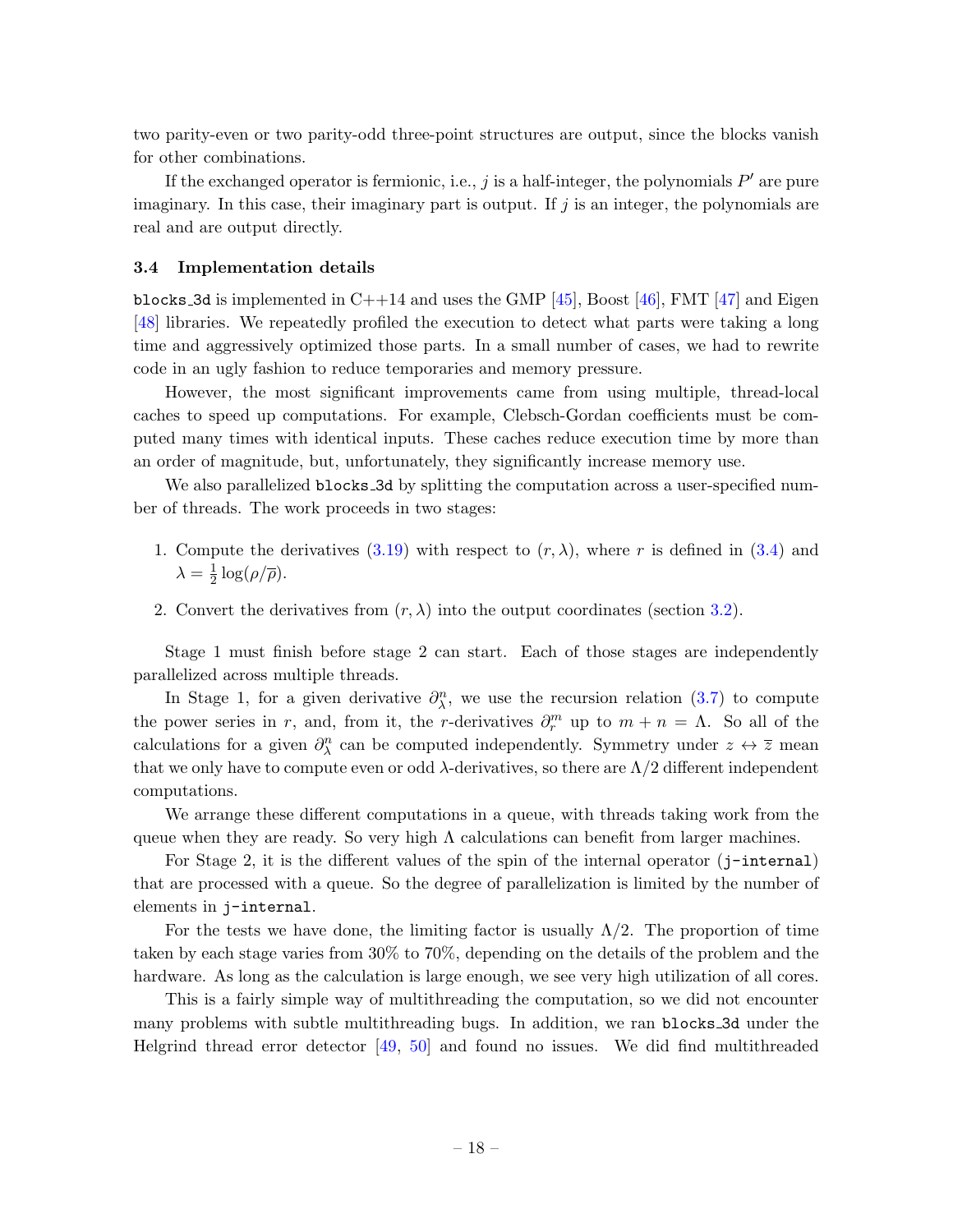two parity-even or two parity-odd three-point structures are output, since the blocks vanish for other combinations.

If the exchanged operator is fermionic, i.e., $j$ is a half-integer, the polynomials $P'$ are pure imaginary. In this case, their imaginary part is output. If $j$ is an integer, the polynomials are real and are output directly.

### 3.4 Implementation details

`blocks_3d` is implemented in C++14 and uses the GMP [45], Boost [46], FMT [47] and Eigen [48] libraries. We repeatedly profiled the execution to detect what parts were taking a long time and aggressively optimized those parts. In a small number of cases, we had to rewrite code in an ugly fashion to reduce temporaries and memory pressure.

However, the most significant improvements came from using multiple, thread-local caches to speed up computations. For example, Clebsch-Gordan coefficients must be computed many times with identical inputs. These caches reduce execution time by more than an order of magnitude, but, unfortunately, they significantly increase memory use.

We also parallelized `blocks_3d` by splitting the computation across a user-specified number of threads. The work proceeds in two stages:

1. Compute the derivatives (3.19) with respect to $(r, \lambda)$, where $r$ is defined in (3.4) and $\lambda = \frac{1}{2}\log(\rho/\overline{\rho})$.
2. Convert the derivatives from $(r, \lambda)$ into the output coordinates (section 3.2).

Stage 1 must finish before stage 2 can start. Each of those stages are independently parallelized across multiple threads.

In Stage 1, for a given derivative $\partial_\lambda^n$, we use the recursion relation (3.7) to compute the power series in $r$, and, from it, the $r$-derivatives $\partial_r^m$ up to $m + n = \Lambda$. So all of the calculations for a given $\partial_\lambda^n$ can be computed independently. Symmetry under $z \leftrightarrow \overline{z}$ mean that we only have to compute even or odd $\lambda$-derivatives, so there are $\Lambda/2$ different independent computations.

We arrange these different computations in a queue, with threads taking work from the queue when they are ready. So very high $\Lambda$ calculations can benefit from larger machines.

For Stage 2, it is the different values of the spin of the internal operator (`j-internal`) that are processed with a queue. So the degree of parallelization is limited by the number of elements in `j-internal`.

For the tests we have done, the limiting factor is usually $\Lambda/2$. The proportion of time taken by each stage varies from 30% to 70%, depending on the details of the problem and the hardware. As long as the calculation is large enough, we see very high utilization of all cores.

This is a fairly simple way of multithreading the computation, so we did not encounter many problems with subtle multithreading bugs. In addition, we ran `blocks_3d` under the Helgrind thread error detector [49, 50] and found no issues. We did find multithreaded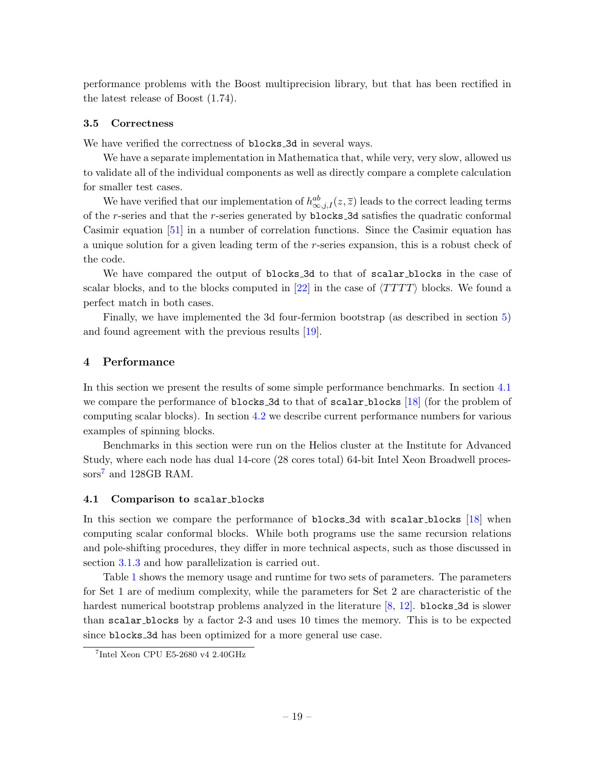performance problems with the Boost multiprecision library, but that has been rectified in the latest release of Boost (1.74).

### 3.5 Correctness

We have verified the correctness of `blocks_3d` in several ways.

We have a separate implementation in Mathematica that, while very, very slow, allowed us to validate all of the individual components as well as directly compare a complete calculation for smaller test cases.

We have verified that our implementation of $h^{ab}_{\infty,j,I}(z,\bar{z})$ leads to the correct leading terms of the $r$-series and that the $r$-series generated by `blocks_3d` satisfies the quadratic conformal Casimir equation [51] in a number of correlation functions. Since the Casimir equation has a unique solution for a given leading term of the $r$-series expansion, this is a robust check of the code.

We have compared the output of `blocks_3d` to that of `scalar_blocks` in the case of scalar blocks, and to the blocks computed in [22] in the case of $\langle TTTT\rangle$ blocks. We found a perfect match in both cases.

Finally, we have implemented the 3d four-fermion bootstrap (as described in section 5) and found agreement with the previous results [19].

## 4 Performance

In this section we present the results of some simple performance benchmarks. In section 4.1 we compare the performance of `blocks_3d` to that of `scalar_blocks` [18] (for the problem of computing scalar blocks). In section 4.2 we describe current performance numbers for various examples of spinning blocks.

Benchmarks in this section were run on the Helios cluster at the Institute for Advanced Study, where each node has dual 14-core (28 cores total) 64-bit Intel Xeon Broadwell processors[7] and 128GB RAM.

### 4.1 Comparison to `scalar_blocks`

In this section we compare the performance of `blocks_3d` with `scalar_blocks` [18] when computing scalar conformal blocks. While both programs use the same recursion relations and pole-shifting procedures, they differ in more technical aspects, such as those discussed in section 3.1.3 and how parallelization is carried out.

Table 1 shows the memory usage and runtime for two sets of parameters. The parameters for Set 1 are of medium complexity, while the parameters for Set 2 are characteristic of the hardest numerical bootstrap problems analyzed in the literature [8, 12]. `blocks_3d` is slower than `scalar_blocks` by a factor 2-3 and uses 10 times the memory. This is to be expected since `blocks_3d` has been optimized for a more general use case.

[7] Intel Xeon CPU E5-2680 v4 2.40GHz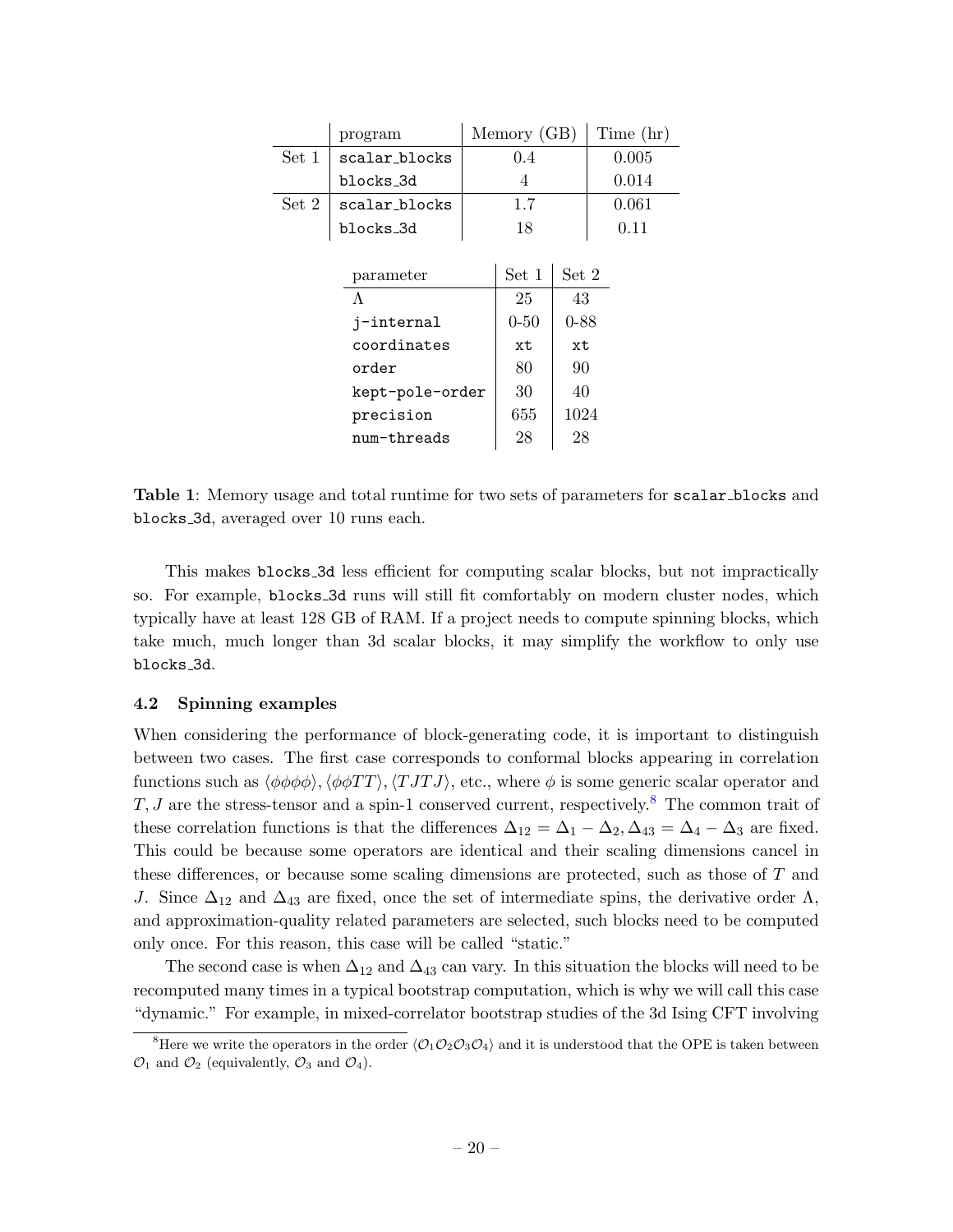|  | program | Memory (GB) | Time (hr) |
|---|---|---|---|
| Set 1 | `scalar_blocks` | 0.4 | 0.005 |
|  | `blocks_3d` | 4 | 0.014 |
| Set 2 | `scalar_blocks` | 1.7 | 0.061 |
|  | `blocks_3d` | 18 | 0.11 |

| parameter | Set 1 | Set 2 |
|---|---|---|
| $\Lambda$ | 25 | 43 |
| `j-internal` | 0-50 | 0-88 |
| `coordinates` | `xt` | `xt` |
| `order` | 80 | 90 |
| `kept-pole-order` | 30 | 40 |
| `precision` | 655 | 1024 |
| `num-threads` | 28 | 28 |

**Table 1**: Memory usage and total runtime for two sets of parameters for `scalar_blocks` and `blocks_3d`, averaged over 10 runs each.

This makes `blocks_3d` less efficient for computing scalar blocks, but not impractically so. For example, `blocks_3d` runs will still fit comfortably on modern cluster nodes, which typically have at least 128 GB of RAM. If a project needs to compute spinning blocks, which take much, much longer than 3d scalar blocks, it may simplify the workflow to only use `blocks_3d`.

### 4.2 Spinning examples

When considering the performance of block-generating code, it is important to distinguish between two cases. The first case corresponds to conformal blocks appearing in correlation functions such as $\langle \phi\phi\phi\phi \rangle, \langle \phi\phi TT \rangle, \langle TJTJ \rangle$, etc., where $\phi$ is some generic scalar operator and $T, J$ are the stress-tensor and a spin-1 conserved current, respectively.[8] The common trait of these correlation functions is that the differences $\Delta_{12} = \Delta_1 - \Delta_2, \Delta_{43} = \Delta_4 - \Delta_3$ are fixed. This could be because some operators are identical and their scaling dimensions cancel in these differences, or because some scaling dimensions are protected, such as those of $T$ and $J$. Since $\Delta_{12}$ and $\Delta_{43}$ are fixed, once the set of intermediate spins, the derivative order $\Lambda$, and approximation-quality related parameters are selected, such blocks need to be computed only once. For this reason, this case will be called "static."

The second case is when $\Delta_{12}$ and $\Delta_{43}$ can vary. In this situation the blocks will need to be recomputed many times in a typical bootstrap computation, which is why we will call this case "dynamic." For example, in mixed-correlator bootstrap studies of the 3d Ising CFT involving

[8] Here we write the operators in the order $\langle \mathcal{O}_1\mathcal{O}_2\mathcal{O}_3\mathcal{O}_4 \rangle$ and it is understood that the OPE is taken between $\mathcal{O}_1$ and $\mathcal{O}_2$ (equivalently, $\mathcal{O}_3$ and $\mathcal{O}_4$).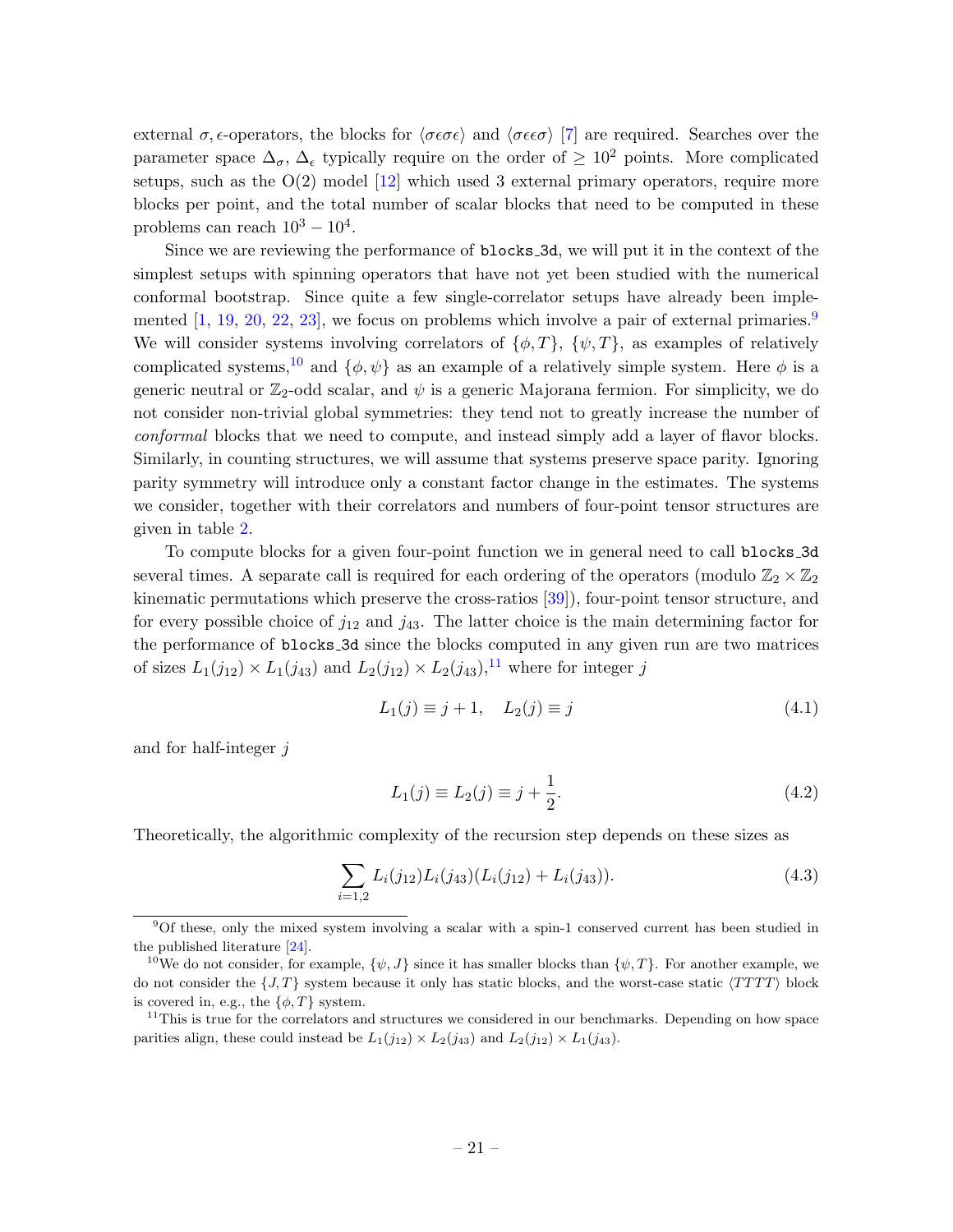external $\sigma, \epsilon$-operators, the blocks for $\langle\sigma\epsilon\sigma\epsilon\rangle$ and $\langle\sigma\epsilon\epsilon\sigma\rangle$ [7] are required. Searches over the parameter space $\Delta_\sigma$, $\Delta_\epsilon$ typically require on the order of $\geq 10^2$ points. More complicated setups, such as the O(2) model [12] which used 3 external primary operators, require more blocks per point, and the total number of scalar blocks that need to be computed in these problems can reach $10^3 - 10^4$.

Since we are reviewing the performance of `blocks_3d`, we will put it in the context of the simplest setups with spinning operators that have not yet been studied with the numerical conformal bootstrap. Since quite a few single-correlator setups have already been implemented [1, 19, 20, 22, 23], we focus on problems which involve a pair of external primaries.[9] We will consider systems involving correlators of $\{\phi, T\}$, $\{\psi, T\}$, as examples of relatively complicated systems,[10] and $\{\phi, \psi\}$ as an example of a relatively simple system. Here $\phi$ is a generic neutral or $\mathbb{Z}_2$-odd scalar, and $\psi$ is a generic Majorana fermion. For simplicity, we do not consider non-trivial global symmetries: they tend not to greatly increase the number of *conformal* blocks that we need to compute, and instead simply add a layer of flavor blocks. Similarly, in counting structures, we will assume that systems preserve space parity. Ignoring parity symmetry will introduce only a constant factor change in the estimates. The systems we consider, together with their correlators and numbers of four-point tensor structures are given in table 2.

To compute blocks for a given four-point function we in general need to call `blocks_3d` several times. A separate call is required for each ordering of the operators (modulo $\mathbb{Z}_2 \times \mathbb{Z}_2$ kinematic permutations which preserve the cross-ratios [39]), four-point tensor structure, and for every possible choice of $j_{12}$ and $j_{43}$. The latter choice is the main determining factor for the performance of `blocks_3d` since the blocks computed in any given run are two matrices of sizes $L_1(j_{12}) \times L_1(j_{43})$ and $L_2(j_{12}) \times L_2(j_{43})$,[11] where for integer $j$

$$L_1(j) \equiv j + 1, \quad L_2(j) \equiv j \tag{4.1}$$

and for half-integer $j$

$$L_1(j) \equiv L_2(j) \equiv j + \frac{1}{2}. \tag{4.2}$$

Theoretically, the algorithmic complexity of the recursion step depends on these sizes as

$$\sum_{i=1,2} L_i(j_{12}) L_i(j_{43}) (L_i(j_{12}) + L_i(j_{43})). \tag{4.3}$$

[9] Of these, only the mixed system involving a scalar with a spin-1 conserved current has been studied in the published literature [24].

[10] We do not consider, for example, $\{\psi, J\}$ since it has smaller blocks than $\{\psi, T\}$. For another example, we do not consider the $\{J, T\}$ system because it only has static blocks, and the worst-case static $\langle TTTT\rangle$ block is covered in, e.g., the $\{\phi, T\}$ system.

[11] This is true for the correlators and structures we considered in our benchmarks. Depending on how space parities align, these could instead be $L_1(j_{12}) \times L_2(j_{43})$ and $L_2(j_{12}) \times L_1(j_{43})$.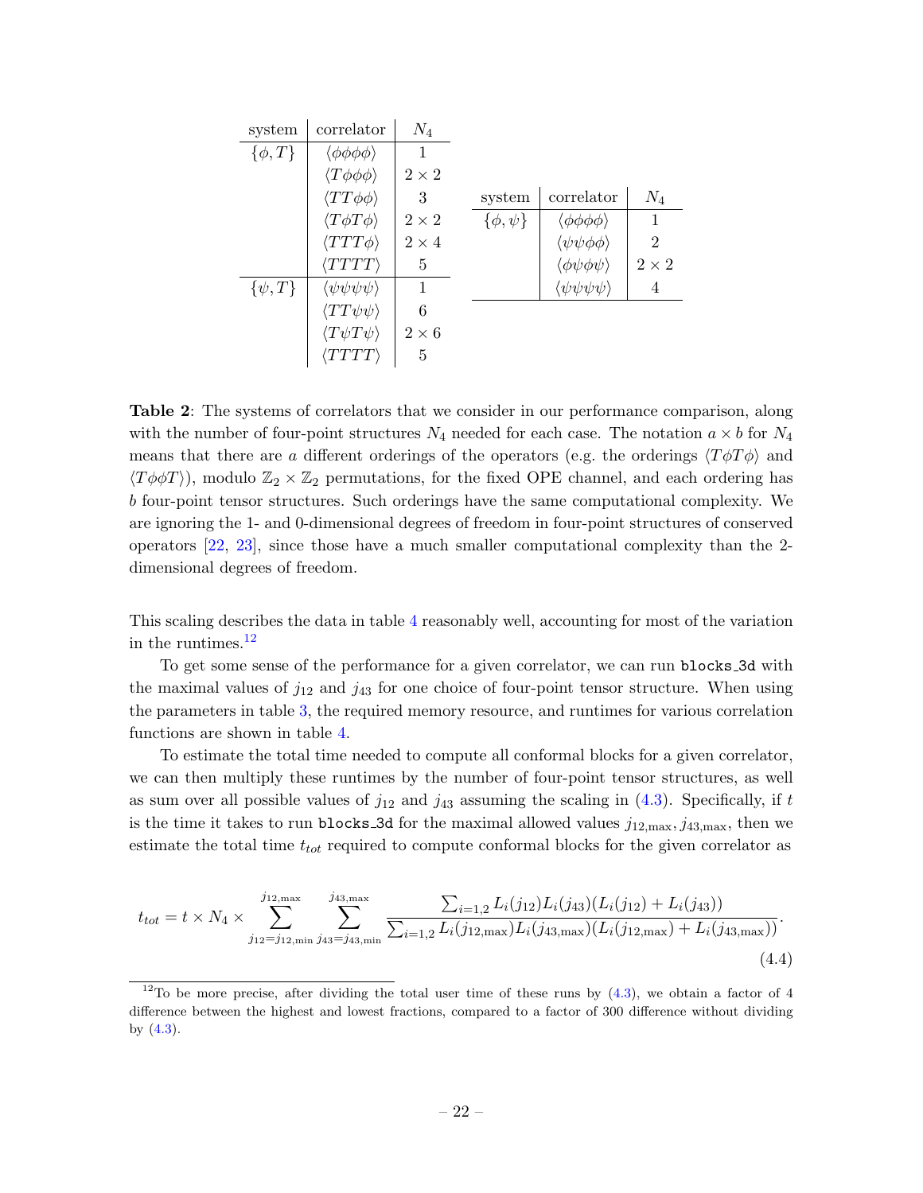| system | correlator | $N_4$ |
|---|---|---|
| $\{\phi, T\}$ | $\langle\phi\phi\phi\phi\rangle$ | 1 |
| | $\langle T\phi\phi\phi\rangle$ | $2\times 2$ |
| | $\langle TT\phi\phi\rangle$ | 3 |
| | $\langle T\phi T\phi\rangle$ | $2\times 2$ |
| | $\langle TTT\phi\rangle$ | $2\times 4$ |
| | $\langle TTTT\rangle$ | 5 |
| $\{\psi, T\}$ | $\langle\psi\psi\psi\psi\rangle$ | 1 |
| | $\langle TT\psi\psi\rangle$ | 6 |
| | $\langle T\psi T\psi\rangle$ | $2\times 6$ |
| | $\langle TTTT\rangle$ | 5 |

| system | correlator | $N_4$ |
|---|---|---|
| $\{\phi, \psi\}$ | $\langle\phi\phi\phi\phi\rangle$ | 1 |
| | $\langle\psi\psi\phi\phi\rangle$ | 2 |
| | $\langle\phi\psi\phi\psi\rangle$ | $2\times 2$ |
| | $\langle\psi\psi\psi\psi\rangle$ | 4 |

**Table 2**: The systems of correlators that we consider in our performance comparison, along with the number of four-point structures $N_4$ needed for each case. The notation $a \times b$ for $N_4$ means that there are $a$ different orderings of the operators (e.g. the orderings $\langle T\phi T\phi\rangle$ and $\langle T\phi\phi T\rangle$), modulo $\mathbb{Z}_2 \times \mathbb{Z}_2$ permutations, for the fixed OPE channel, and each ordering has $b$ four-point tensor structures. Such orderings have the same computational complexity. We are ignoring the 1- and 0-dimensional degrees of freedom in four-point structures of conserved operators [22, 23], since those have a much smaller computational complexity than the 2-dimensional degrees of freedom.

This scaling describes the data in table 4 reasonably well, accounting for most of the variation in the runtimes.[12]

To get some sense of the performance for a given correlator, we can run `blocks_3d` with the maximal values of $j_{12}$ and $j_{43}$ for one choice of four-point tensor structure. When using the parameters in table 3, the required memory resource, and runtimes for various correlation functions are shown in table 4.

To estimate the total time needed to compute all conformal blocks for a given correlator, we can then multiply these runtimes by the number of four-point tensor structures, as well as sum over all possible values of $j_{12}$ and $j_{43}$ assuming the scaling in (4.3). Specifically, if $t$ is the time it takes to run `blocks_3d` for the maximal allowed values $j_{12,\max}, j_{43,\max}$, then we estimate the total time $t_{tot}$ required to compute conformal blocks for the given correlator as

$$t_{tot} = t \times N_4 \times \sum_{j_{12}=j_{12,\min}}^{j_{12,\max}} \sum_{j_{43}=j_{43,\min}}^{j_{43,\max}} \frac{\sum_{i=1,2} L_i(j_{12}) L_i(j_{43}) (L_i(j_{12}) + L_i(j_{43}))}{\sum_{i=1,2} L_i(j_{12,\max}) L_i(j_{43,\max}) (L_i(j_{12,\max}) + L_i(j_{43,\max}))}. \tag{4.4}$$

[12] To be more precise, after dividing the total user time of these runs by (4.3), we obtain a factor of 4 difference between the highest and lowest fractions, compared to a factor of 300 difference without dividing by (4.3).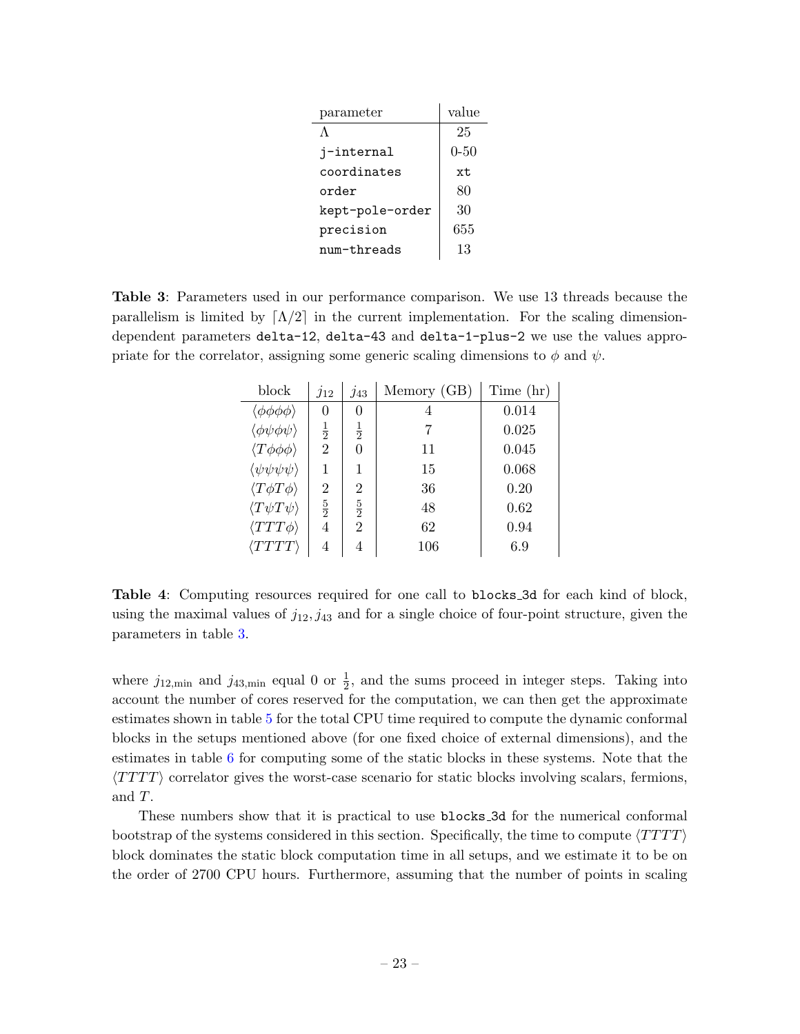| parameter | value |
|---|---|
| $\Lambda$ | 25 |
| `j-internal` | 0-50 |
| `coordinates` | `xt` |
| `order` | 80 |
| `kept-pole-order` | 30 |
| `precision` | 655 |
| `num-threads` | 13 |

**Table 3**: Parameters used in our performance comparison. We use 13 threads because the parallelism is limited by $\lceil \Lambda/2 \rceil$ in the current implementation. For the scaling dimension-dependent parameters `delta-12`, `delta-43` and `delta-1-plus-2` we use the values appropriate for the correlator, assigning some generic scaling dimensions to $\phi$ and $\psi$.

| block | $j_{12}$ | $j_{43}$ | Memory (GB) | Time (hr) |
|---|---|---|---|---|
| $\langle \phi\phi\phi\phi \rangle$ | 0 | 0 | 4 | 0.014 |
| $\langle \phi\psi\phi\psi \rangle$ | $\frac{1}{2}$ | $\frac{1}{2}$ | 7 | 0.025 |
| $\langle T\phi\phi\phi \rangle$ | 2 | 0 | 11 | 0.045 |
| $\langle \psi\psi\psi\psi \rangle$ | 1 | 1 | 15 | 0.068 |
| $\langle T\phi T\phi \rangle$ | 2 | 2 | 36 | 0.20 |
| $\langle T\psi T\psi \rangle$ | $\frac{5}{2}$ | $\frac{5}{2}$ | 48 | 0.62 |
| $\langle TTT\phi \rangle$ | 4 | 2 | 62 | 0.94 |
| $\langle TTTT \rangle$ | 4 | 4 | 106 | 6.9 |

**Table 4**: Computing resources required for one call to `blocks_3d` for each kind of block, using the maximal values of $j_{12}, j_{43}$ and for a single choice of four-point structure, given the parameters in table 3.

where $j_{12,\text{min}}$ and $j_{43,\text{min}}$ equal 0 or $\frac{1}{2}$, and the sums proceed in integer steps. Taking into account the number of cores reserved for the computation, we can then get the approximate estimates shown in table 5 for the total CPU time required to compute the dynamic conformal blocks in the setups mentioned above (for one fixed choice of external dimensions), and the estimates in table 6 for computing some of the static blocks in these systems. Note that the $\langle TTTT \rangle$ correlator gives the worst-case scenario for static blocks involving scalars, fermions, and $T$.

These numbers show that it is practical to use `blocks_3d` for the numerical conformal bootstrap of the systems considered in this section. Specifically, the time to compute $\langle TTTT \rangle$ block dominates the static block computation time in all setups, and we estimate it to be on the order of 2700 CPU hours. Furthermore, assuming that the number of points in scaling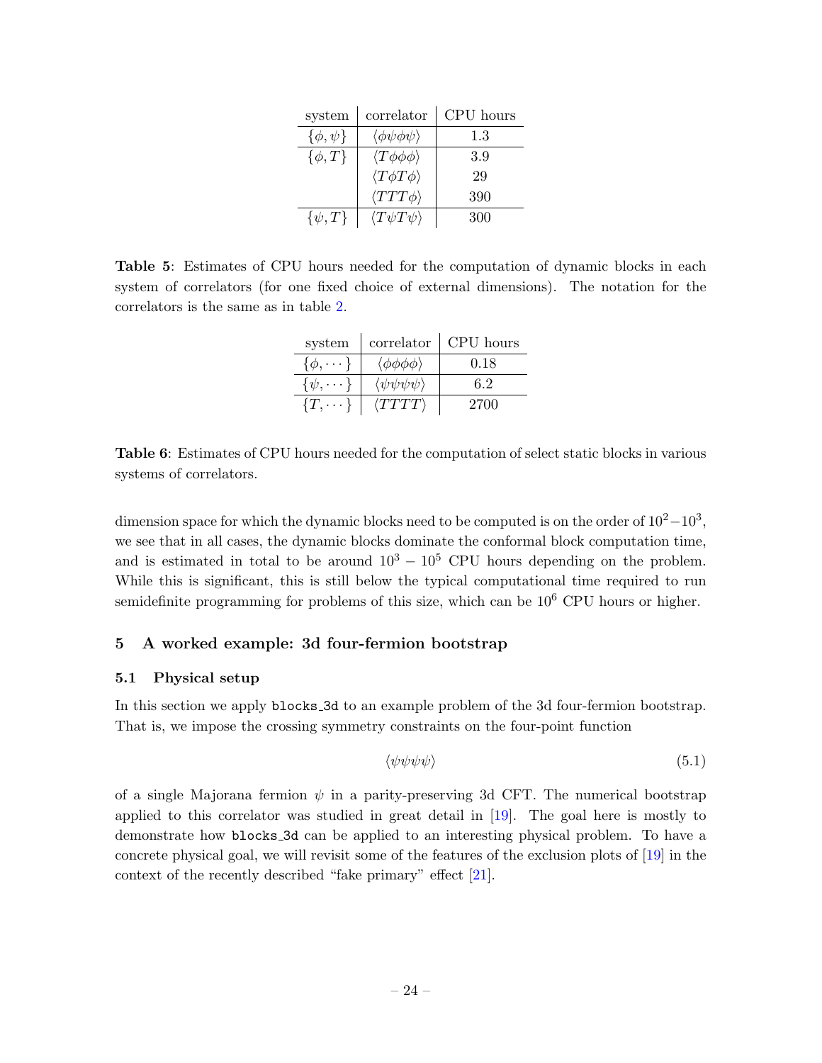| system | correlator | CPU hours |
|---|---|---|
| $\{\phi, \psi\}$ | $\langle\phi\psi\phi\psi\rangle$ | 1.3 |
| $\{\phi, T\}$ | $\langle T\phi\phi\phi\rangle$ | 3.9 |
| | $\langle T\phi T\phi\rangle$ | 29 |
| | $\langle TTT\phi\rangle$ | 390 |
| $\{\psi, T\}$ | $\langle T\psi T\psi\rangle$ | 300 |

**Table 5**: Estimates of CPU hours needed for the computation of dynamic blocks in each system of correlators (for one fixed choice of external dimensions). The notation for the correlators is the same as in table 2.

| system | correlator | CPU hours |
|---|---|---|
| $\{\phi, \cdots\}$ | $\langle\phi\phi\phi\phi\rangle$ | 0.18 |
| $\{\psi, \cdots\}$ | $\langle\psi\psi\psi\psi\rangle$ | 6.2 |
| $\{T, \cdots\}$ | $\langle TTTT\rangle$ | 2700 |

**Table 6**: Estimates of CPU hours needed for the computation of select static blocks in various systems of correlators.

dimension space for which the dynamic blocks need to be computed is on the order of $10^2-10^3$, we see that in all cases, the dynamic blocks dominate the conformal block computation time, and is estimated in total to be around $10^3 - 10^5$ CPU hours depending on the problem. While this is significant, this is still below the typical computational time required to run semidefinite programming for problems of this size, which can be $10^6$ CPU hours or higher.

## 5 A worked example: 3d four-fermion bootstrap

### 5.1 Physical setup

In this section we apply `blocks_3d` to an example problem of the 3d four-fermion bootstrap. That is, we impose the crossing symmetry constraints on the four-point function

$$\langle\psi\psi\psi\psi\rangle \tag{5.1}$$

of a single Majorana fermion $\psi$ in a parity-preserving 3d CFT. The numerical bootstrap applied to this correlator was studied in great detail in [19]. The goal here is mostly to demonstrate how `blocks_3d` can be applied to an interesting physical problem. To have a concrete physical goal, we will revisit some of the features of the exclusion plots of [19] in the context of the recently described "fake primary" effect [21].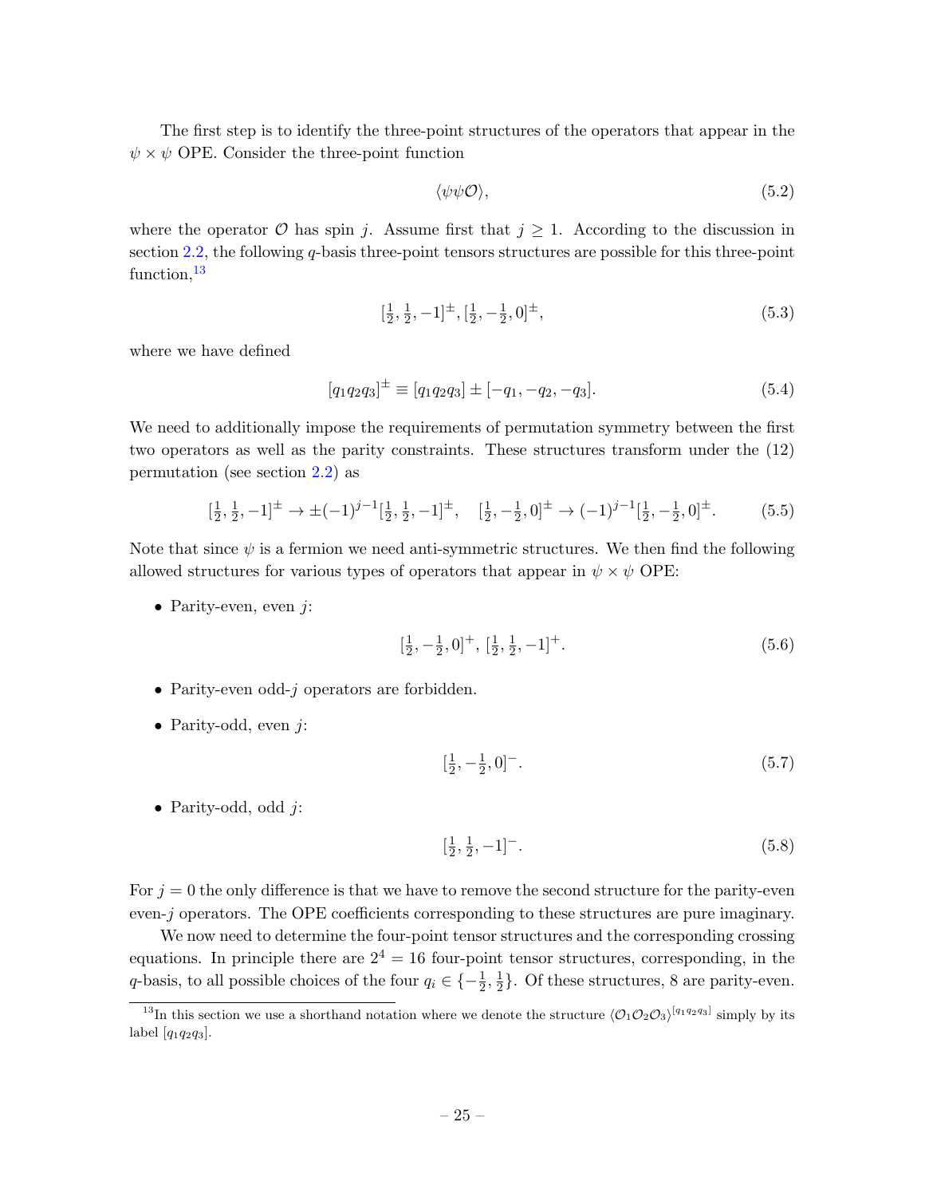The first step is to identify the three-point structures of the operators that appear in the $\psi \times \psi$ OPE. Consider the three-point function

$$\langle \psi\psi\mathcal{O}\rangle, \tag{5.2}$$

where the operator $\mathcal{O}$ has spin $j$. Assume first that $j \geq 1$. According to the discussion in section 2.2, the following $q$-basis three-point tensors structures are possible for this three-point function,[13]

$$[\tfrac{1}{2}, \tfrac{1}{2}, -1]^{\pm}, [\tfrac{1}{2}, -\tfrac{1}{2}, 0]^{\pm}, \tag{5.3}$$

where we have defined

$$[q_1q_2q_3]^{\pm} \equiv [q_1q_2q_3] \pm [-q_1, -q_2, -q_3]. \tag{5.4}$$

We need to additionally impose the requirements of permutation symmetry between the first two operators as well as the parity constraints. These structures transform under the (12) permutation (see section 2.2) as

$$[\tfrac{1}{2}, \tfrac{1}{2}, -1]^{\pm} \to \pm(-1)^{j-1}[\tfrac{1}{2}, \tfrac{1}{2}, -1]^{\pm}, \quad [\tfrac{1}{2}, -\tfrac{1}{2}, 0]^{\pm} \to (-1)^{j-1}[\tfrac{1}{2}, -\tfrac{1}{2}, 0]^{\pm}. \tag{5.5}$$

Note that since $\psi$ is a fermion we need anti-symmetric structures. We then find the following allowed structures for various types of operators that appear in $\psi \times \psi$ OPE:

- Parity-even, even $j$:

$$[\tfrac{1}{2}, -\tfrac{1}{2}, 0]^{+},\ [\tfrac{1}{2}, \tfrac{1}{2}, -1]^{+}. \tag{5.6}$$

- Parity-even odd-$j$ operators are forbidden.
- Parity-odd, even $j$:

$$[\tfrac{1}{2}, -\tfrac{1}{2}, 0]^{-}. \tag{5.7}$$

- Parity-odd, odd $j$:

$$[\tfrac{1}{2}, \tfrac{1}{2}, -1]^{-}. \tag{5.8}$$

For $j = 0$ the only difference is that we have to remove the second structure for the parity-even even-$j$ operators. The OPE coefficients corresponding to these structures are pure imaginary.

We now need to determine the four-point tensor structures and the corresponding crossing equations. In principle there are $2^4 = 16$ four-point tensor structures, corresponding, in the $q$-basis, to all possible choices of the four $q_i \in \{-\tfrac{1}{2}, \tfrac{1}{2}\}$. Of these structures, 8 are parity-even.

[13] In this section we use a shorthand notation where we denote the structure $\langle \mathcal{O}_1\mathcal{O}_2\mathcal{O}_3\rangle^{[q_1q_2q_3]}$ simply by its label $[q_1q_2q_3]$.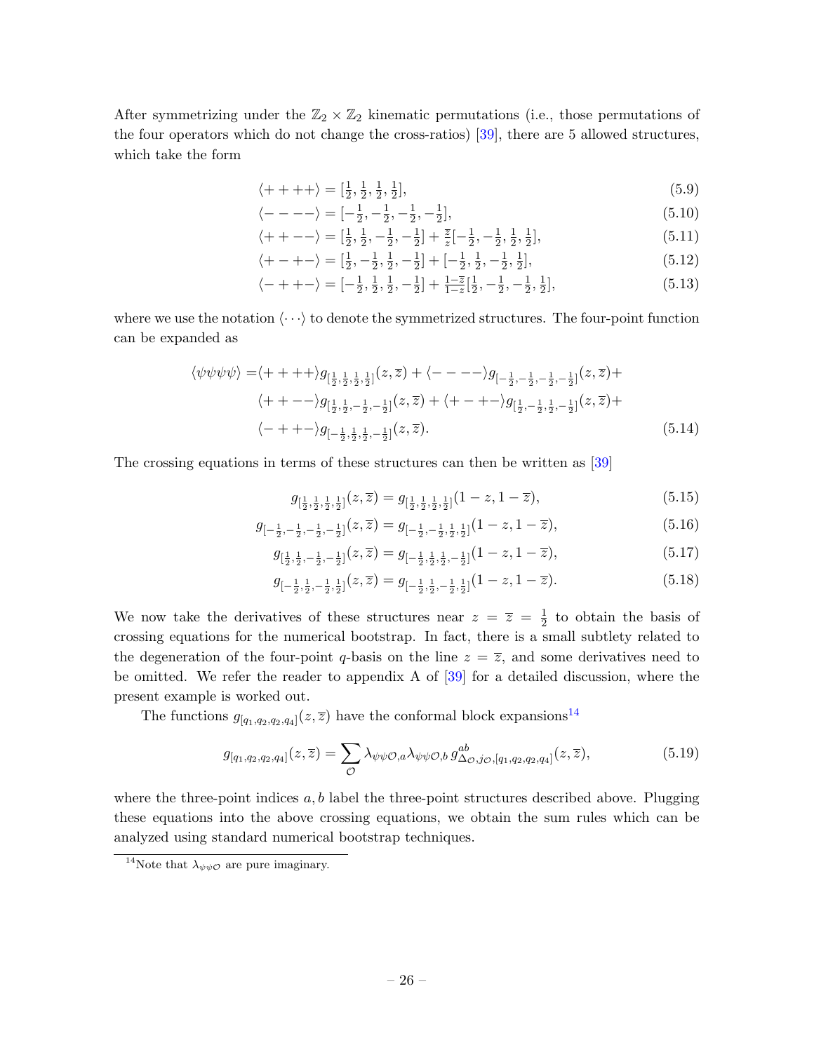After symmetrizing under the $\mathbb{Z}_2 \times \mathbb{Z}_2$ kinematic permutations (i.e., those permutations of the four operators which do not change the cross-ratios) [39], there are 5 allowed structures, which take the form

$$\langle ++++\rangle = [\tfrac{1}{2},\tfrac{1}{2},\tfrac{1}{2},\tfrac{1}{2}], \tag{5.9}$$

$$\langle ----\rangle = [-\tfrac{1}{2},-\tfrac{1}{2},-\tfrac{1}{2},-\tfrac{1}{2}], \tag{5.10}$$

$$\langle ++--\rangle = [\tfrac{1}{2},\tfrac{1}{2},-\tfrac{1}{2},-\tfrac{1}{2}] + \tfrac{\overline{z}}{z}[-\tfrac{1}{2},-\tfrac{1}{2},\tfrac{1}{2},\tfrac{1}{2}], \tag{5.11}$$

$$\langle +-+-\rangle = [\tfrac{1}{2},-\tfrac{1}{2},\tfrac{1}{2},-\tfrac{1}{2}] + [-\tfrac{1}{2},\tfrac{1}{2},-\tfrac{1}{2},\tfrac{1}{2}], \tag{5.12}$$

$$\langle -++-\rangle = [-\tfrac{1}{2},\tfrac{1}{2},\tfrac{1}{2},-\tfrac{1}{2}] + \tfrac{1-\overline{z}}{1-z}[\tfrac{1}{2},-\tfrac{1}{2},-\tfrac{1}{2},\tfrac{1}{2}], \tag{5.13}$$

where we use the notation $\langle\cdots\rangle$ to denote the symmetrized structures. The four-point function can be expanded as

$$\begin{aligned}\langle\psi\psi\psi\psi\rangle =& \langle ++++\rangle g_{[\frac{1}{2},\frac{1}{2},\frac{1}{2},\frac{1}{2}]}(z,\overline{z}) + \langle ----\rangle g_{[-\frac{1}{2},-\frac{1}{2},-\frac{1}{2},-\frac{1}{2}]}(z,\overline{z}) + \\ & \langle ++--\rangle g_{[\frac{1}{2},\frac{1}{2},-\frac{1}{2},-\frac{1}{2}]}(z,\overline{z}) + \langle +-+-\rangle g_{[\frac{1}{2},-\frac{1}{2},\frac{1}{2},-\frac{1}{2}]}(z,\overline{z}) + \\ & \langle -++-\rangle g_{[-\frac{1}{2},\frac{1}{2},\frac{1}{2},-\frac{1}{2}]}(z,\overline{z}).\end{aligned} \tag{5.14}$$

The crossing equations in terms of these structures can then be written as [39]

$$g_{[\frac{1}{2},\frac{1}{2},\frac{1}{2},\frac{1}{2}]}(z,\overline{z}) = g_{[\frac{1}{2},\frac{1}{2},\frac{1}{2},\frac{1}{2}]}(1-z,1-\overline{z}), \tag{5.15}$$

$$g_{[-\frac{1}{2},-\frac{1}{2},-\frac{1}{2},-\frac{1}{2}]}(z,\overline{z}) = g_{[-\frac{1}{2},-\frac{1}{2},\frac{1}{2},\frac{1}{2}]}(1-z,1-\overline{z}), \tag{5.16}$$

$$g_{[\frac{1}{2},\frac{1}{2},-\frac{1}{2},-\frac{1}{2}]}(z,\overline{z}) = g_{[-\frac{1}{2},\frac{1}{2},\frac{1}{2},-\frac{1}{2}]}(1-z,1-\overline{z}), \tag{5.17}$$

$$g_{[-\frac{1}{2},\frac{1}{2},-\frac{1}{2},\frac{1}{2}]}(z,\overline{z}) = g_{[-\frac{1}{2},\frac{1}{2},-\frac{1}{2},\frac{1}{2}]}(1-z,1-\overline{z}). \tag{5.18}$$

We now take the derivatives of these structures near $z = \overline{z} = \frac{1}{2}$ to obtain the basis of crossing equations for the numerical bootstrap. In fact, there is a small subtlety related to the degeneration of the four-point $q$-basis on the line $z = \overline{z}$, and some derivatives need to be omitted. We refer the reader to appendix A of [39] for a detailed discussion, where the present example is worked out.

The functions $g_{[q_1,q_2,q_2,q_4]}(z,\overline{z})$ have the conformal block expansions[14]

$$g_{[q_1,q_2,q_2,q_4]}(z,\overline{z}) = \sum_{\mathcal{O}} \lambda_{\psi\psi\mathcal{O},a}\lambda_{\psi\psi\mathcal{O},b}\, g^{ab}_{\Delta_{\mathcal{O}},j_{\mathcal{O}},[q_1,q_2,q_2,q_4]}(z,\overline{z}), \tag{5.19}$$

where the three-point indices $a, b$ label the three-point structures described above. Plugging these equations into the above crossing equations, we obtain the sum rules which can be analyzed using standard numerical bootstrap techniques.

[14] Note that $\lambda_{\psi\psi\mathcal{O}}$ are pure imaginary.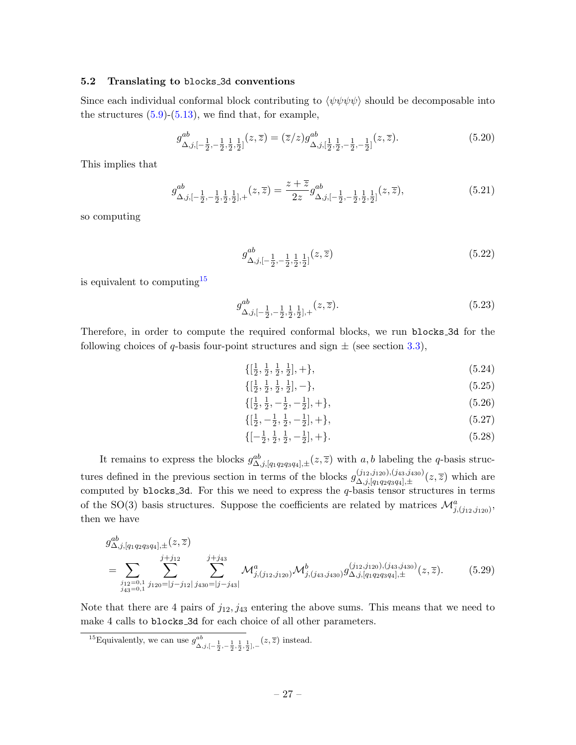### 5.2 Translating to blocks_3d conventions

Since each individual conformal block contributing to $\langle\psi\psi\psi\psi\rangle$ should be decomposable into the structures (5.9)-(5.13), we find that, for example,

$$g^{ab}_{\Delta,j,[-\frac{1}{2},-\frac{1}{2},\frac{1}{2},\frac{1}{2}]}(z,\overline{z}) = (\overline{z}/z) g^{ab}_{\Delta,j,[\frac{1}{2},\frac{1}{2},-\frac{1}{2},-\frac{1}{2}]}(z,\overline{z}). \tag{5.20}$$

This implies that

$$g^{ab}_{\Delta,j,[-\frac{1}{2},-\frac{1}{2},\frac{1}{2},\frac{1}{2}],+}(z,\overline{z}) = \frac{z+\overline{z}}{2z} g^{ab}_{\Delta,j,[-\frac{1}{2},-\frac{1}{2},\frac{1}{2},\frac{1}{2}]}(z,\overline{z}), \tag{5.21}$$

so computing

$$g^{ab}_{\Delta,j,[-\frac{1}{2},-\frac{1}{2},\frac{1}{2},\frac{1}{2}]}(z,\overline{z}) \tag{5.22}$$

is equivalent to computing[15]

$$g^{ab}_{\Delta,j,[-\frac{1}{2},-\frac{1}{2},\frac{1}{2},\frac{1}{2}],+}(z,\overline{z}). \tag{5.23}$$

Therefore, in order to compute the required conformal blocks, we run blocks_3d for the following choices of $q$-basis four-point structures and sign $\pm$ (see section 3.3),

$$\{[\tfrac{1}{2},\tfrac{1}{2},\tfrac{1}{2},\tfrac{1}{2}],+\}, \tag{5.24}$$

$$\{[\tfrac{1}{2},\tfrac{1}{2},\tfrac{1}{2},\tfrac{1}{2}],-\}, \tag{5.25}$$

$$\{[\tfrac{1}{2},\tfrac{1}{2},-\tfrac{1}{2},-\tfrac{1}{2}],+\}, \tag{5.26}$$

$$\{[\tfrac{1}{2},-\tfrac{1}{2},\tfrac{1}{2},-\tfrac{1}{2}],+\}, \tag{5.27}$$

$$\{[-\tfrac{1}{2},\tfrac{1}{2},\tfrac{1}{2},-\tfrac{1}{2}],+\}. \tag{5.28}$$

It remains to express the blocks $g^{ab}_{\Delta,j,[q_1q_2q_3q_4],\pm}(z,\overline{z})$ with $a,b$ labeling the $q$-basis structures defined in the previous section in terms of the blocks $g^{(j_{12},j_{120}),(j_{43},j_{430})}_{\Delta,j,[q_1q_2q_3q_4],\pm}(z,\overline{z})$ which are computed by blocks_3d. For this we need to express the $q$-basis tensor structures in terms of the SO(3) basis structures. Suppose the coefficients are related by matrices $\mathcal{M}^a_{j,(j_{12},j_{120})}$, then we have

$$g^{ab}_{\Delta,j,[q_1q_2q_3q_4],\pm}(z,\overline{z}) = \sum_{\substack{j_{12}=0,1\\ j_{43}=0,1}} \sum_{j_{120}=|j-j_{12}|}^{j+j_{12}} \sum_{j_{430}=|j-j_{43}|}^{j+j_{43}} \mathcal{M}^a_{j,(j_{12},j_{120})} \mathcal{M}^b_{j,(j_{43},j_{430})} g^{(j_{12},j_{120}),(j_{43},j_{430})}_{\Delta,j,[q_1q_2q_3q_4],\pm}(z,\overline{z}). \tag{5.29}$$

Note that there are 4 pairs of $j_{12}, j_{43}$ entering the above sums. This means that we need to make 4 calls to blocks_3d for each choice of all other parameters.

[15] Equivalently, we can use $g^{ab}_{\Delta,j,[-\frac{1}{2},-\frac{1}{2},\frac{1}{2},\frac{1}{2}],-}(z,\overline{z})$ instead.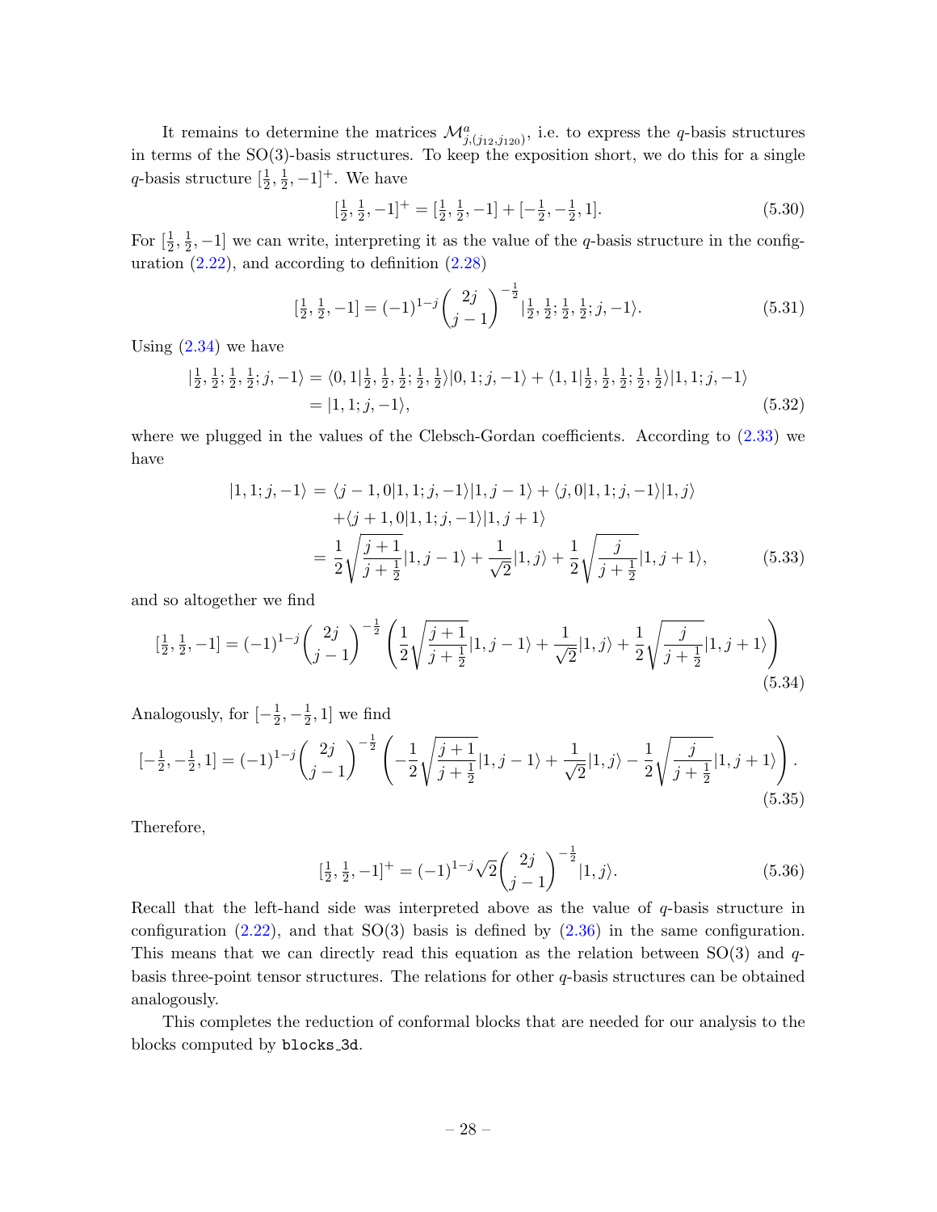It remains to determine the matrices $\mathcal{M}^a_{j,(j_{12},j_{120})}$, i.e. to express the $q$-basis structures in terms of the SO(3)-basis structures. To keep the exposition short, we do this for a single $q$-basis structure $[\frac{1}{2},\frac{1}{2},-1]^+$. We have

$$[\tfrac{1}{2},\tfrac{1}{2},-1]^+ = [\tfrac{1}{2},\tfrac{1}{2},-1] + [-\tfrac{1}{2},-\tfrac{1}{2},1]. \tag{5.30}$$

For $[\frac{1}{2},\frac{1}{2},-1]$ we can write, interpreting it as the value of the $q$-basis structure in the configuration (2.22), and according to definition (2.28)

$$[\tfrac{1}{2},\tfrac{1}{2},-1] = (-1)^{1-j}\binom{2j}{j-1}^{-\frac{1}{2}}|\tfrac{1}{2},\tfrac{1}{2};\tfrac{1}{2},\tfrac{1}{2};j,-1\rangle. \tag{5.31}$$

Using (2.34) we have

$$\begin{aligned}
|\tfrac{1}{2},\tfrac{1}{2};\tfrac{1}{2},\tfrac{1}{2};j,-1\rangle &= \langle 0,1|\tfrac{1}{2},\tfrac{1}{2};\tfrac{1}{2},\tfrac{1}{2}\rangle|0,1;j,-1\rangle + \langle 1,1|\tfrac{1}{2},\tfrac{1}{2};\tfrac{1}{2},\tfrac{1}{2}\rangle|1,1;j,-1\rangle \\
&= |1,1;j,-1\rangle,
\end{aligned} \tag{5.32}$$

where we plugged in the values of the Clebsch-Gordan coefficients. According to (2.33) we have

$$\begin{aligned}
|1,1;j,-1\rangle &= \langle j-1,0|1,1;j,-1\rangle|1,j-1\rangle + \langle j,0|1,1;j,-1\rangle|1,j\rangle \\
&\quad + \langle j+1,0|1,1;j,-1\rangle|1,j+1\rangle \\
&= \frac{1}{2}\sqrt{\frac{j+1}{j+\frac{1}{2}}}|1,j-1\rangle + \frac{1}{\sqrt{2}}|1,j\rangle + \frac{1}{2}\sqrt{\frac{j}{j+\frac{1}{2}}}|1,j+1\rangle,
\end{aligned} \tag{5.33}$$

and so altogether we find

$$[\tfrac{1}{2},\tfrac{1}{2},-1] = (-1)^{1-j}\binom{2j}{j-1}^{-\frac{1}{2}}\left(\frac{1}{2}\sqrt{\frac{j+1}{j+\frac{1}{2}}}|1,j-1\rangle + \frac{1}{\sqrt{2}}|1,j\rangle + \frac{1}{2}\sqrt{\frac{j}{j+\frac{1}{2}}}|1,j+1\rangle\right) \tag{5.34}$$

Analogously, for $[-\frac{1}{2},-\frac{1}{2},1]$ we find

$$[-\tfrac{1}{2},-\tfrac{1}{2},1] = (-1)^{1-j}\binom{2j}{j-1}^{-\frac{1}{2}}\left(-\frac{1}{2}\sqrt{\frac{j+1}{j+\frac{1}{2}}}|1,j-1\rangle + \frac{1}{\sqrt{2}}|1,j\rangle - \frac{1}{2}\sqrt{\frac{j}{j+\frac{1}{2}}}|1,j+1\rangle\right). \tag{5.35}$$

Therefore,

$$[\tfrac{1}{2},\tfrac{1}{2},-1]^+ = (-1)^{1-j}\sqrt{2}\binom{2j}{j-1}^{-\frac{1}{2}}|1,j\rangle. \tag{5.36}$$

Recall that the left-hand side was interpreted above as the value of $q$-basis structure in configuration (2.22), and that SO(3) basis is defined by (2.36) in the same configuration. This means that we can directly read this equation as the relation between SO(3) and $q$-basis three-point tensor structures. The relations for other $q$-basis structures can be obtained analogously.

This completes the reduction of conformal blocks that are needed for our analysis to the blocks computed by `blocks_3d`.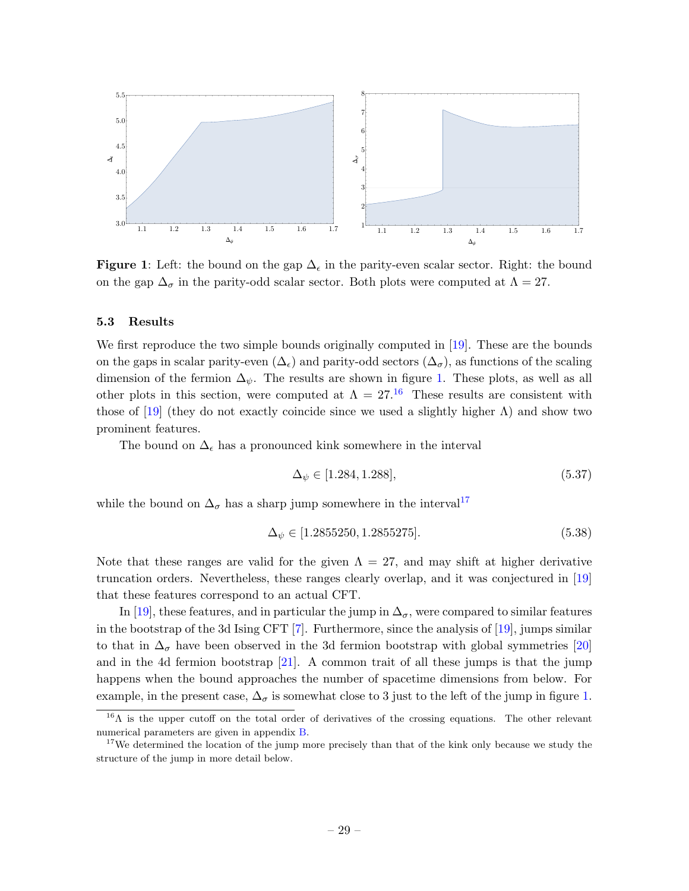**Figure 1**: Left: the bound on the gap $\Delta_\epsilon$ in the parity-even scalar sector. Right: the bound on the gap $\Delta_\sigma$ in the parity-odd scalar sector. Both plots were computed at $\Lambda = 27$.

### 5.3 Results

We first reproduce the two simple bounds originally computed in [19]. These are the bounds on the gaps in scalar parity-even ($\Delta_\epsilon$) and parity-odd sectors ($\Delta_\sigma$), as functions of the scaling dimension of the fermion $\Delta_\psi$. The results are shown in figure 1. These plots, as well as all other plots in this section, were computed at $\Lambda = 27$.[16] These results are consistent with those of [19] (they do not exactly coincide since we used a slightly higher $\Lambda$) and show two prominent features.

The bound on $\Delta_\epsilon$ has a pronounced kink somewhere in the interval

$$\Delta_\psi \in [1.284, 1.288], \tag{5.37}$$

while the bound on $\Delta_\sigma$ has a sharp jump somewhere in the interval[17]

$$\Delta_\psi \in [1.2855250, 1.2855275]. \tag{5.38}$$

Note that these ranges are valid for the given $\Lambda = 27$, and may shift at higher derivative truncation orders. Nevertheless, these ranges clearly overlap, and it was conjectured in [19] that these features correspond to an actual CFT.

In [19], these features, and in particular the jump in $\Delta_\sigma$, were compared to similar features in the bootstrap of the 3d Ising CFT [7]. Furthermore, since the analysis of [19], jumps similar to that in $\Delta_\sigma$ have been observed in the 3d fermion bootstrap with global symmetries [20] and in the 4d fermion bootstrap [21]. A common trait of all these jumps is that the jump happens when the bound approaches the number of spacetime dimensions from below. For example, in the present case, $\Delta_\sigma$ is somewhat close to 3 just to the left of the jump in figure 1.

[16] $\Lambda$ is the upper cutoff on the total order of derivatives of the crossing equations. The other relevant numerical parameters are given in appendix B.

[17] We determined the location of the jump more precisely than that of the kink only because we study the structure of the jump in more detail below.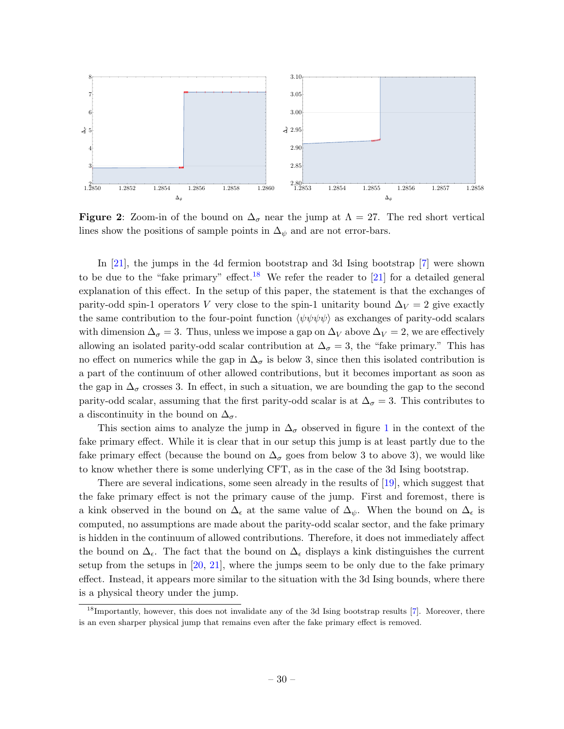**Figure 2**: Zoom-in of the bound on $\Delta_\sigma$ near the jump at $\Lambda = 27$. The red short vertical lines show the positions of sample points in $\Delta_\psi$ and are not error-bars.

In [21], the jumps in the 4d fermion bootstrap and 3d Ising bootstrap [7] were shown to be due to the "fake primary" effect.[18] We refer the reader to [21] for a detailed general explanation of this effect. In the setup of this paper, the statement is that the exchanges of parity-odd spin-1 operators $V$ very close to the spin-1 unitarity bound $\Delta_V = 2$ give exactly the same contribution to the four-point function $\langle\psi\psi\psi\psi\rangle$ as exchanges of parity-odd scalars with dimension $\Delta_\sigma = 3$. Thus, unless we impose a gap on $\Delta_V$ above $\Delta_V = 2$, we are effectively allowing an isolated parity-odd scalar contribution at $\Delta_\sigma = 3$, the "fake primary." This has no effect on numerics while the gap in $\Delta_\sigma$ is below 3, since then this isolated contribution is a part of the continuum of other allowed contributions, but it becomes important as soon as the gap in $\Delta_\sigma$ crosses 3. In effect, in such a situation, we are bounding the gap to the second parity-odd scalar, assuming that the first parity-odd scalar is at $\Delta_\sigma = 3$. This contributes to a discontinuity in the bound on $\Delta_\sigma$.

This section aims to analyze the jump in $\Delta_\sigma$ observed in figure 1 in the context of the fake primary effect. While it is clear that in our setup this jump is at least partly due to the fake primary effect (because the bound on $\Delta_\sigma$ goes from below 3 to above 3), we would like to know whether there is some underlying CFT, as in the case of the 3d Ising bootstrap.

There are several indications, some seen already in the results of [19], which suggest that the fake primary effect is not the primary cause of the jump. First and foremost, there is a kink observed in the bound on $\Delta_\epsilon$ at the same value of $\Delta_\psi$. When the bound on $\Delta_\epsilon$ is computed, no assumptions are made about the parity-odd scalar sector, and the fake primary is hidden in the continuum of allowed contributions. Therefore, it does not immediately affect the bound on $\Delta_\epsilon$. The fact that the bound on $\Delta_\epsilon$ displays a kink distinguishes the current setup from the setups in [20, 21], where the jumps seem to be only due to the fake primary effect. Instead, it appears more similar to the situation with the 3d Ising bounds, where there is a physical theory under the jump.

[18] Importantly, however, this does not invalidate any of the 3d Ising bootstrap results [7]. Moreover, there is an even sharper physical jump that remains even after the fake primary effect is removed.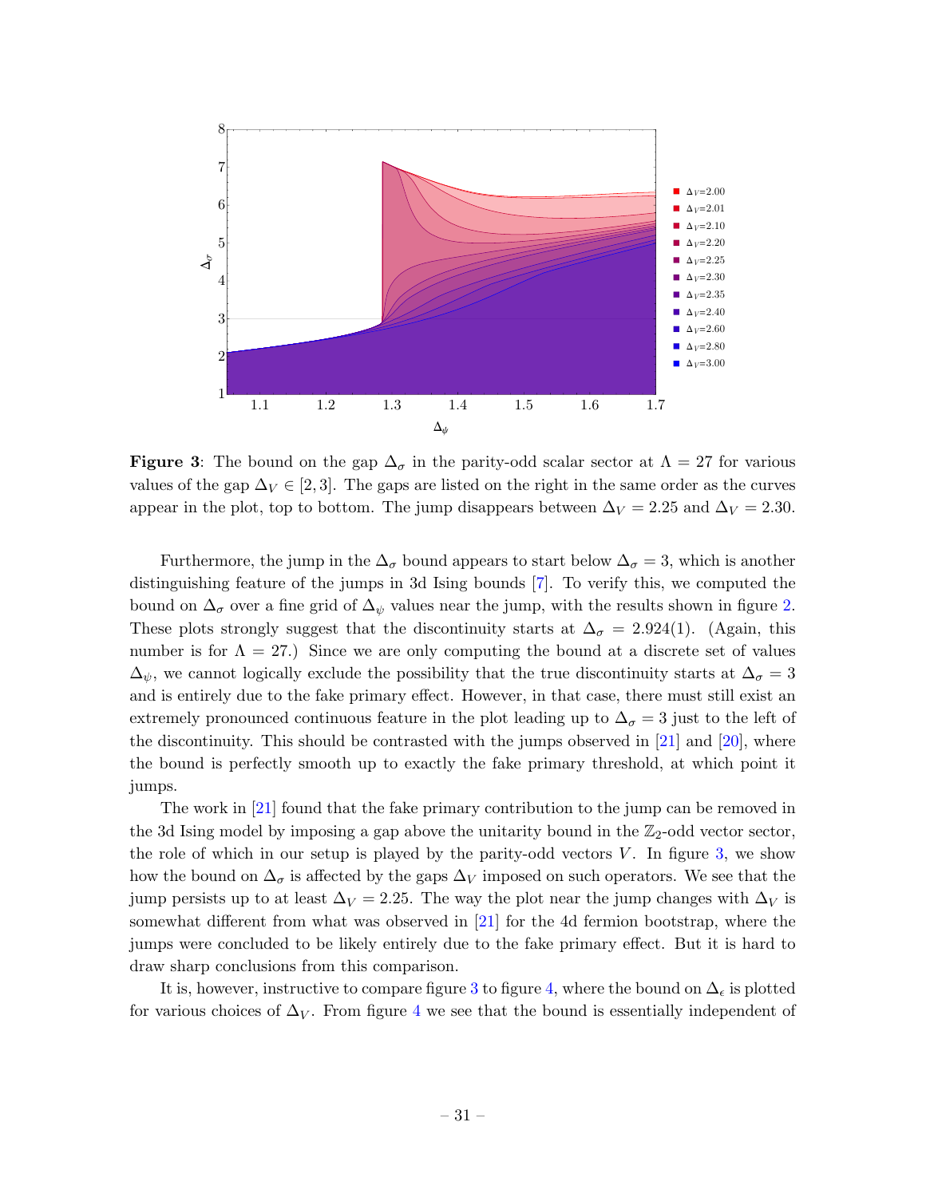**Figure 3**: The bound on the gap $\Delta_\sigma$ in the parity-odd scalar sector at $\Lambda = 27$ for various values of the gap $\Delta_V \in [2, 3]$. The gaps are listed on the right in the same order as the curves appear in the plot, top to bottom. The jump disappears between $\Delta_V = 2.25$ and $\Delta_V = 2.30$.

Furthermore, the jump in the $\Delta_\sigma$ bound appears to start below $\Delta_\sigma = 3$, which is another distinguishing feature of the jumps in 3d Ising bounds [7]. To verify this, we computed the bound on $\Delta_\sigma$ over a fine grid of $\Delta_\psi$ values near the jump, with the results shown in figure 2. These plots strongly suggest that the discontinuity starts at $\Delta_\sigma = 2.924(1)$. (Again, this number is for $\Lambda = 27$.) Since we are only computing the bound at a discrete set of values $\Delta_\psi$, we cannot logically exclude the possibility that the true discontinuity starts at $\Delta_\sigma = 3$ and is entirely due to the fake primary effect. However, in that case, there must still exist an extremely pronounced continuous feature in the plot leading up to $\Delta_\sigma = 3$ just to the left of the discontinuity. This should be contrasted with the jumps observed in [21] and [20], where the bound is perfectly smooth up to exactly the fake primary threshold, at which point it jumps.

The work in [21] found that the fake primary contribution to the jump can be removed in the 3d Ising model by imposing a gap above the unitarity bound in the $\mathbb{Z}_2$-odd vector sector, the role of which in our setup is played by the parity-odd vectors $V$. In figure 3, we show how the bound on $\Delta_\sigma$ is affected by the gaps $\Delta_V$ imposed on such operators. We see that the jump persists up to at least $\Delta_V = 2.25$. The way the plot near the jump changes with $\Delta_V$ is somewhat different from what was observed in [21] for the 4d fermion bootstrap, where the jumps were concluded to be likely entirely due to the fake primary effect. But it is hard to draw sharp conclusions from this comparison.

It is, however, instructive to compare figure 3 to figure 4, where the bound on $\Delta_\epsilon$ is plotted for various choices of $\Delta_V$. From figure 4 we see that the bound is essentially independent of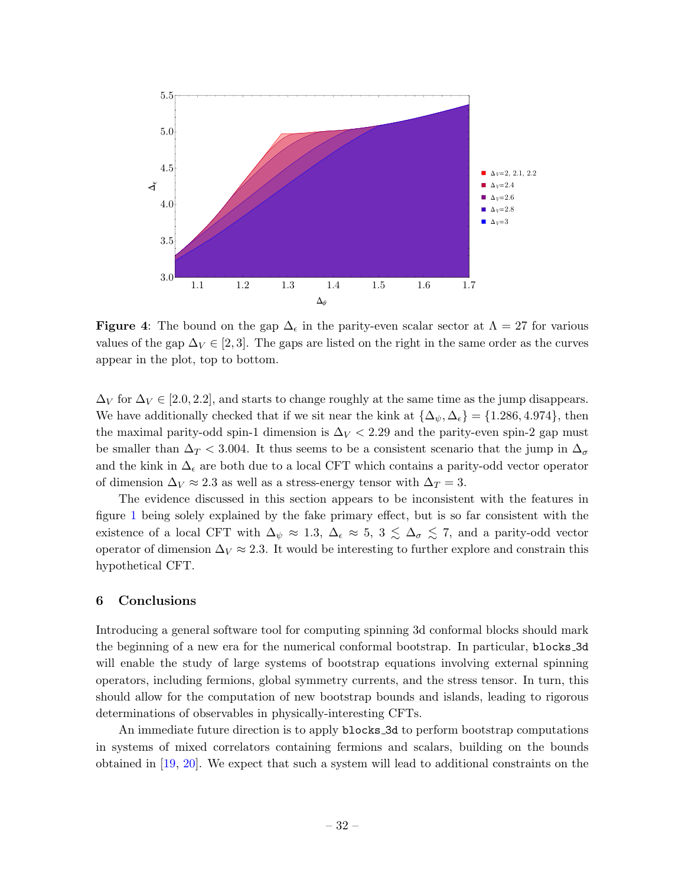**Figure 4**: The bound on the gap $\Delta_\epsilon$ in the parity-even scalar sector at $\Lambda = 27$ for various values of the gap $\Delta_V \in [2, 3]$. The gaps are listed on the right in the same order as the curves appear in the plot, top to bottom.

$\Delta_V$ for $\Delta_V \in [2.0, 2.2]$, and starts to change roughly at the same time as the jump disappears. We have additionally checked that if we sit near the kink at $\{\Delta_\psi, \Delta_\epsilon\} = \{1.286, 4.974\}$, then the maximal parity-odd spin-1 dimension is $\Delta_V < 2.29$ and the parity-even spin-2 gap must be smaller than $\Delta_T < 3.004$. It thus seems to be a consistent scenario that the jump in $\Delta_\sigma$ and the kink in $\Delta_\epsilon$ are both due to a local CFT which contains a parity-odd vector operator of dimension $\Delta_V \approx 2.3$ as well as a stress-energy tensor with $\Delta_T = 3$.

The evidence discussed in this section appears to be inconsistent with the features in figure 1 being solely explained by the fake primary effect, but is so far consistent with the existence of a local CFT with $\Delta_\psi \approx 1.3$, $\Delta_\epsilon \approx 5$, $3 \lesssim \Delta_\sigma \lesssim 7$, and a parity-odd vector operator of dimension $\Delta_V \approx 2.3$. It would be interesting to further explore and constrain this hypothetical CFT.

## 6 Conclusions

Introducing a general software tool for computing spinning 3d conformal blocks should mark the beginning of a new era for the numerical conformal bootstrap. In particular, `blocks_3d` will enable the study of large systems of bootstrap equations involving external spinning operators, including fermions, global symmetry currents, and the stress tensor. In turn, this should allow for the computation of new bootstrap bounds and islands, leading to rigorous determinations of observables in physically-interesting CFTs.

An immediate future direction is to apply `blocks_3d` to perform bootstrap computations in systems of mixed correlators containing fermions and scalars, building on the bounds obtained in [19, 20]. We expect that such a system will lead to additional constraints on the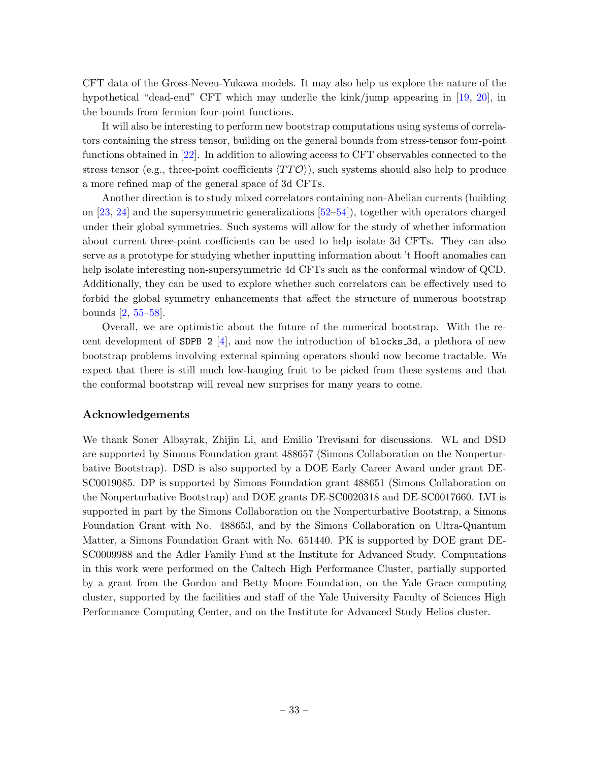CFT data of the Gross-Neveu-Yukawa models. It may also help us explore the nature of the hypothetical "dead-end" CFT which may underlie the kink/jump appearing in [19, 20], in the bounds from fermion four-point functions.

It will also be interesting to perform new bootstrap computations using systems of correlators containing the stress tensor, building on the general bounds from stress-tensor four-point functions obtained in [22]. In addition to allowing access to CFT observables connected to the stress tensor (e.g., three-point coefficients $\langle TT\mathcal{O}\rangle$), such systems should also help to produce a more refined map of the general space of 3d CFTs.

Another direction is to study mixed correlators containing non-Abelian currents (building on [23, 24] and the supersymmetric generalizations [52–54]), together with operators charged under their global symmetries. Such systems will allow for the study of whether information about current three-point coefficients can be used to help isolate 3d CFTs. They can also serve as a prototype for studying whether inputting information about 't Hooft anomalies can help isolate interesting non-supersymmetric 4d CFTs such as the conformal window of QCD. Additionally, they can be used to explore whether such correlators can be effectively used to forbid the global symmetry enhancements that affect the structure of numerous bootstrap bounds [2, 55–58].

Overall, we are optimistic about the future of the numerical bootstrap. With the recent development of `SDPB 2` [4], and now the introduction of `blocks_3d`, a plethora of new bootstrap problems involving external spinning operators should now become tractable. We expect that there is still much low-hanging fruit to be picked from these systems and that the conformal bootstrap will reveal new surprises for many years to come.

## Acknowledgements

We thank Soner Albayrak, Zhijin Li, and Emilio Trevisani for discussions. WL and DSD are supported by Simons Foundation grant 488657 (Simons Collaboration on the Nonperturbative Bootstrap). DSD is also supported by a DOE Early Career Award under grant DE-SC0019085. DP is supported by Simons Foundation grant 488651 (Simons Collaboration on the Nonperturbative Bootstrap) and DOE grants DE-SC0020318 and DE-SC0017660. LVI is supported in part by the Simons Collaboration on the Nonperturbative Bootstrap, a Simons Foundation Grant with No. 488653, and by the Simons Collaboration on Ultra-Quantum Matter, a Simons Foundation Grant with No. 651440. PK is supported by DOE grant DE-SC0009988 and the Adler Family Fund at the Institute for Advanced Study. Computations in this work were performed on the Caltech High Performance Cluster, partially supported by a grant from the Gordon and Betty Moore Foundation, on the Yale Grace computing cluster, supported by the facilities and staff of the Yale University Faculty of Sciences High Performance Computing Center, and on the Institute for Advanced Study Helios cluster.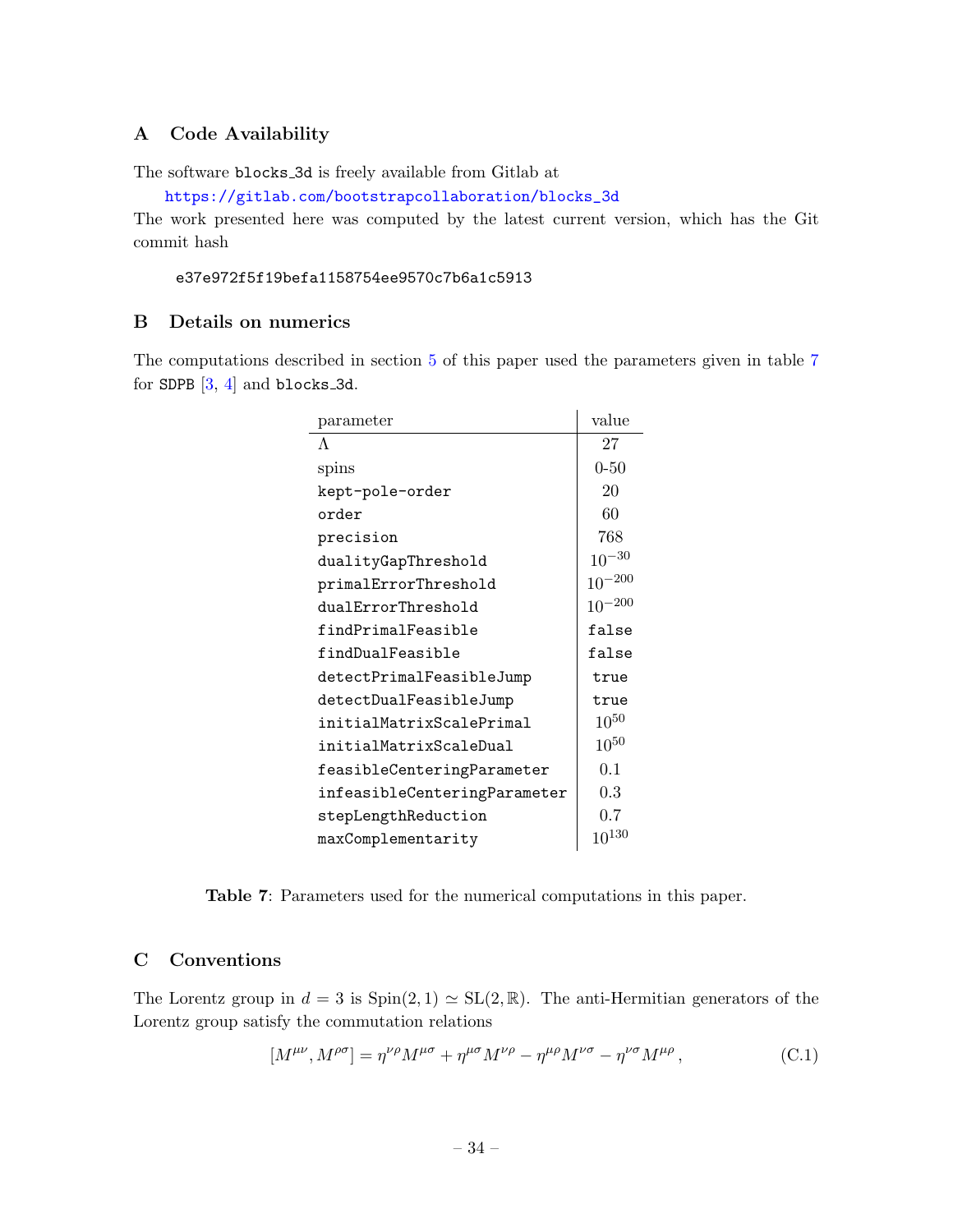## A Code Availability

The software blocks_3d is freely available from Gitlab at

https://gitlab.com/bootstrapcollaboration/blocks_3d

The work presented here was computed by the latest current version, which has the Git commit hash

```
e37e972f5f19befa1158754ee9570c7b6a1c5913
```

## B Details on numerics

The computations described in section 5 of this paper used the parameters given in table 7 for SDPB [3, 4] and blocks_3d.

| parameter | value |
|---|---|
| $\Lambda$ | 27 |
| spins | 0-50 |
| kept-pole-order | 20 |
| order | 60 |
| precision | 768 |
| dualityGapThreshold | $10^{-30}$ |
| primalErrorThreshold | $10^{-200}$ |
| dualErrorThreshold | $10^{-200}$ |
| findPrimalFeasible | false |
| findDualFeasible | false |
| detectPrimalFeasibleJump | true |
| detectDualFeasibleJump | true |
| initialMatrixScalePrimal | $10^{50}$ |
| initialMatrixScaleDual | $10^{50}$ |
| feasibleCenteringParameter | 0.1 |
| infeasibleCenteringParameter | 0.3 |
| stepLengthReduction | 0.7 |
| maxComplementarity | $10^{130}$ |

**Table 7**: Parameters used for the numerical computations in this paper.

## C Conventions

The Lorentz group in $d = 3$ is $\mathrm{Spin}(2,1) \simeq \mathrm{SL}(2,\mathbb{R})$. The anti-Hermitian generators of the Lorentz group satisfy the commutation relations

$$[M^{\mu\nu}, M^{\rho\sigma}] = \eta^{\nu\rho} M^{\mu\sigma} + \eta^{\mu\sigma} M^{\nu\rho} - \eta^{\mu\rho} M^{\nu\sigma} - \eta^{\nu\sigma} M^{\mu\rho}\,, \tag{C.1}$$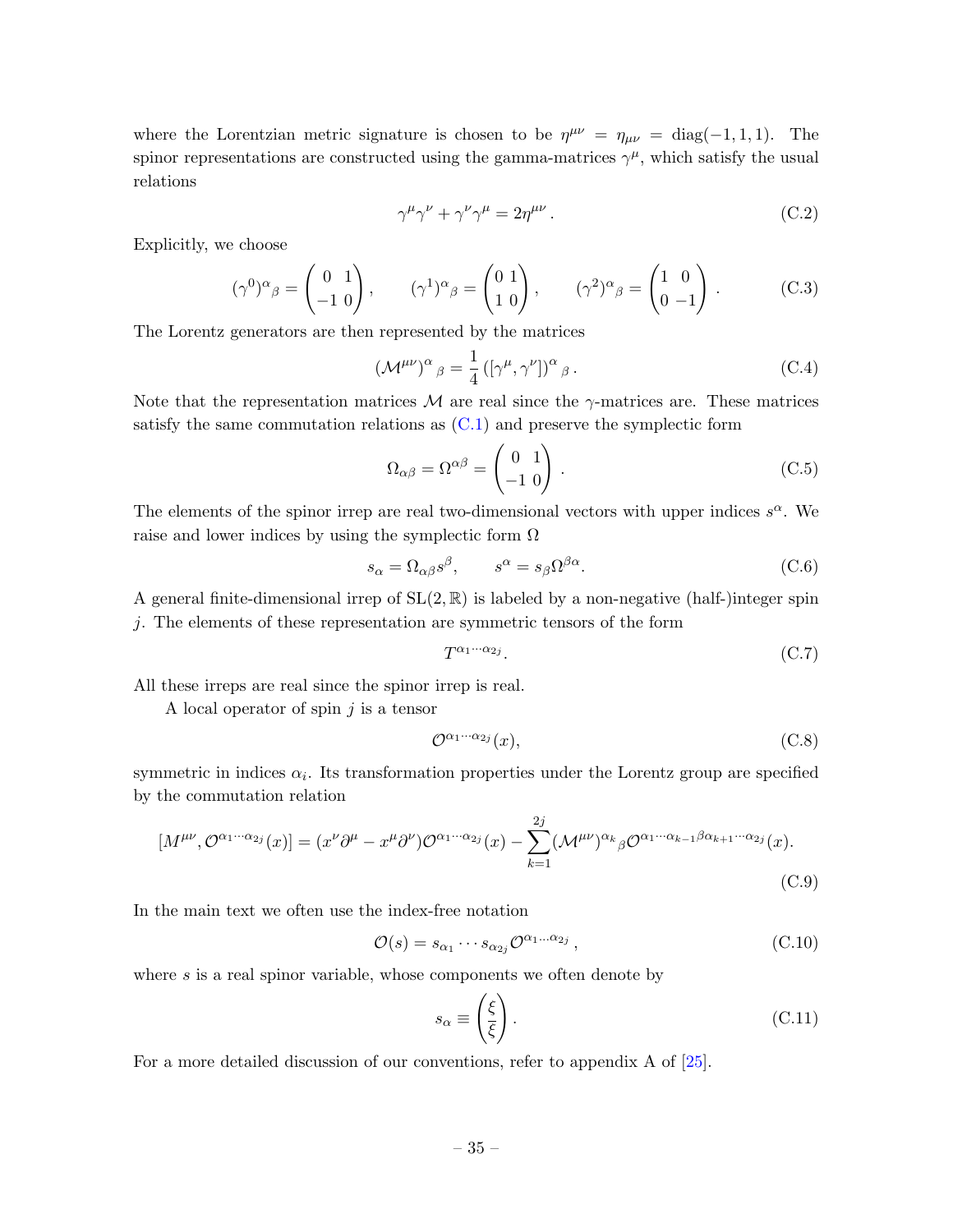where the Lorentzian metric signature is chosen to be $\eta^{\mu\nu} = \eta_{\mu\nu} = \text{diag}(-1, 1, 1)$. The spinor representations are constructed using the gamma-matrices $\gamma^\mu$, which satisfy the usual relations

$$\gamma^\mu \gamma^\nu + \gamma^\nu \gamma^\mu = 2\eta^{\mu\nu} \,. \tag{C.2}$$

Explicitly, we choose

$$(\gamma^0)^\alpha{}_\beta = \begin{pmatrix} 0 & 1 \\ -1 & 0 \end{pmatrix}, \qquad (\gamma^1)^\alpha{}_\beta = \begin{pmatrix} 0 & 1 \\ 1 & 0 \end{pmatrix}, \qquad (\gamma^2)^\alpha{}_\beta = \begin{pmatrix} 1 & 0 \\ 0 & -1 \end{pmatrix} \,. \tag{C.3}$$

The Lorentz generators are then represented by the matrices

$$(\mathcal{M}^{\mu\nu})^\alpha{}_\beta = \frac{1}{4} \left( [\gamma^\mu, \gamma^\nu] \right)^\alpha{}_\beta \,. \tag{C.4}$$

Note that the representation matrices $\mathcal{M}$ are real since the $\gamma$-matrices are. These matrices satisfy the same commutation relations as (C.1) and preserve the symplectic form

$$\Omega_{\alpha\beta} = \Omega^{\alpha\beta} = \begin{pmatrix} 0 & 1 \\ -1 & 0 \end{pmatrix} \,. \tag{C.5}$$

The elements of the spinor irrep are real two-dimensional vectors with upper indices $s^\alpha$. We raise and lower indices by using the symplectic form $\Omega$

$$s_\alpha = \Omega_{\alpha\beta} s^\beta, \qquad s^\alpha = s_\beta \Omega^{\beta\alpha}. \tag{C.6}$$

A general finite-dimensional irrep of $\text{SL}(2, \mathbb{R})$ is labeled by a non-negative (half-)integer spin $j$. The elements of these representation are symmetric tensors of the form

$$T^{\alpha_1 \cdots \alpha_{2j}}. \tag{C.7}$$

All these irreps are real since the spinor irrep is real.

A local operator of spin $j$ is a tensor

$$\mathcal{O}^{\alpha_1 \cdots \alpha_{2j}}(x), \tag{C.8}$$

symmetric in indices $\alpha_i$. Its transformation properties under the Lorentz group are specified by the commutation relation

$$[M^{\mu\nu}, \mathcal{O}^{\alpha_1 \cdots \alpha_{2j}}(x)] = (x^\nu \partial^\mu - x^\mu \partial^\nu) \mathcal{O}^{\alpha_1 \cdots \alpha_{2j}}(x) - \sum_{k=1}^{2j} (\mathcal{M}^{\mu\nu})^{\alpha_k}{}_\beta \mathcal{O}^{\alpha_1 \cdots \alpha_{k-1} \beta \alpha_{k+1} \cdots \alpha_{2j}}(x). \tag{C.9}$$

In the main text we often use the index-free notation

$$\mathcal{O}(s) = s_{\alpha_1} \cdots s_{\alpha_{2j}} \mathcal{O}^{\alpha_1 \ldots \alpha_{2j}} \,, \tag{C.10}$$

where $s$ is a real spinor variable, whose components we often denote by

$$s_\alpha \equiv \begin{pmatrix} \xi \\ \bar{\xi} \end{pmatrix} . \tag{C.11}$$

For a more detailed discussion of our conventions, refer to appendix A of [25].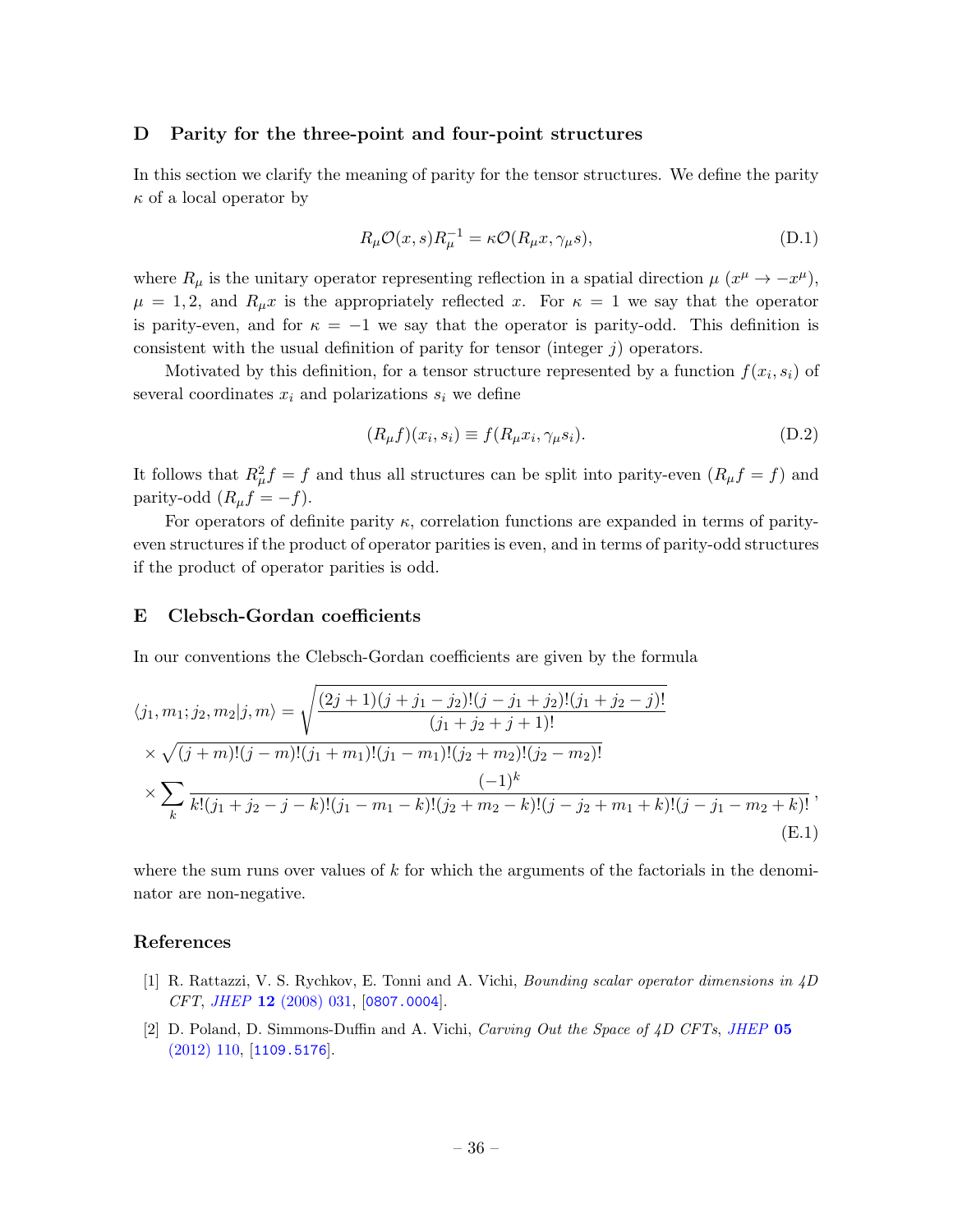## D Parity for the three-point and four-point structures

In this section we clarify the meaning of parity for the tensor structures. We define the parity $\kappa$ of a local operator by

$$R_\mu \mathcal{O}(x,s) R_\mu^{-1} = \kappa \mathcal{O}(R_\mu x, \gamma_\mu s), \tag{D.1}$$

where $R_\mu$ is the unitary operator representing reflection in a spatial direction $\mu$ ($x^\mu \to -x^\mu$), $\mu = 1, 2$, and $R_\mu x$ is the appropriately reflected $x$. For $\kappa = 1$ we say that the operator is parity-even, and for $\kappa = -1$ we say that the operator is parity-odd. This definition is consistent with the usual definition of parity for tensor (integer $j$) operators.

Motivated by this definition, for a tensor structure represented by a function $f(x_i, s_i)$ of several coordinates $x_i$ and polarizations $s_i$ we define

$$(R_\mu f)(x_i, s_i) \equiv f(R_\mu x_i, \gamma_\mu s_i). \tag{D.2}$$

It follows that $R_\mu^2 f = f$ and thus all structures can be split into parity-even ($R_\mu f = f$) and parity-odd ($R_\mu f = -f$).

For operators of definite parity $\kappa$, correlation functions are expanded in terms of parity-even structures if the product of operator parities is even, and in terms of parity-odd structures if the product of operator parities is odd.

## E Clebsch-Gordan coefficients

In our conventions the Clebsch-Gordan coefficients are given by the formula

$$\begin{aligned}
\langle j_1, m_1; j_2, m_2 | j, m\rangle &= \sqrt{\frac{(2j+1)(j+j_1-j_2)!(j-j_1+j_2)!(j_1+j_2-j)!}{(j_1+j_2+j+1)!}} \\
&\times \sqrt{(j+m)!(j-m)!(j_1+m_1)!(j_1-m_1)!(j_2+m_2)!(j_2-m_2)!} \\
&\times \sum_k \frac{(-1)^k}{k!(j_1+j_2-j-k)!(j_1-m_1-k)!(j_2+m_2-k)!(j-j_2+m_1+k)!(j-j_1-m_2+k)!},
\end{aligned} \tag{E.1}$$

where the sum runs over values of $k$ for which the arguments of the factorials in the denominator are non-negative.

## References

[1] R. Rattazzi, V. S. Rychkov, E. Tonni and A. Vichi, *Bounding scalar operator dimensions in 4D CFT*, *JHEP* **12** (2008) 031, [0807.0004].

[2] D. Poland, D. Simmons-Duffin and A. Vichi, *Carving Out the Space of 4D CFTs*, *JHEP* **05** (2012) 110, [1109.5176].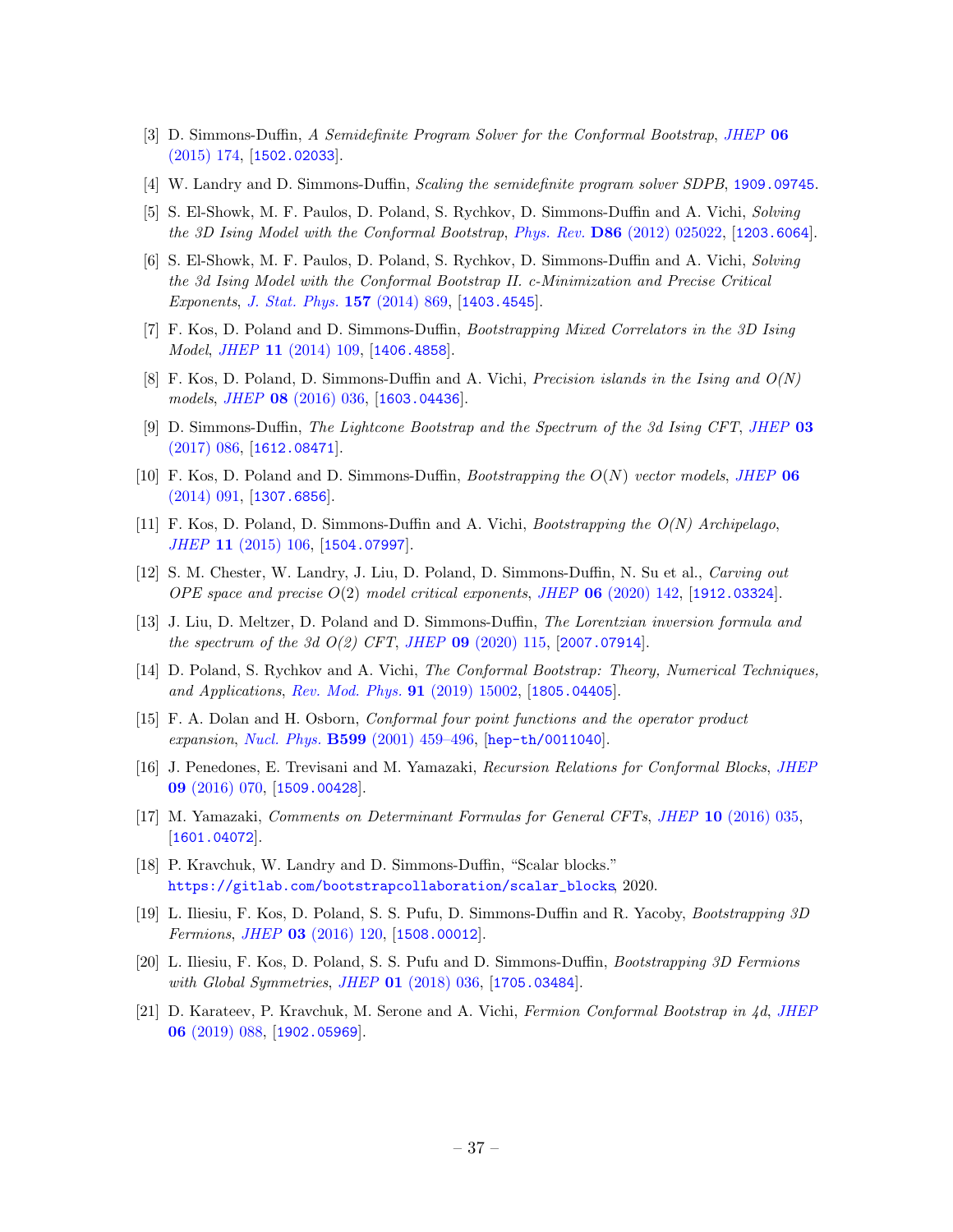- [3] D. Simmons-Duffin, *A Semidefinite Program Solver for the Conformal Bootstrap*, *JHEP* **06** (2015) 174, [1502.02033].
- [4] W. Landry and D. Simmons-Duffin, *Scaling the semidefinite program solver SDPB*, 1909.09745.
- [5] S. El-Showk, M. F. Paulos, D. Poland, S. Rychkov, D. Simmons-Duffin and A. Vichi, *Solving the 3D Ising Model with the Conformal Bootstrap*, *Phys. Rev.* **D86** (2012) 025022, [1203.6064].
- [6] S. El-Showk, M. F. Paulos, D. Poland, S. Rychkov, D. Simmons-Duffin and A. Vichi, *Solving the 3d Ising Model with the Conformal Bootstrap II. c-Minimization and Precise Critical Exponents*, *J. Stat. Phys.* **157** (2014) 869, [1403.4545].
- [7] F. Kos, D. Poland and D. Simmons-Duffin, *Bootstrapping Mixed Correlators in the 3D Ising Model*, *JHEP* **11** (2014) 109, [1406.4858].
- [8] F. Kos, D. Poland, D. Simmons-Duffin and A. Vichi, *Precision islands in the Ising and O(N) models*, *JHEP* **08** (2016) 036, [1603.04436].
- [9] D. Simmons-Duffin, *The Lightcone Bootstrap and the Spectrum of the 3d Ising CFT*, *JHEP* **03** (2017) 086, [1612.08471].
- [10] F. Kos, D. Poland and D. Simmons-Duffin, *Bootstrapping the $O(N)$ vector models*, *JHEP* **06** (2014) 091, [1307.6856].
- [11] F. Kos, D. Poland, D. Simmons-Duffin and A. Vichi, *Bootstrapping the O(N) Archipelago*, *JHEP* **11** (2015) 106, [1504.07997].
- [12] S. M. Chester, W. Landry, J. Liu, D. Poland, D. Simmons-Duffin, N. Su et al., *Carving out OPE space and precise $O(2)$ model critical exponents*, *JHEP* **06** (2020) 142, [1912.03324].
- [13] J. Liu, D. Meltzer, D. Poland and D. Simmons-Duffin, *The Lorentzian inversion formula and the spectrum of the 3d O(2) CFT*, *JHEP* **09** (2020) 115, [2007.07914].
- [14] D. Poland, S. Rychkov and A. Vichi, *The Conformal Bootstrap: Theory, Numerical Techniques, and Applications*, *Rev. Mod. Phys.* **91** (2019) 15002, [1805.04405].
- [15] F. A. Dolan and H. Osborn, *Conformal four point functions and the operator product expansion*, *Nucl. Phys.* **B599** (2001) 459–496, [hep-th/0011040].
- [16] J. Penedones, E. Trevisani and M. Yamazaki, *Recursion Relations for Conformal Blocks*, *JHEP* **09** (2016) 070, [1509.00428].
- [17] M. Yamazaki, *Comments on Determinant Formulas for General CFTs*, *JHEP* **10** (2016) 035, [1601.04072].
- [18] P. Kravchuk, W. Landry and D. Simmons-Duffin, "Scalar blocks." https://gitlab.com/bootstrapcollaboration/scalar_blocks, 2020.
- [19] L. Iliesiu, F. Kos, D. Poland, S. S. Pufu, D. Simmons-Duffin and R. Yacoby, *Bootstrapping 3D Fermions*, *JHEP* **03** (2016) 120, [1508.00012].
- [20] L. Iliesiu, F. Kos, D. Poland, S. S. Pufu and D. Simmons-Duffin, *Bootstrapping 3D Fermions with Global Symmetries*, *JHEP* **01** (2018) 036, [1705.03484].
- [21] D. Karateev, P. Kravchuk, M. Serone and A. Vichi, *Fermion Conformal Bootstrap in 4d*, *JHEP* **06** (2019) 088, [1902.05969].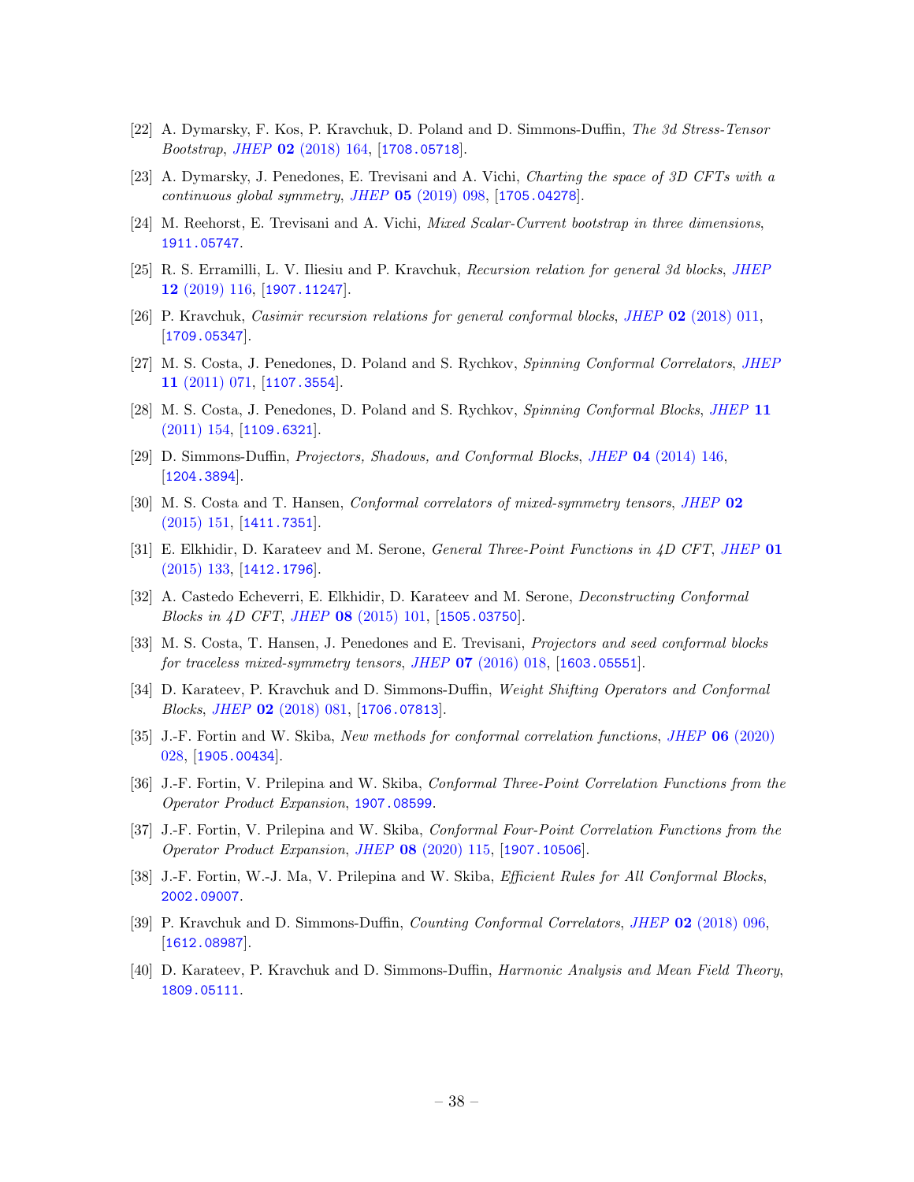[22] A. Dymarsky, F. Kos, P. Kravchuk, D. Poland and D. Simmons-Duffin, *The 3d Stress-Tensor Bootstrap*, *JHEP* **02** (2018) 164, [1708.05718].

[23] A. Dymarsky, J. Penedones, E. Trevisani and A. Vichi, *Charting the space of 3D CFTs with a continuous global symmetry*, *JHEP* **05** (2019) 098, [1705.04278].

[24] M. Reehorst, E. Trevisani and A. Vichi, *Mixed Scalar-Current bootstrap in three dimensions*, 1911.05747.

[25] R. S. Erramilli, L. V. Iliesiu and P. Kravchuk, *Recursion relation for general 3d blocks*, *JHEP* **12** (2019) 116, [1907.11247].

[26] P. Kravchuk, *Casimir recursion relations for general conformal blocks*, *JHEP* **02** (2018) 011, [1709.05347].

[27] M. S. Costa, J. Penedones, D. Poland and S. Rychkov, *Spinning Conformal Correlators*, *JHEP* **11** (2011) 071, [1107.3554].

[28] M. S. Costa, J. Penedones, D. Poland and S. Rychkov, *Spinning Conformal Blocks*, *JHEP* **11** (2011) 154, [1109.6321].

[29] D. Simmons-Duffin, *Projectors, Shadows, and Conformal Blocks*, *JHEP* **04** (2014) 146, [1204.3894].

[30] M. S. Costa and T. Hansen, *Conformal correlators of mixed-symmetry tensors*, *JHEP* **02** (2015) 151, [1411.7351].

[31] E. Elkhidir, D. Karateev and M. Serone, *General Three-Point Functions in 4D CFT*, *JHEP* **01** (2015) 133, [1412.1796].

[32] A. Castedo Echeverri, E. Elkhidir, D. Karateev and M. Serone, *Deconstructing Conformal Blocks in 4D CFT*, *JHEP* **08** (2015) 101, [1505.03750].

[33] M. S. Costa, T. Hansen, J. Penedones and E. Trevisani, *Projectors and seed conformal blocks for traceless mixed-symmetry tensors*, *JHEP* **07** (2016) 018, [1603.05551].

[34] D. Karateev, P. Kravchuk and D. Simmons-Duffin, *Weight Shifting Operators and Conformal Blocks*, *JHEP* **02** (2018) 081, [1706.07813].

[35] J.-F. Fortin and W. Skiba, *New methods for conformal correlation functions*, *JHEP* **06** (2020) 028, [1905.00434].

[36] J.-F. Fortin, V. Prilepina and W. Skiba, *Conformal Three-Point Correlation Functions from the Operator Product Expansion*, 1907.08599.

[37] J.-F. Fortin, V. Prilepina and W. Skiba, *Conformal Four-Point Correlation Functions from the Operator Product Expansion*, *JHEP* **08** (2020) 115, [1907.10506].

[38] J.-F. Fortin, W.-J. Ma, V. Prilepina and W. Skiba, *Efficient Rules for All Conformal Blocks*, 2002.09007.

[39] P. Kravchuk and D. Simmons-Duffin, *Counting Conformal Correlators*, *JHEP* **02** (2018) 096, [1612.08987].

[40] D. Karateev, P. Kravchuk and D. Simmons-Duffin, *Harmonic Analysis and Mean Field Theory*, 1809.05111.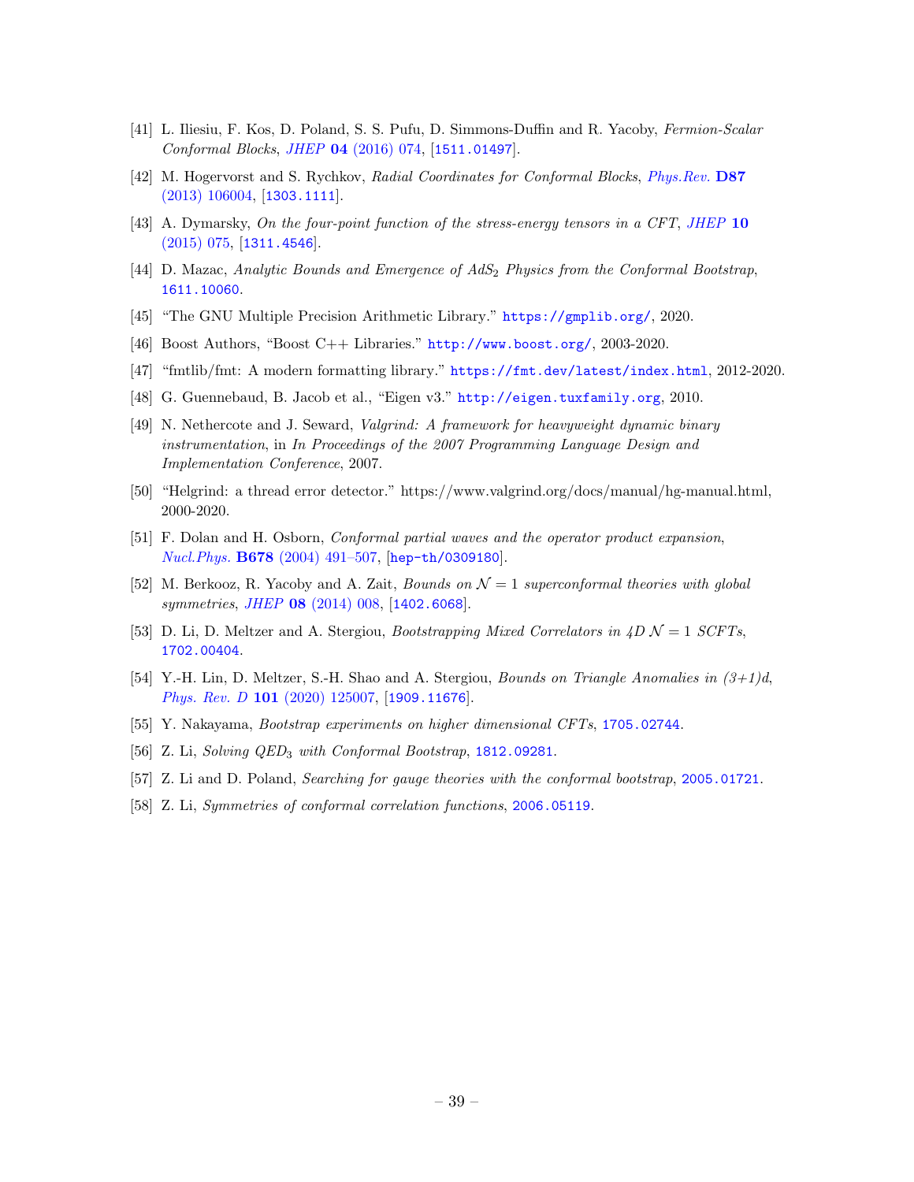[41] L. Iliesiu, F. Kos, D. Poland, S. S. Pufu, D. Simmons-Duffin and R. Yacoby, *Fermion-Scalar Conformal Blocks*, *JHEP* **04** (2016) 074, [1511.01497].

[42] M. Hogervorst and S. Rychkov, *Radial Coordinates for Conformal Blocks*, *Phys.Rev.* **D87** (2013) 106004, [1303.1111].

[43] A. Dymarsky, *On the four-point function of the stress-energy tensors in a CFT*, *JHEP* **10** (2015) 075, [1311.4546].

[44] D. Mazac, *Analytic Bounds and Emergence of $AdS_2$ Physics from the Conformal Bootstrap*, 1611.10060.

[45] "The GNU Multiple Precision Arithmetic Library." https://gmplib.org/, 2020.

[46] Boost Authors, "Boost C++ Libraries." http://www.boost.org/, 2003-2020.

[47] "fmtlib/fmt: A modern formatting library." https://fmt.dev/latest/index.html, 2012-2020.

[48] G. Guennebaud, B. Jacob et al., "Eigen v3." http://eigen.tuxfamily.org, 2010.

[49] N. Nethercote and J. Seward, *Valgrind: A framework for heavyweight dynamic binary instrumentation*, in *In Proceedings of the 2007 Programming Language Design and Implementation Conference*, 2007.

[50] "Helgrind: a thread error detector." https://www.valgrind.org/docs/manual/hg-manual.html, 2000-2020.

[51] F. Dolan and H. Osborn, *Conformal partial waves and the operator product expansion*, *Nucl.Phys.* **B678** (2004) 491–507, [hep-th/0309180].

[52] M. Berkooz, R. Yacoby and A. Zait, *Bounds on $\mathcal{N} = 1$ superconformal theories with global symmetries*, *JHEP* **08** (2014) 008, [1402.6068].

[53] D. Li, D. Meltzer and A. Stergiou, *Bootstrapping Mixed Correlators in 4D $\mathcal{N} = 1$ SCFTs*, 1702.00404.

[54] Y.-H. Lin, D. Meltzer, S.-H. Shao and A. Stergiou, *Bounds on Triangle Anomalies in (3+1)d*, *Phys. Rev. D* **101** (2020) 125007, [1909.11676].

[55] Y. Nakayama, *Bootstrap experiments on higher dimensional CFTs*, 1705.02744.

[56] Z. Li, *Solving $QED_3$ with Conformal Bootstrap*, 1812.09281.

[57] Z. Li and D. Poland, *Searching for gauge theories with the conformal bootstrap*, 2005.01721.

[58] Z. Li, *Symmetries of conformal correlation functions*, 2006.05119.